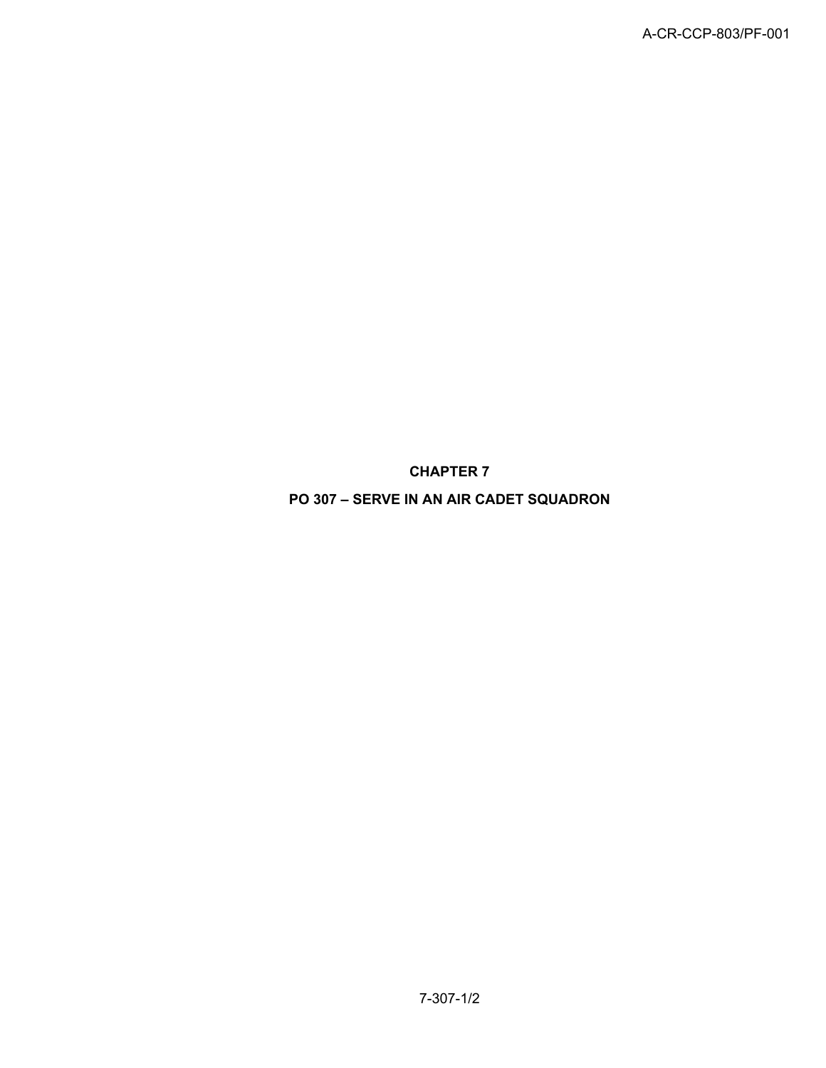# CHAPTER 7

# PO 307 – SERVE IN AN AIR CADET SQUADRON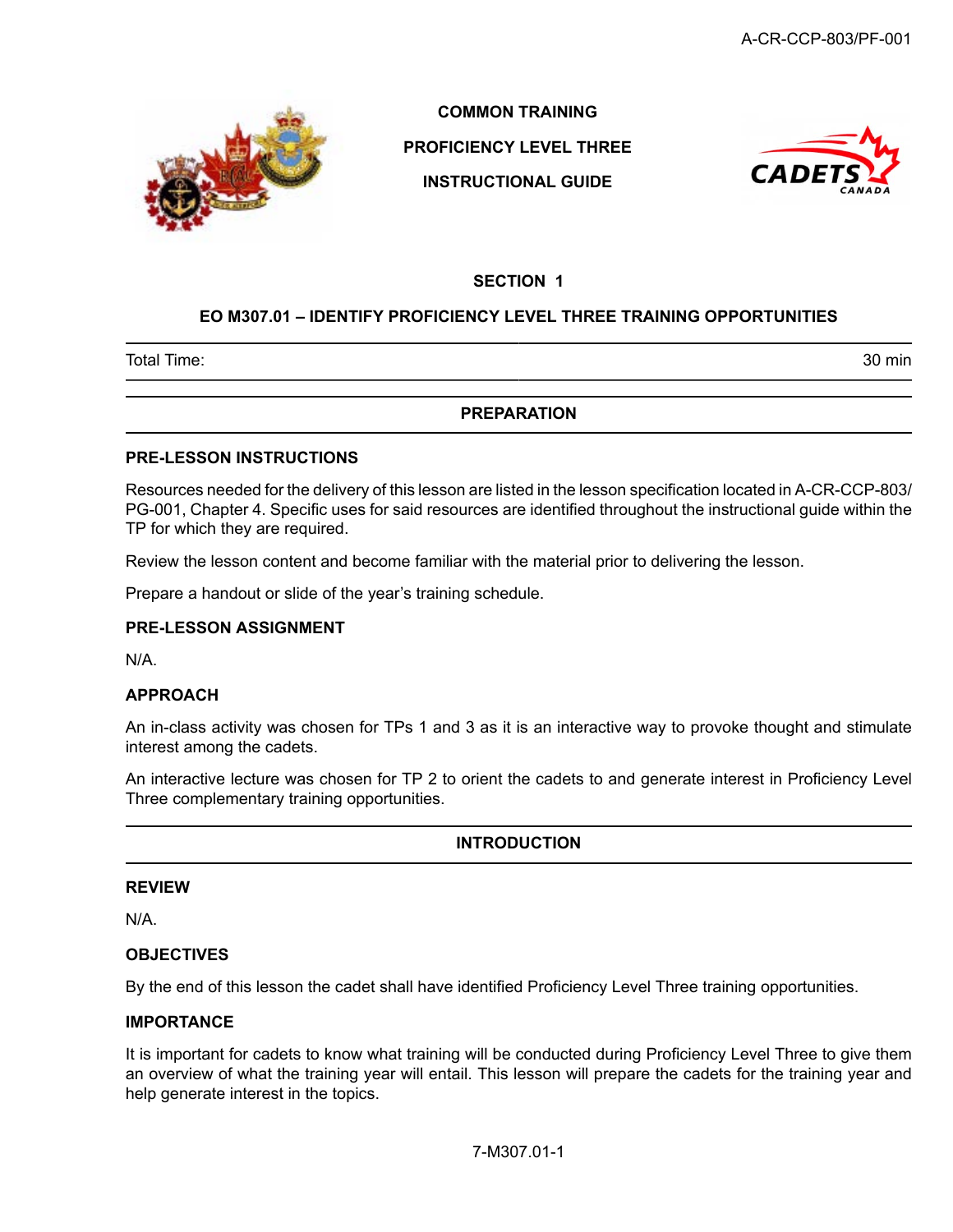**COMMON TRAINING**

**PROFICIENCY LEVEL THREE**

**INSTRUCTIONAL GUIDE**

## SECTION 1

## EO M307.01 – IDENTIFY PROFICIENCY LEVEL THREE TRAINING OPPORTUNITIES

| | |
|---|---|
| Total Time: | 30 min |

## PREPARATION

### PRE-LESSON INSTRUCTIONS

Resources needed for the delivery of this lesson are listed in the lesson specification located in A-CR-CCP-803/PG-001, Chapter 4. Specific uses for said resources are identified throughout the instructional guide within the TP for which they are required.

Review the lesson content and become familiar with the material prior to delivering the lesson.

Prepare a handout or slide of the year's training schedule.

### PRE-LESSON ASSIGNMENT

N/A.

### APPROACH

An in-class activity was chosen for TPs 1 and 3 as it is an interactive way to provoke thought and stimulate interest among the cadets.

An interactive lecture was chosen for TP 2 to orient the cadets to and generate interest in Proficiency Level Three complementary training opportunities.

## INTRODUCTION

### REVIEW

N/A.

### OBJECTIVES

By the end of this lesson the cadet shall have identified Proficiency Level Three training opportunities.

### IMPORTANCE

It is important for cadets to know what training will be conducted during Proficiency Level Three to give them an overview of what the training year will entail. This lesson will prepare the cadets for the training year and help generate interest in the topics.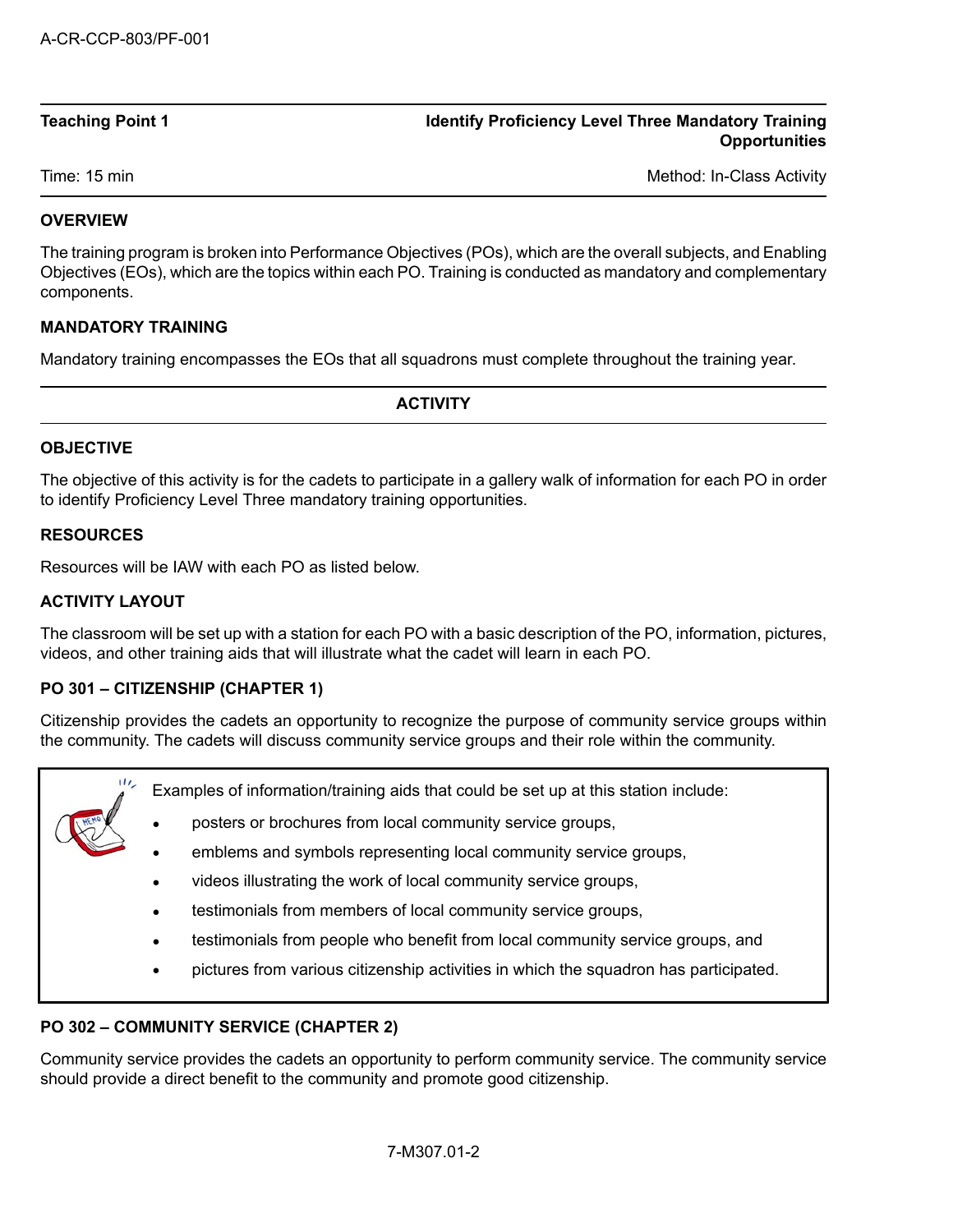**Teaching Point 1** **Identify Proficiency Level Three Mandatory Training Opportunities**

Time: 15 min Method: In-Class Activity

**OVERVIEW**

The training program is broken into Performance Objectives (POs), which are the overall subjects, and Enabling Objectives (EOs), which are the topics within each PO. Training is conducted as mandatory and complementary components.

**MANDATORY TRAINING**

Mandatory training encompasses the EOs that all squadrons must complete throughout the training year.

**ACTIVITY**

**OBJECTIVE**

The objective of this activity is for the cadets to participate in a gallery walk of information for each PO in order to identify Proficiency Level Three mandatory training opportunities.

**RESOURCES**

Resources will be IAW with each PO as listed below.

**ACTIVITY LAYOUT**

The classroom will be set up with a station for each PO with a basic description of the PO, information, pictures, videos, and other training aids that will illustrate what the cadet will learn in each PO.

**PO 301 – CITIZENSHIP (CHAPTER 1)**

Citizenship provides the cadets an opportunity to recognize the purpose of community service groups within the community. The cadets will discuss community service groups and their role within the community.

Examples of information/training aids that could be set up at this station include:

- posters or brochures from local community service groups,
- emblems and symbols representing local community service groups,
- videos illustrating the work of local community service groups,
- testimonials from members of local community service groups,
- testimonials from people who benefit from local community service groups, and
- pictures from various citizenship activities in which the squadron has participated.

**PO 302 – COMMUNITY SERVICE (CHAPTER 2)**

Community service provides the cadets an opportunity to perform community service. The community service should provide a direct benefit to the community and promote good citizenship.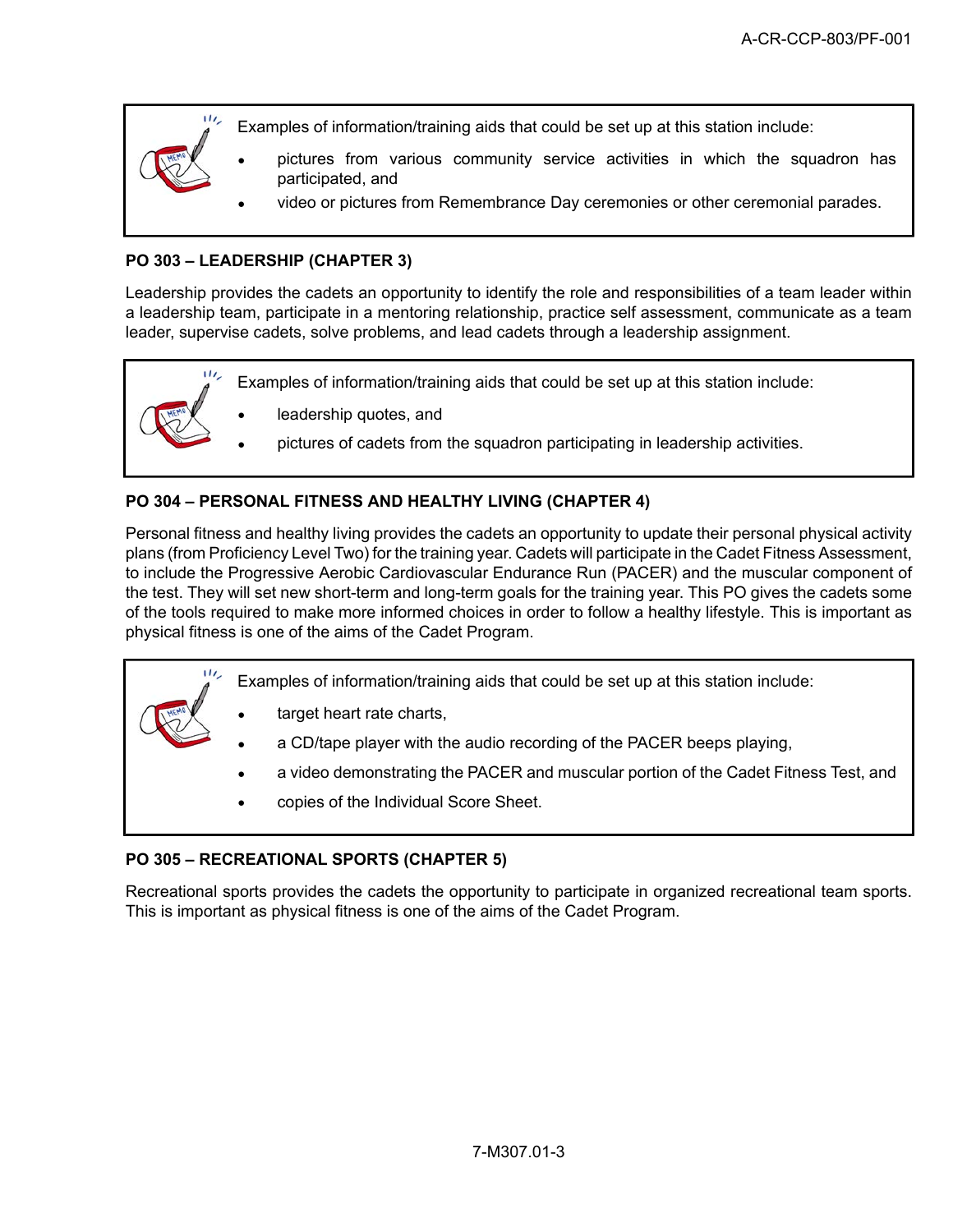Examples of information/training aids that could be set up at this station include:

- pictures from various community service activities in which the squadron has participated, and
- video or pictures from Remembrance Day ceremonies or other ceremonial parades.

### PO 303 – LEADERSHIP (CHAPTER 3)

Leadership provides the cadets an opportunity to identify the role and responsibilities of a team leader within a leadership team, participate in a mentoring relationship, practice self assessment, communicate as a team leader, supervise cadets, solve problems, and lead cadets through a leadership assignment.

Examples of information/training aids that could be set up at this station include:

- leadership quotes, and
- pictures of cadets from the squadron participating in leadership activities.

### PO 304 – PERSONAL FITNESS AND HEALTHY LIVING (CHAPTER 4)

Personal fitness and healthy living provides the cadets an opportunity to update their personal physical activity plans (from Proficiency Level Two) for the training year. Cadets will participate in the Cadet Fitness Assessment, to include the Progressive Aerobic Cardiovascular Endurance Run (PACER) and the muscular component of the test. They will set new short-term and long-term goals for the training year. This PO gives the cadets some of the tools required to make more informed choices in order to follow a healthy lifestyle. This is important as physical fitness is one of the aims of the Cadet Program.

Examples of information/training aids that could be set up at this station include:

- target heart rate charts,
- a CD/tape player with the audio recording of the PACER beeps playing,
- a video demonstrating the PACER and muscular portion of the Cadet Fitness Test, and
- copies of the Individual Score Sheet.

### PO 305 – RECREATIONAL SPORTS (CHAPTER 5)

Recreational sports provides the cadets the opportunity to participate in organized recreational team sports. This is important as physical fitness is one of the aims of the Cadet Program.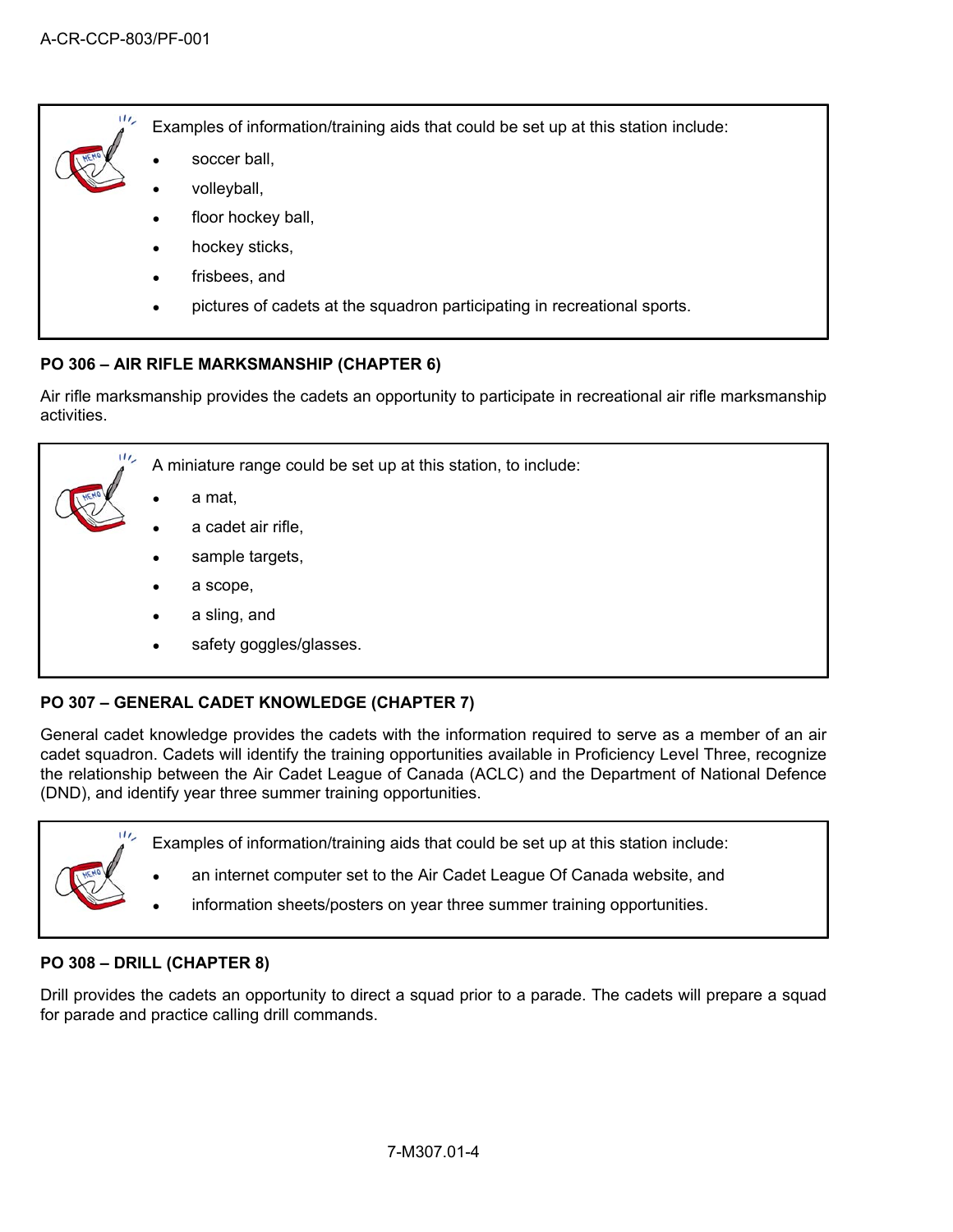Examples of information/training aids that could be set up at this station include:

- soccer ball,
- volleyball,
- floor hockey ball,
- hockey sticks,
- frisbees, and
- pictures of cadets at the squadron participating in recreational sports.

**PO 306 – AIR RIFLE MARKSMANSHIP (CHAPTER 6)**

Air rifle marksmanship provides the cadets an opportunity to participate in recreational air rifle marksmanship activities.

A miniature range could be set up at this station, to include:

- a mat,
- a cadet air rifle,
- sample targets,
- a scope,
- a sling, and
- safety goggles/glasses.

**PO 307 – GENERAL CADET KNOWLEDGE (CHAPTER 7)**

General cadet knowledge provides the cadets with the information required to serve as a member of an air cadet squadron. Cadets will identify the training opportunities available in Proficiency Level Three, recognize the relationship between the Air Cadet League of Canada (ACLC) and the Department of National Defence (DND), and identify year three summer training opportunities.

Examples of information/training aids that could be set up at this station include:

- an internet computer set to the Air Cadet League Of Canada website, and
- information sheets/posters on year three summer training opportunities.

**PO 308 – DRILL (CHAPTER 8)**

Drill provides the cadets an opportunity to direct a squad prior to a parade. The cadets will prepare a squad for parade and practice calling drill commands.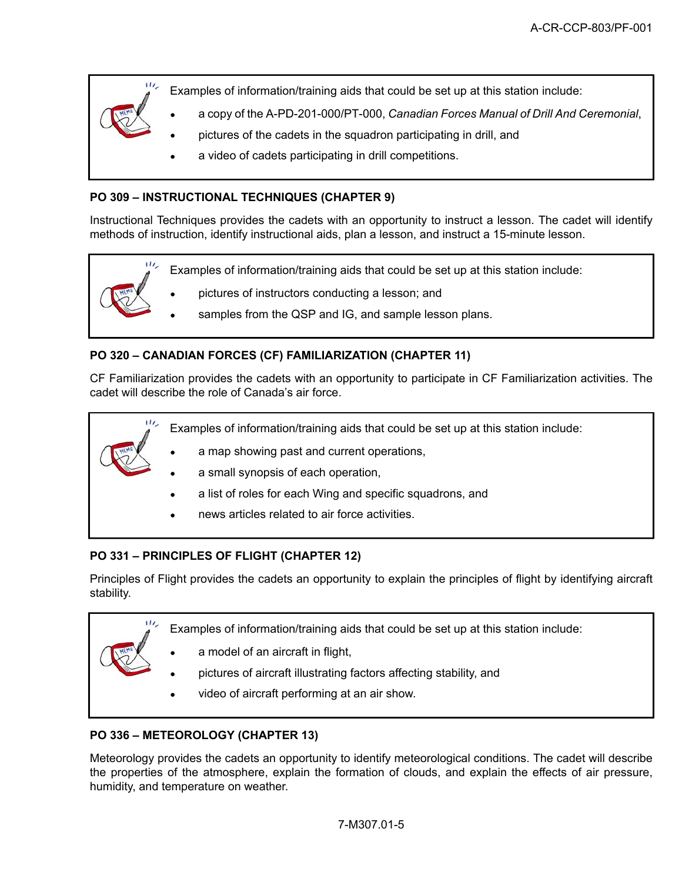Examples of information/training aids that could be set up at this station include:

- a copy of the A-PD-201-000/PT-000, *Canadian Forces Manual of Drill And Ceremonial*,
- pictures of the cadets in the squadron participating in drill, and
- a video of cadets participating in drill competitions.

**PO 309 – INSTRUCTIONAL TECHNIQUES (CHAPTER 9)**

Instructional Techniques provides the cadets with an opportunity to instruct a lesson. The cadet will identify methods of instruction, identify instructional aids, plan a lesson, and instruct a 15-minute lesson.

Examples of information/training aids that could be set up at this station include:

- pictures of instructors conducting a lesson; and
- samples from the QSP and IG, and sample lesson plans.

**PO 320 – CANADIAN FORCES (CF) FAMILIARIZATION (CHAPTER 11)**

CF Familiarization provides the cadets with an opportunity to participate in CF Familiarization activities. The cadet will describe the role of Canada's air force.

Examples of information/training aids that could be set up at this station include:

- a map showing past and current operations,
- a small synopsis of each operation,
- a list of roles for each Wing and specific squadrons, and
- news articles related to air force activities.

**PO 331 – PRINCIPLES OF FLIGHT (CHAPTER 12)**

Principles of Flight provides the cadets an opportunity to explain the principles of flight by identifying aircraft stability.

Examples of information/training aids that could be set up at this station include:

- a model of an aircraft in flight,
- pictures of aircraft illustrating factors affecting stability, and
- video of aircraft performing at an air show.

**PO 336 – METEOROLOGY (CHAPTER 13)**

Meteorology provides the cadets an opportunity to identify meteorological conditions. The cadet will describe the properties of the atmosphere, explain the formation of clouds, and explain the effects of air pressure, humidity, and temperature on weather.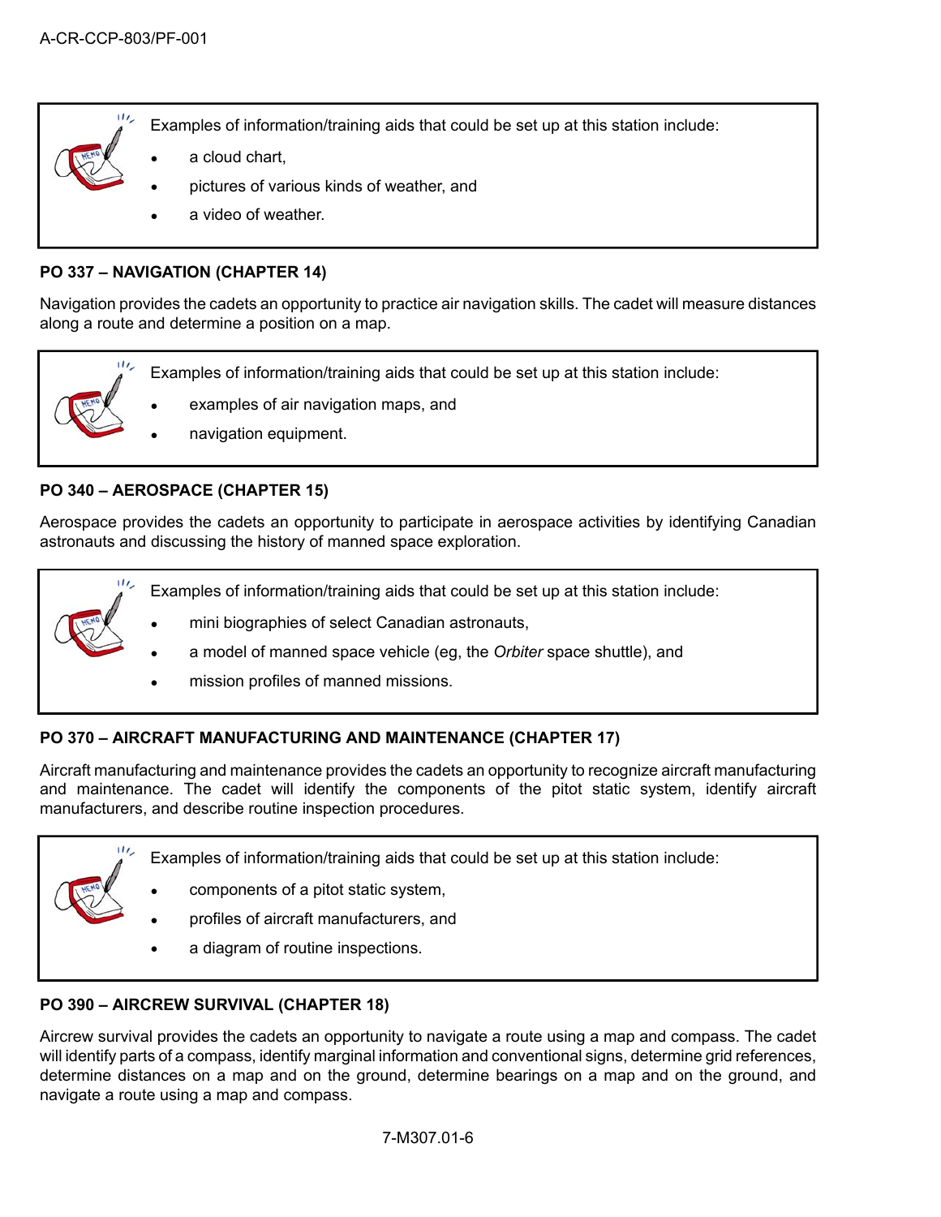Examples of information/training aids that could be set up at this station include:

- a cloud chart,
- pictures of various kinds of weather, and
- a video of weather.

**PO 337 – NAVIGATION (CHAPTER 14)**

Navigation provides the cadets an opportunity to practice air navigation skills. The cadet will measure distances along a route and determine a position on a map.

Examples of information/training aids that could be set up at this station include:

- examples of air navigation maps, and
- navigation equipment.

**PO 340 – AEROSPACE (CHAPTER 15)**

Aerospace provides the cadets an opportunity to participate in aerospace activities by identifying Canadian astronauts and discussing the history of manned space exploration.

Examples of information/training aids that could be set up at this station include:

- mini biographies of select Canadian astronauts,
- a model of manned space vehicle (eg, the *Orbiter* space shuttle), and
- mission profiles of manned missions.

**PO 370 – AIRCRAFT MANUFACTURING AND MAINTENANCE (CHAPTER 17)**

Aircraft manufacturing and maintenance provides the cadets an opportunity to recognize aircraft manufacturing and maintenance. The cadet will identify the components of the pitot static system, identify aircraft manufacturers, and describe routine inspection procedures.

Examples of information/training aids that could be set up at this station include:

- components of a pitot static system,
- profiles of aircraft manufacturers, and
- a diagram of routine inspections.

**PO 390 – AIRCREW SURVIVAL (CHAPTER 18)**

Aircrew survival provides the cadets an opportunity to navigate a route using a map and compass. The cadet will identify parts of a compass, identify marginal information and conventional signs, determine grid references, determine distances on a map and on the ground, determine bearings on a map and on the ground, and navigate a route using a map and compass.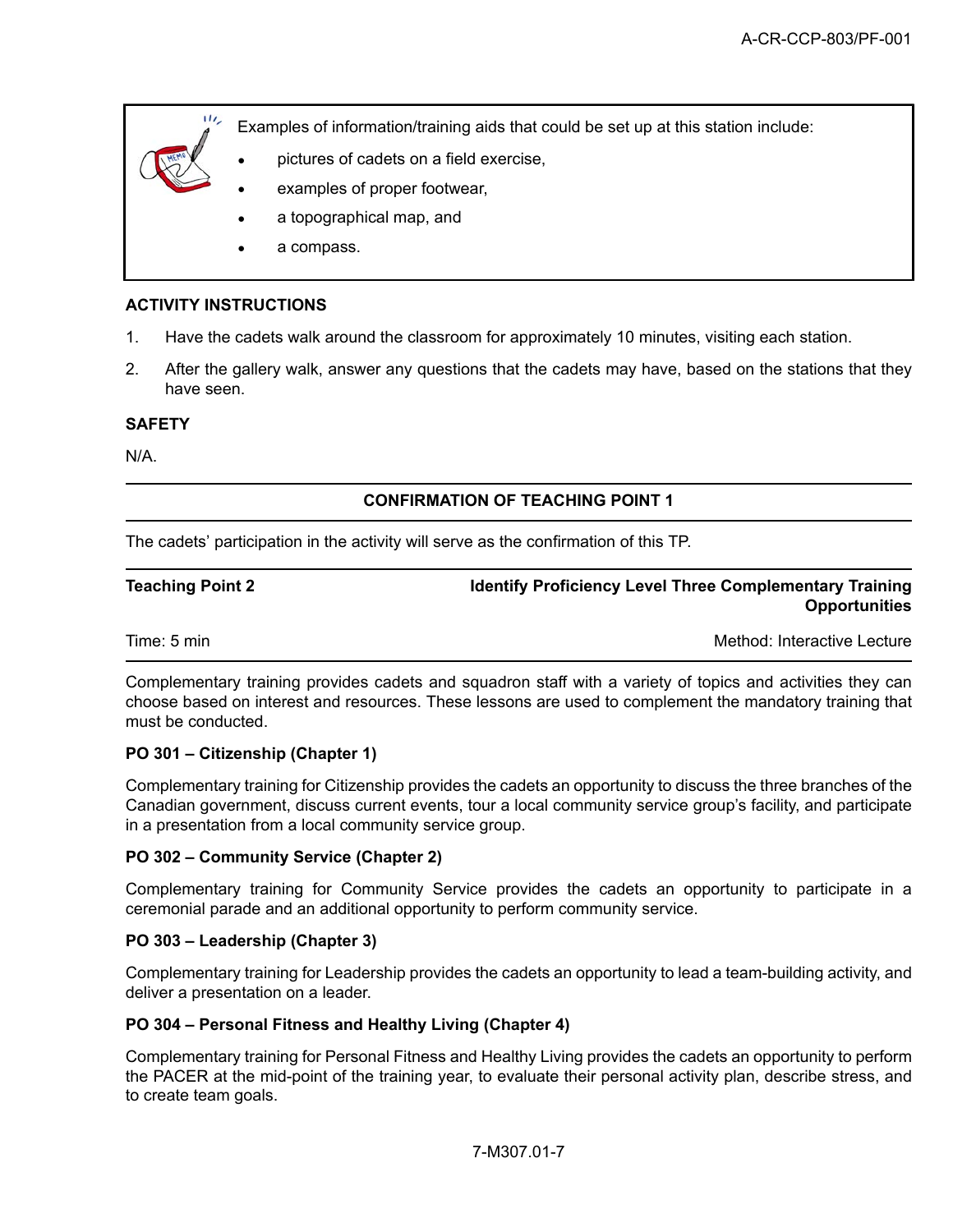Examples of information/training aids that could be set up at this station include:

- pictures of cadets on a field exercise,
- examples of proper footwear,
- a topographical map, and
- a compass.

**ACTIVITY INSTRUCTIONS**

1. Have the cadets walk around the classroom for approximately 10 minutes, visiting each station.
2. After the gallery walk, answer any questions that the cadets may have, based on the stations that they have seen.

**SAFETY**

N/A.

**CONFIRMATION OF TEACHING POINT 1**

The cadets' participation in the activity will serve as the confirmation of this TP.

| | |
|---|---|
| **Teaching Point 2** | **Identify Proficiency Level Three Complementary Training Opportunities** |
| Time: 5 min | Method: Interactive Lecture |

Complementary training provides cadets and squadron staff with a variety of topics and activities they can choose based on interest and resources. These lessons are used to complement the mandatory training that must be conducted.

**PO 301 – Citizenship (Chapter 1)**

Complementary training for Citizenship provides the cadets an opportunity to discuss the three branches of the Canadian government, discuss current events, tour a local community service group's facility, and participate in a presentation from a local community service group.

**PO 302 – Community Service (Chapter 2)**

Complementary training for Community Service provides the cadets an opportunity to participate in a ceremonial parade and an additional opportunity to perform community service.

**PO 303 – Leadership (Chapter 3)**

Complementary training for Leadership provides the cadets an opportunity to lead a team-building activity, and deliver a presentation on a leader.

**PO 304 – Personal Fitness and Healthy Living (Chapter 4)**

Complementary training for Personal Fitness and Healthy Living provides the cadets an opportunity to perform the PACER at the mid-point of the training year, to evaluate their personal activity plan, describe stress, and to create team goals.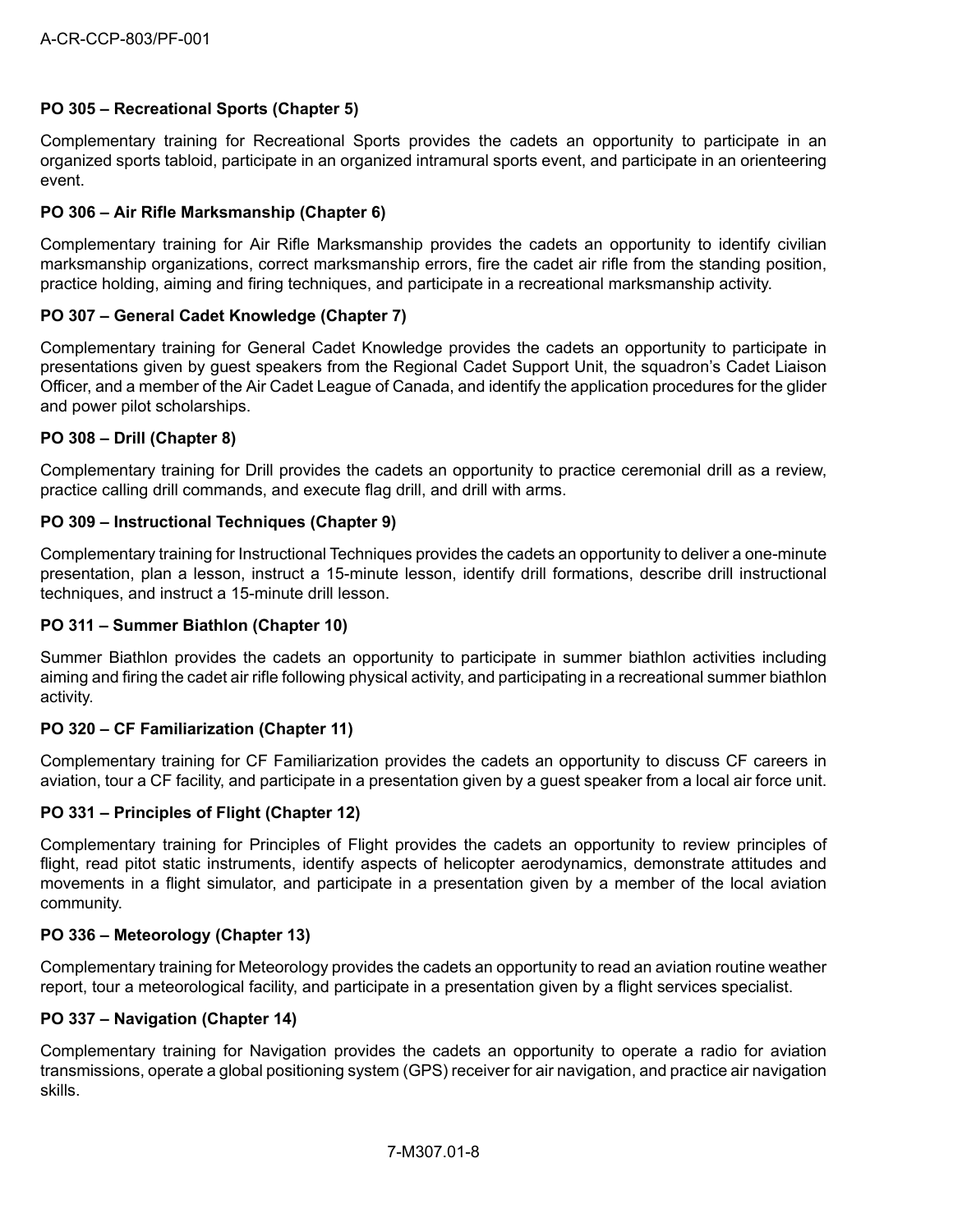**PO 305 – Recreational Sports (Chapter 5)**

Complementary training for Recreational Sports provides the cadets an opportunity to participate in an organized sports tabloid, participate in an organized intramural sports event, and participate in an orienteering event.

**PO 306 – Air Rifle Marksmanship (Chapter 6)**

Complementary training for Air Rifle Marksmanship provides the cadets an opportunity to identify civilian marksmanship organizations, correct marksmanship errors, fire the cadet air rifle from the standing position, practice holding, aiming and firing techniques, and participate in a recreational marksmanship activity.

**PO 307 – General Cadet Knowledge (Chapter 7)**

Complementary training for General Cadet Knowledge provides the cadets an opportunity to participate in presentations given by guest speakers from the Regional Cadet Support Unit, the squadron's Cadet Liaison Officer, and a member of the Air Cadet League of Canada, and identify the application procedures for the glider and power pilot scholarships.

**PO 308 – Drill (Chapter 8)**

Complementary training for Drill provides the cadets an opportunity to practice ceremonial drill as a review, practice calling drill commands, and execute flag drill, and drill with arms.

**PO 309 – Instructional Techniques (Chapter 9)**

Complementary training for Instructional Techniques provides the cadets an opportunity to deliver a one-minute presentation, plan a lesson, instruct a 15-minute lesson, identify drill formations, describe drill instructional techniques, and instruct a 15-minute drill lesson.

**PO 311 – Summer Biathlon (Chapter 10)**

Summer Biathlon provides the cadets an opportunity to participate in summer biathlon activities including aiming and firing the cadet air rifle following physical activity, and participating in a recreational summer biathlon activity.

**PO 320 – CF Familiarization (Chapter 11)**

Complementary training for CF Familiarization provides the cadets an opportunity to discuss CF careers in aviation, tour a CF facility, and participate in a presentation given by a guest speaker from a local air force unit.

**PO 331 – Principles of Flight (Chapter 12)**

Complementary training for Principles of Flight provides the cadets an opportunity to review principles of flight, read pitot static instruments, identify aspects of helicopter aerodynamics, demonstrate attitudes and movements in a flight simulator, and participate in a presentation given by a member of the local aviation community.

**PO 336 – Meteorology (Chapter 13)**

Complementary training for Meteorology provides the cadets an opportunity to read an aviation routine weather report, tour a meteorological facility, and participate in a presentation given by a flight services specialist.

**PO 337 – Navigation (Chapter 14)**

Complementary training for Navigation provides the cadets an opportunity to operate a radio for aviation transmissions, operate a global positioning system (GPS) receiver for air navigation, and practice air navigation skills.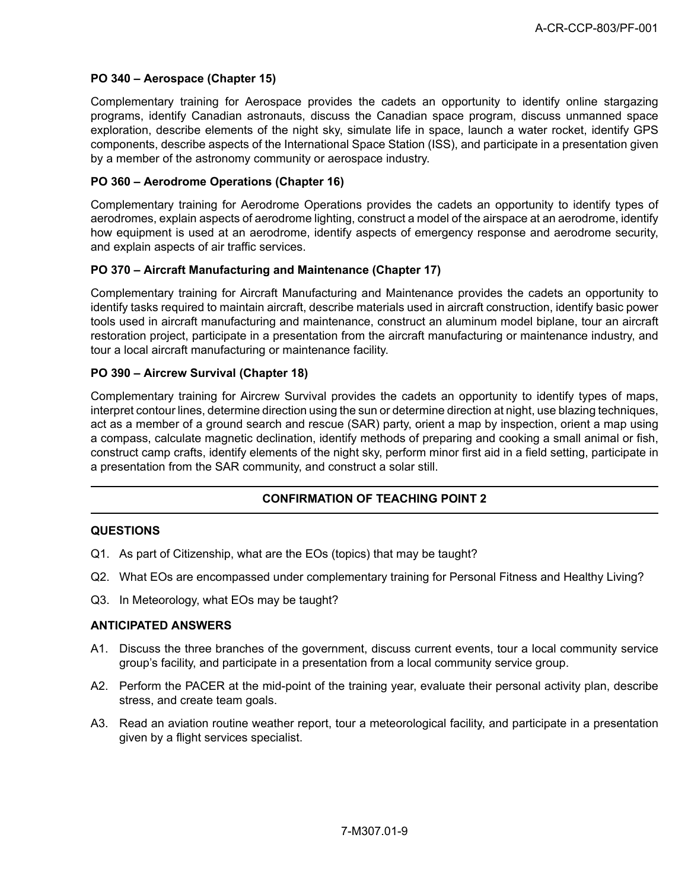**PO 340 – Aerospace (Chapter 15)**

Complementary training for Aerospace provides the cadets an opportunity to identify online stargazing programs, identify Canadian astronauts, discuss the Canadian space program, discuss unmanned space exploration, describe elements of the night sky, simulate life in space, launch a water rocket, identify GPS components, describe aspects of the International Space Station (ISS), and participate in a presentation given by a member of the astronomy community or aerospace industry.

**PO 360 – Aerodrome Operations (Chapter 16)**

Complementary training for Aerodrome Operations provides the cadets an opportunity to identify types of aerodromes, explain aspects of aerodrome lighting, construct a model of the airspace at an aerodrome, identify how equipment is used at an aerodrome, identify aspects of emergency response and aerodrome security, and explain aspects of air traffic services.

**PO 370 – Aircraft Manufacturing and Maintenance (Chapter 17)**

Complementary training for Aircraft Manufacturing and Maintenance provides the cadets an opportunity to identify tasks required to maintain aircraft, describe materials used in aircraft construction, identify basic power tools used in aircraft manufacturing and maintenance, construct an aluminum model biplane, tour an aircraft restoration project, participate in a presentation from the aircraft manufacturing or maintenance industry, and tour a local aircraft manufacturing or maintenance facility.

**PO 390 – Aircrew Survival (Chapter 18)**

Complementary training for Aircrew Survival provides the cadets an opportunity to identify types of maps, interpret contour lines, determine direction using the sun or determine direction at night, use blazing techniques, act as a member of a ground search and rescue (SAR) party, orient a map by inspection, orient a map using a compass, calculate magnetic declination, identify methods of preparing and cooking a small animal or fish, construct camp crafts, identify elements of the night sky, perform minor first aid in a field setting, participate in a presentation from the SAR community, and construct a solar still.

---

**CONFIRMATION OF TEACHING POINT 2**

---

**QUESTIONS**

Q1. As part of Citizenship, what are the EOs (topics) that may be taught?

Q2. What EOs are encompassed under complementary training for Personal Fitness and Healthy Living?

Q3. In Meteorology, what EOs may be taught?

**ANTICIPATED ANSWERS**

A1. Discuss the three branches of the government, discuss current events, tour a local community service group's facility, and participate in a presentation from a local community service group.

A2. Perform the PACER at the mid-point of the training year, evaluate their personal activity plan, describe stress, and create team goals.

A3. Read an aviation routine weather report, tour a meteorological facility, and participate in a presentation given by a flight services specialist.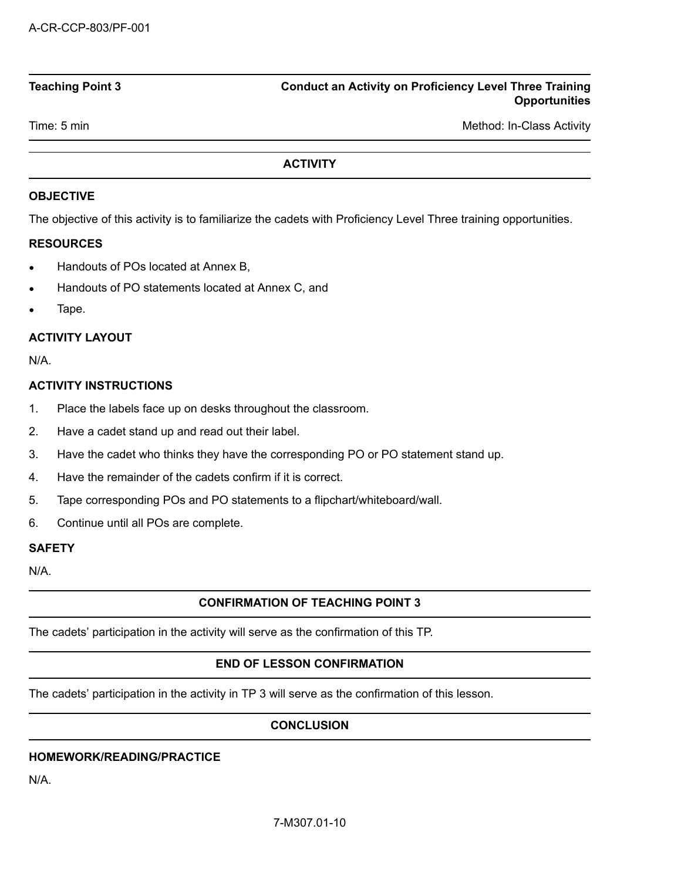**Teaching Point 3** **Conduct an Activity on Proficiency Level Three Training Opportunities**

Time: 5 min Method: In-Class Activity

## ACTIVITY

### OBJECTIVE

The objective of this activity is to familiarize the cadets with Proficiency Level Three training opportunities.

### RESOURCES

- Handouts of POs located at Annex B,
- Handouts of PO statements located at Annex C, and
- Tape.

### ACTIVITY LAYOUT

N/A.

### ACTIVITY INSTRUCTIONS

1. Place the labels face up on desks throughout the classroom.
2. Have a cadet stand up and read out their label.
3. Have the cadet who thinks they have the corresponding PO or PO statement stand up.
4. Have the remainder of the cadets confirm if it is correct.
5. Tape corresponding POs and PO statements to a flipchart/whiteboard/wall.
6. Continue until all POs are complete.

### SAFETY

N/A.

## CONFIRMATION OF TEACHING POINT 3

The cadets' participation in the activity will serve as the confirmation of this TP.

## END OF LESSON CONFIRMATION

The cadets' participation in the activity in TP 3 will serve as the confirmation of this lesson.

## CONCLUSION

### HOMEWORK/READING/PRACTICE

N/A.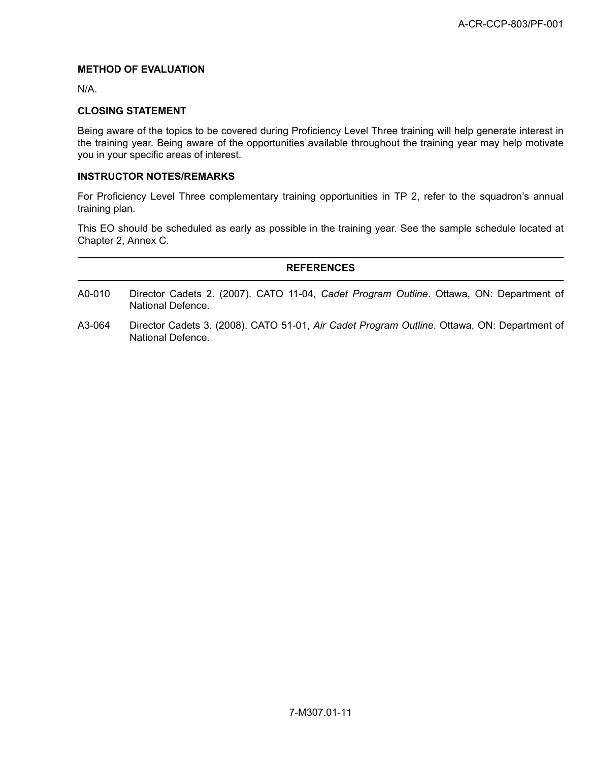### METHOD OF EVALUATION

N/A.

### CLOSING STATEMENT

Being aware of the topics to be covered during Proficiency Level Three training will help generate interest in the training year. Being aware of the opportunities available throughout the training year may help motivate you in your specific areas of interest.

### INSTRUCTOR NOTES/REMARKS

For Proficiency Level Three complementary training opportunities in TP 2, refer to the squadron's annual training plan.

This EO should be scheduled as early as possible in the training year. See the sample schedule located at Chapter 2, Annex C.

### REFERENCES

A0-010 Director Cadets 2. (2007). CATO 11-04, *Cadet Program Outline*. Ottawa, ON: Department of National Defence.

A3-064 Director Cadets 3. (2008). CATO 51-01, *Air Cadet Program Outline*. Ottawa, ON: Department of National Defence.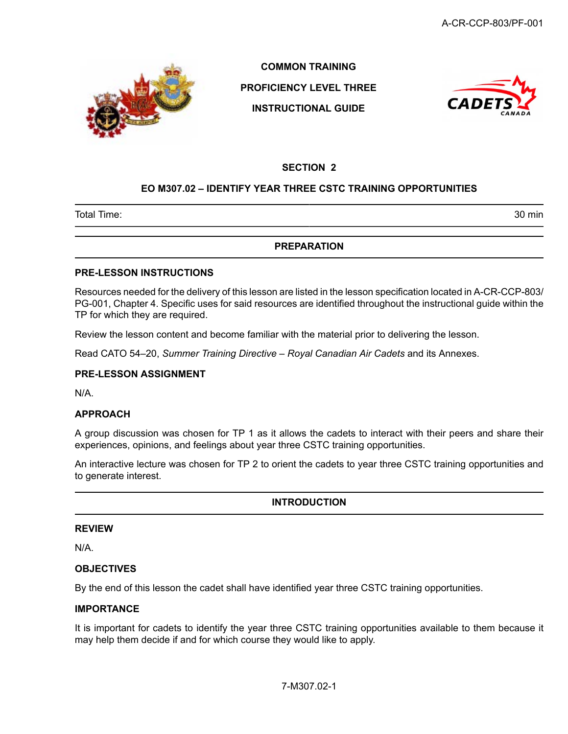COMMON TRAINING

PROFICIENCY LEVEL THREE

INSTRUCTIONAL GUIDE

## SECTION 2

## EO M307.02 – IDENTIFY YEAR THREE CSTC TRAINING OPPORTUNITIES

| | |
|---|---|
| Total Time: | 30 min |

## PREPARATION

### PRE-LESSON INSTRUCTIONS

Resources needed for the delivery of this lesson are listed in the lesson specification located in A-CR-CCP-803/PG-001, Chapter 4. Specific uses for said resources are identified throughout the instructional guide within the TP for which they are required.

Review the lesson content and become familiar with the material prior to delivering the lesson.

Read CATO 54–20, *Summer Training Directive – Royal Canadian Air Cadets* and its Annexes.

### PRE-LESSON ASSIGNMENT

N/A.

### APPROACH

A group discussion was chosen for TP 1 as it allows the cadets to interact with their peers and share their experiences, opinions, and feelings about year three CSTC training opportunities.

An interactive lecture was chosen for TP 2 to orient the cadets to year three CSTC training opportunities and to generate interest.

## INTRODUCTION

### REVIEW

N/A.

### OBJECTIVES

By the end of this lesson the cadet shall have identified year three CSTC training opportunities.

### IMPORTANCE

It is important for cadets to identify the year three CSTC training opportunities available to them because it may help them decide if and for which course they would like to apply.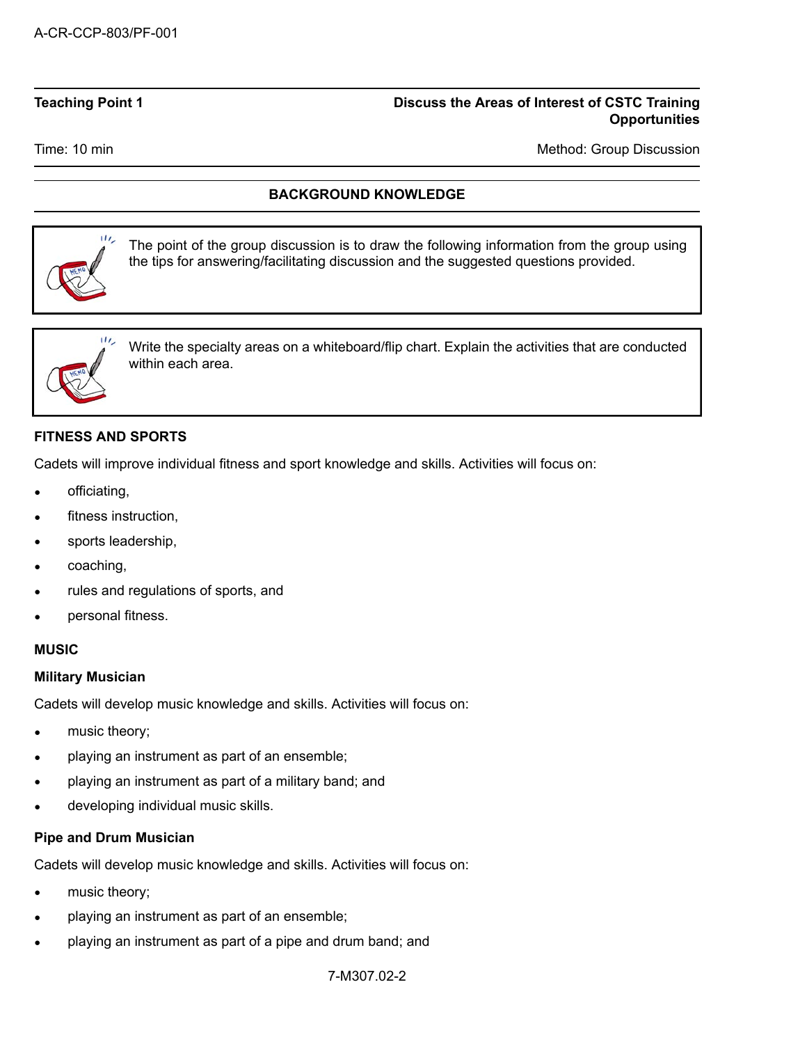**Teaching Point 1** | **Discuss the Areas of Interest of CSTC Training Opportunities**

Time: 10 min | Method: Group Discussion

## BACKGROUND KNOWLEDGE

> The point of the group discussion is to draw the following information from the group using the tips for answering/facilitating discussion and the suggested questions provided.

> Write the specialty areas on a whiteboard/flip chart. Explain the activities that are conducted within each area.

### FITNESS AND SPORTS

Cadets will improve individual fitness and sport knowledge and skills. Activities will focus on:

- officiating,
- fitness instruction,
- sports leadership,
- coaching,
- rules and regulations of sports, and
- personal fitness.

### MUSIC

#### Military Musician

Cadets will develop music knowledge and skills. Activities will focus on:

- music theory;
- playing an instrument as part of an ensemble;
- playing an instrument as part of a military band; and
- developing individual music skills.

#### Pipe and Drum Musician

Cadets will develop music knowledge and skills. Activities will focus on:

- music theory;
- playing an instrument as part of an ensemble;
- playing an instrument as part of a pipe and drum band; and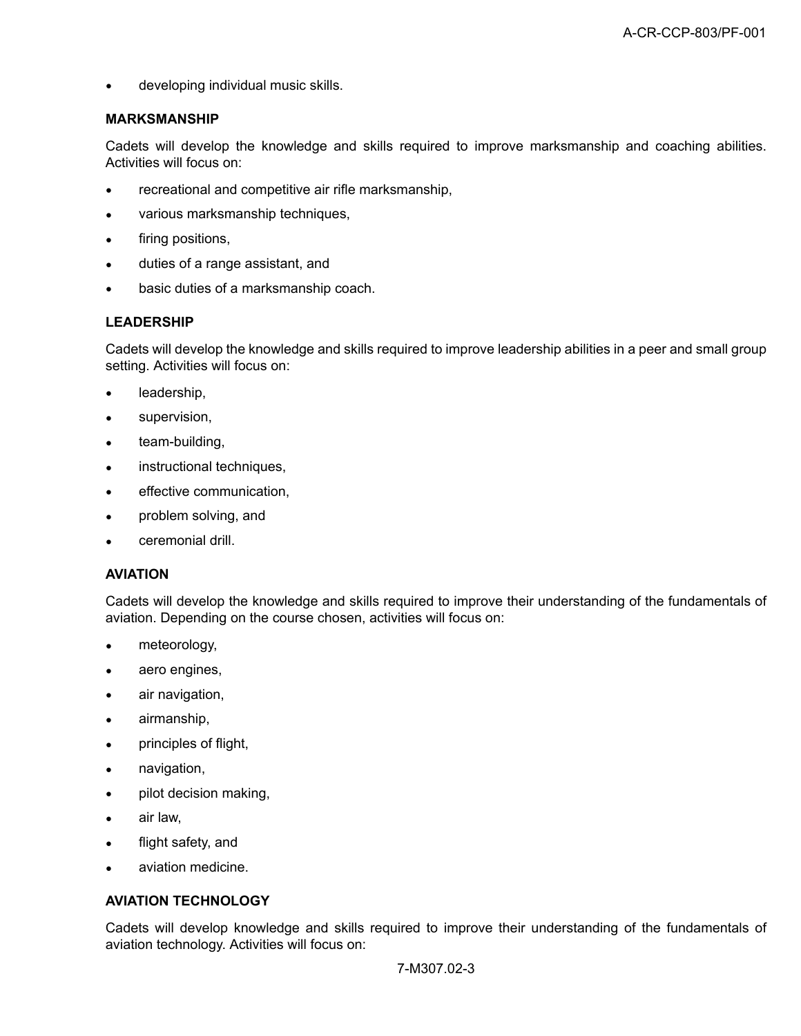- developing individual music skills.

**MARKSMANSHIP**

Cadets will develop the knowledge and skills required to improve marksmanship and coaching abilities. Activities will focus on:

- recreational and competitive air rifle marksmanship,
- various marksmanship techniques,
- firing positions,
- duties of a range assistant, and
- basic duties of a marksmanship coach.

**LEADERSHIP**

Cadets will develop the knowledge and skills required to improve leadership abilities in a peer and small group setting. Activities will focus on:

- leadership,
- supervision,
- team-building,
- instructional techniques,
- effective communication,
- problem solving, and
- ceremonial drill.

**AVIATION**

Cadets will develop the knowledge and skills required to improve their understanding of the fundamentals of aviation. Depending on the course chosen, activities will focus on:

- meteorology,
- aero engines,
- air navigation,
- airmanship,
- principles of flight,
- navigation,
- pilot decision making,
- air law,
- flight safety, and
- aviation medicine.

**AVIATION TECHNOLOGY**

Cadets will develop knowledge and skills required to improve their understanding of the fundamentals of aviation technology. Activities will focus on: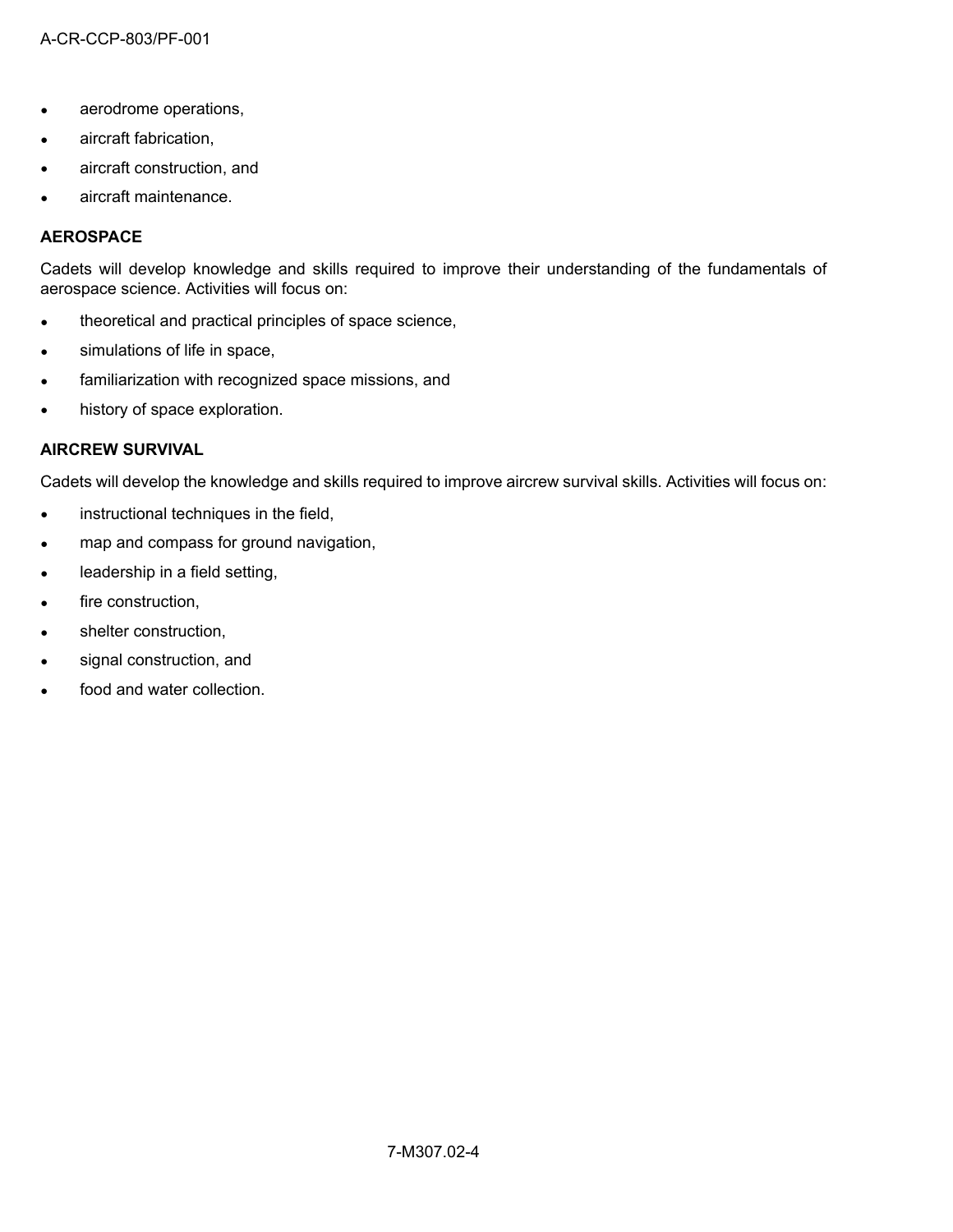- aerodrome operations,
- aircraft fabrication,
- aircraft construction, and
- aircraft maintenance.

**AEROSPACE**

Cadets will develop knowledge and skills required to improve their understanding of the fundamentals of aerospace science. Activities will focus on:

- theoretical and practical principles of space science,
- simulations of life in space,
- familiarization with recognized space missions, and
- history of space exploration.

**AIRCREW SURVIVAL**

Cadets will develop the knowledge and skills required to improve aircrew survival skills. Activities will focus on:

- instructional techniques in the field,
- map and compass for ground navigation,
- leadership in a field setting,
- fire construction,
- shelter construction,
- signal construction, and
- food and water collection.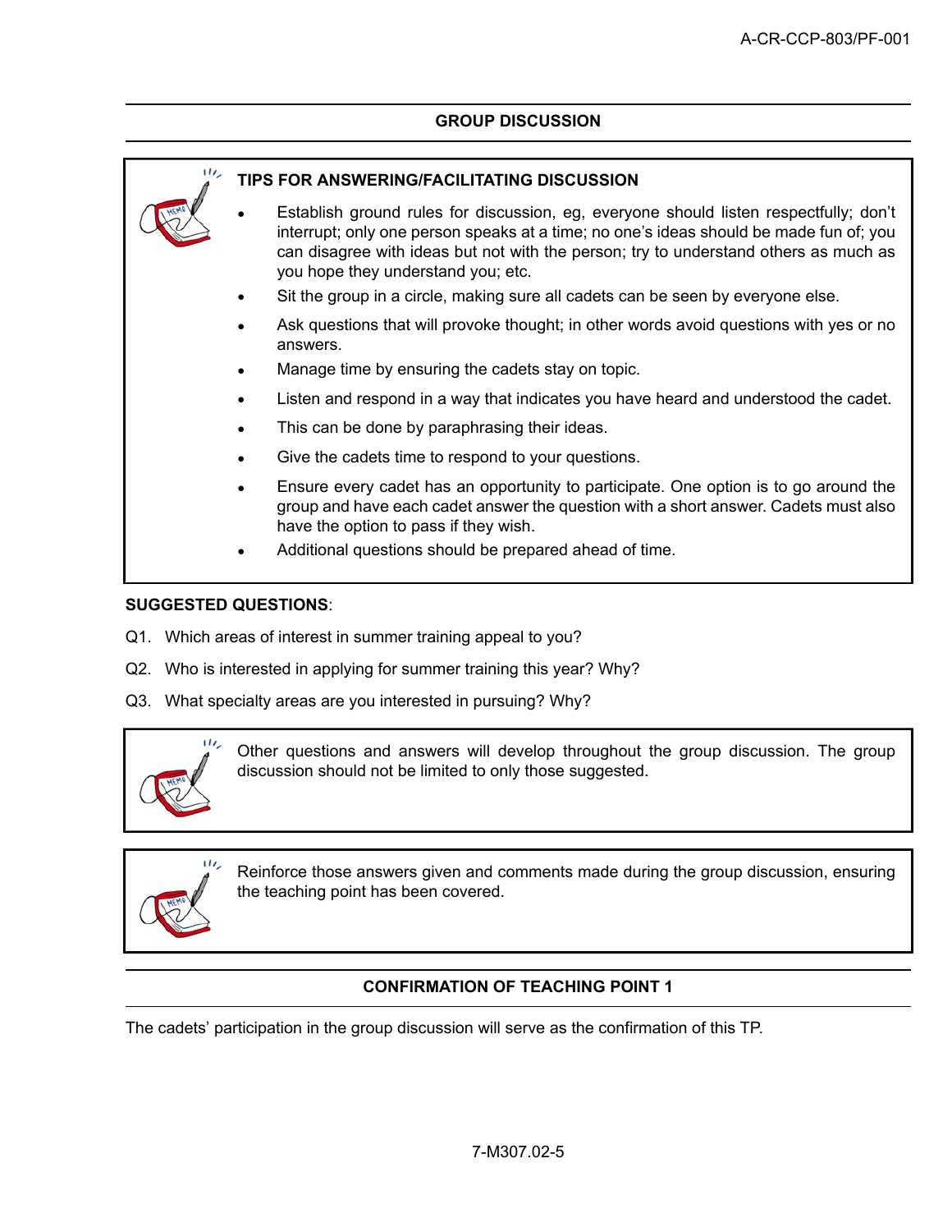## GROUP DISCUSSION

**TIPS FOR ANSWERING/FACILITATING DISCUSSION**

- Establish ground rules for discussion, eg, everyone should listen respectfully; don't interrupt; only one person speaks at a time; no one's ideas should be made fun of; you can disagree with ideas but not with the person; try to understand others as much as you hope they understand you; etc.
- Sit the group in a circle, making sure all cadets can be seen by everyone else.
- Ask questions that will provoke thought; in other words avoid questions with yes or no answers.
- Manage time by ensuring the cadets stay on topic.
- Listen and respond in a way that indicates you have heard and understood the cadet.
- This can be done by paraphrasing their ideas.
- Give the cadets time to respond to your questions.
- Ensure every cadet has an opportunity to participate. One option is to go around the group and have each cadet answer the question with a short answer. Cadets must also have the option to pass if they wish.
- Additional questions should be prepared ahead of time.

**SUGGESTED QUESTIONS**:

Q1. Which areas of interest in summer training appeal to you?

Q2. Who is interested in applying for summer training this year? Why?

Q3. What specialty areas are you interested in pursuing? Why?

Other questions and answers will develop throughout the group discussion. The group discussion should not be limited to only those suggested.

Reinforce those answers given and comments made during the group discussion, ensuring the teaching point has been covered.

## CONFIRMATION OF TEACHING POINT 1

The cadets' participation in the group discussion will serve as the confirmation of this TP.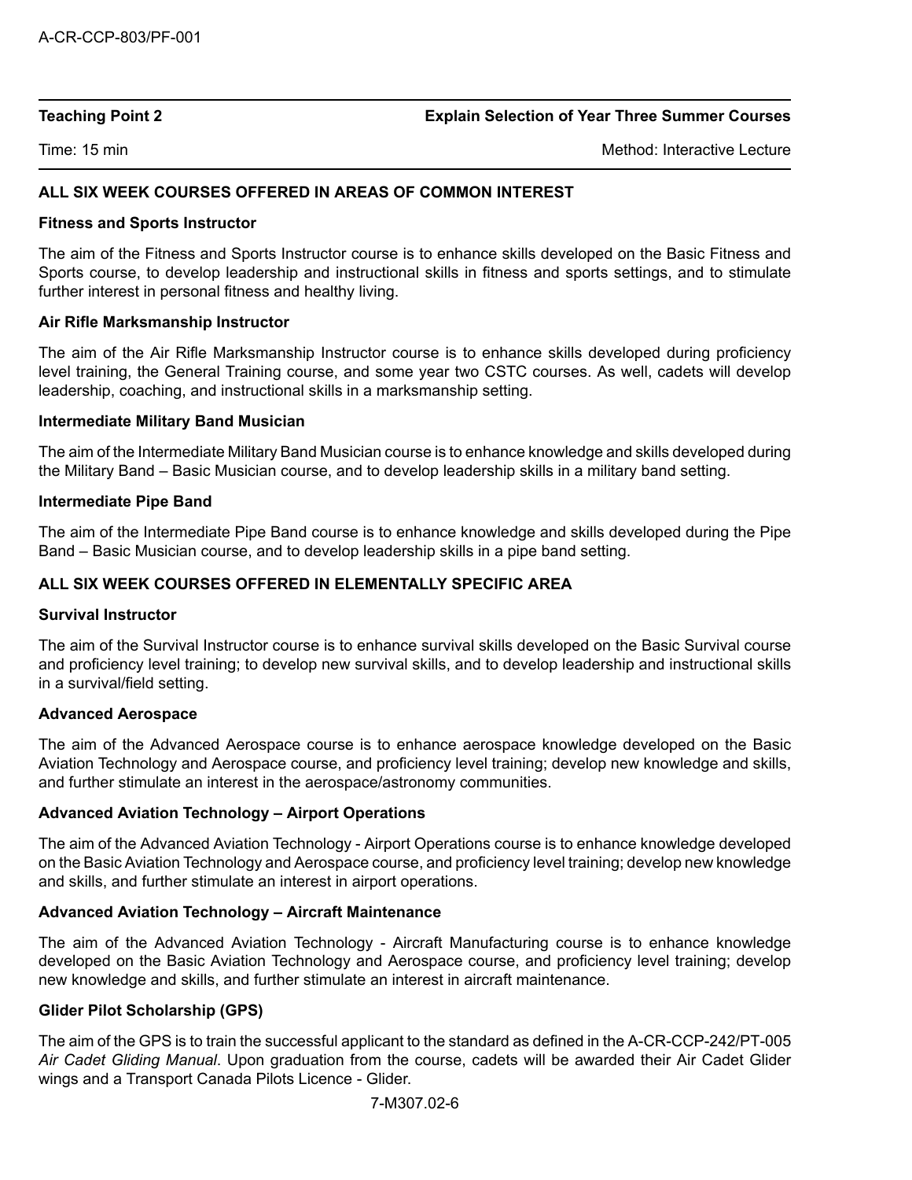**Teaching Point 2** **Explain Selection of Year Three Summer Courses**

Time: 15 min Method: Interactive Lecture

**ALL SIX WEEK COURSES OFFERED IN AREAS OF COMMON INTEREST**

**Fitness and Sports Instructor**

The aim of the Fitness and Sports Instructor course is to enhance skills developed on the Basic Fitness and Sports course, to develop leadership and instructional skills in fitness and sports settings, and to stimulate further interest in personal fitness and healthy living.

**Air Rifle Marksmanship Instructor**

The aim of the Air Rifle Marksmanship Instructor course is to enhance skills developed during proficiency level training, the General Training course, and some year two CSTC courses. As well, cadets will develop leadership, coaching, and instructional skills in a marksmanship setting.

**Intermediate Military Band Musician**

The aim of the Intermediate Military Band Musician course is to enhance knowledge and skills developed during the Military Band – Basic Musician course, and to develop leadership skills in a military band setting.

**Intermediate Pipe Band**

The aim of the Intermediate Pipe Band course is to enhance knowledge and skills developed during the Pipe Band – Basic Musician course, and to develop leadership skills in a pipe band setting.

**ALL SIX WEEK COURSES OFFERED IN ELEMENTALLY SPECIFIC AREA**

**Survival Instructor**

The aim of the Survival Instructor course is to enhance survival skills developed on the Basic Survival course and proficiency level training; to develop new survival skills, and to develop leadership and instructional skills in a survival/field setting.

**Advanced Aerospace**

The aim of the Advanced Aerospace course is to enhance aerospace knowledge developed on the Basic Aviation Technology and Aerospace course, and proficiency level training; develop new knowledge and skills, and further stimulate an interest in the aerospace/astronomy communities.

**Advanced Aviation Technology – Airport Operations**

The aim of the Advanced Aviation Technology - Airport Operations course is to enhance knowledge developed on the Basic Aviation Technology and Aerospace course, and proficiency level training; develop new knowledge and skills, and further stimulate an interest in airport operations.

**Advanced Aviation Technology – Aircraft Maintenance**

The aim of the Advanced Aviation Technology - Aircraft Manufacturing course is to enhance knowledge developed on the Basic Aviation Technology and Aerospace course, and proficiency level training; develop new knowledge and skills, and further stimulate an interest in aircraft maintenance.

**Glider Pilot Scholarship (GPS)**

The aim of the GPS is to train the successful applicant to the standard as defined in the A-CR-CCP-242/PT-005 *Air Cadet Gliding Manual*. Upon graduation from the course, cadets will be awarded their Air Cadet Glider wings and a Transport Canada Pilots Licence - Glider.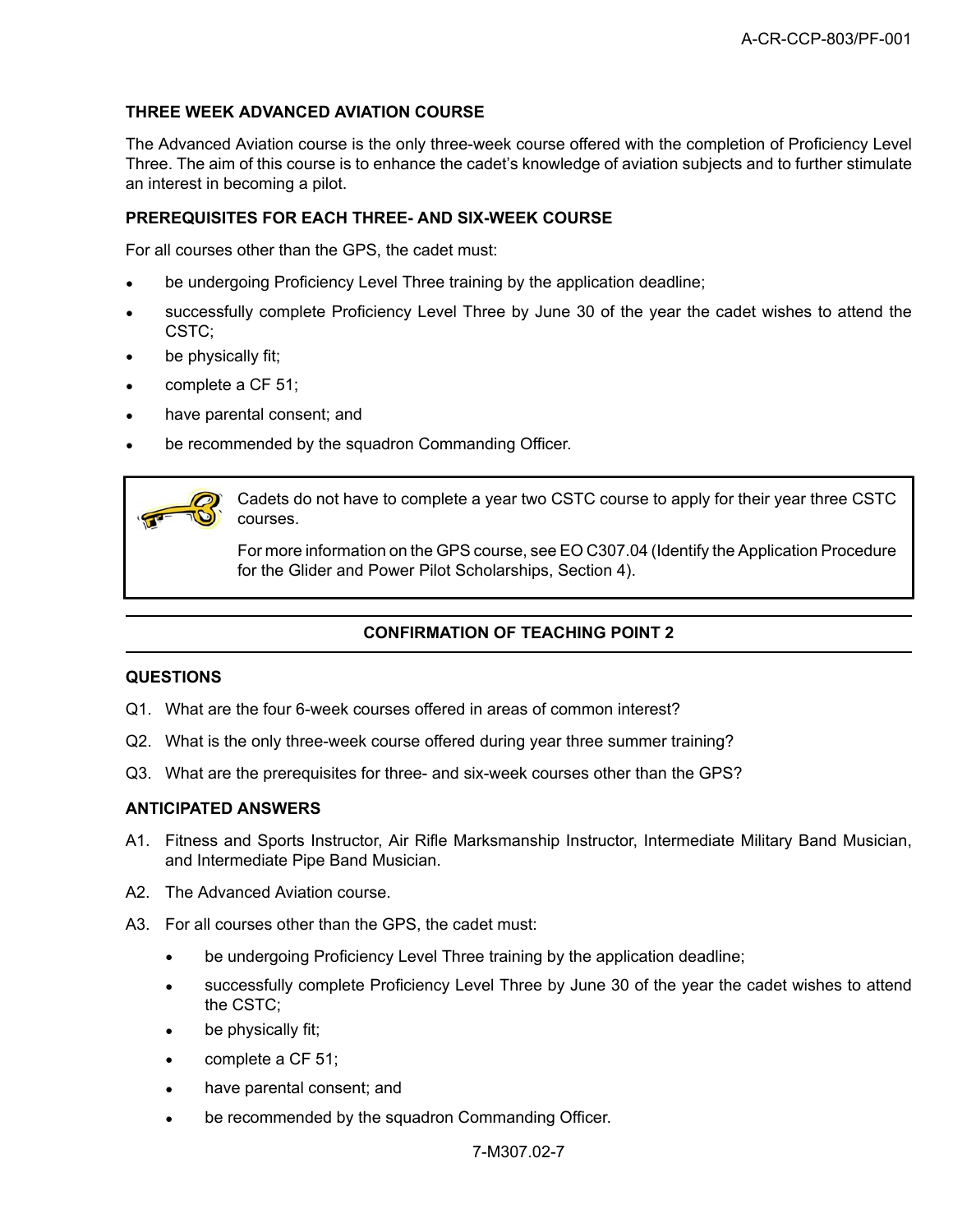### THREE WEEK ADVANCED AVIATION COURSE

The Advanced Aviation course is the only three-week course offered with the completion of Proficiency Level Three. The aim of this course is to enhance the cadet's knowledge of aviation subjects and to further stimulate an interest in becoming a pilot.

### PREREQUISITES FOR EACH THREE- AND SIX-WEEK COURSE

For all courses other than the GPS, the cadet must:

- be undergoing Proficiency Level Three training by the application deadline;
- successfully complete Proficiency Level Three by June 30 of the year the cadet wishes to attend the CSTC;
- be physically fit;
- complete a CF 51;
- have parental consent; and
- be recommended by the squadron Commanding Officer.

> Cadets do not have to complete a year two CSTC course to apply for their year three CSTC courses.
>
> For more information on the GPS course, see EO C307.04 (Identify the Application Procedure for the Glider and Power Pilot Scholarships, Section 4).

## CONFIRMATION OF TEACHING POINT 2

### QUESTIONS

Q1. What are the four 6-week courses offered in areas of common interest?

Q2. What is the only three-week course offered during year three summer training?

Q3. What are the prerequisites for three- and six-week courses other than the GPS?

### ANTICIPATED ANSWERS

A1. Fitness and Sports Instructor, Air Rifle Marksmanship Instructor, Intermediate Military Band Musician, and Intermediate Pipe Band Musician.

A2. The Advanced Aviation course.

A3. For all courses other than the GPS, the cadet must:

- be undergoing Proficiency Level Three training by the application deadline;
- successfully complete Proficiency Level Three by June 30 of the year the cadet wishes to attend the CSTC;
- be physically fit;
- complete a CF 51;
- have parental consent; and
- be recommended by the squadron Commanding Officer.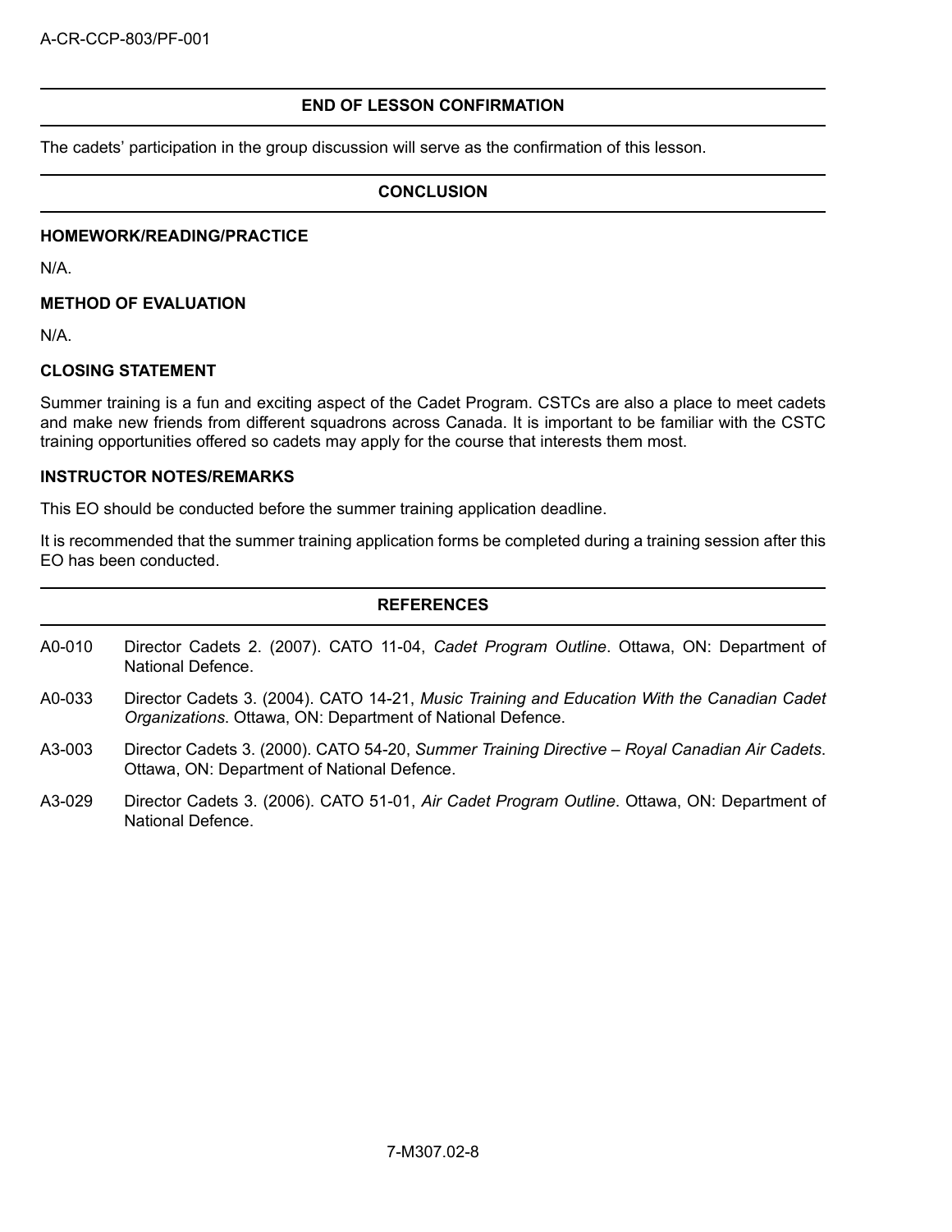## END OF LESSON CONFIRMATION

The cadets' participation in the group discussion will serve as the confirmation of this lesson.

## CONCLUSION

### HOMEWORK/READING/PRACTICE

N/A.

### METHOD OF EVALUATION

N/A.

### CLOSING STATEMENT

Summer training is a fun and exciting aspect of the Cadet Program. CSTCs are also a place to meet cadets and make new friends from different squadrons across Canada. It is important to be familiar with the CSTC training opportunities offered so cadets may apply for the course that interests them most.

### INSTRUCTOR NOTES/REMARKS

This EO should be conducted before the summer training application deadline.

It is recommended that the summer training application forms be completed during a training session after this EO has been conducted.

## REFERENCES

A0-010 Director Cadets 2. (2007). CATO 11-04, *Cadet Program Outline*. Ottawa, ON: Department of National Defence.

A0-033 Director Cadets 3. (2004). CATO 14-21, *Music Training and Education With the Canadian Cadet Organizations*. Ottawa, ON: Department of National Defence.

A3-003 Director Cadets 3. (2000). CATO 54-20, *Summer Training Directive – Royal Canadian Air Cadets*. Ottawa, ON: Department of National Defence.

A3-029 Director Cadets 3. (2006). CATO 51-01, *Air Cadet Program Outline*. Ottawa, ON: Department of National Defence.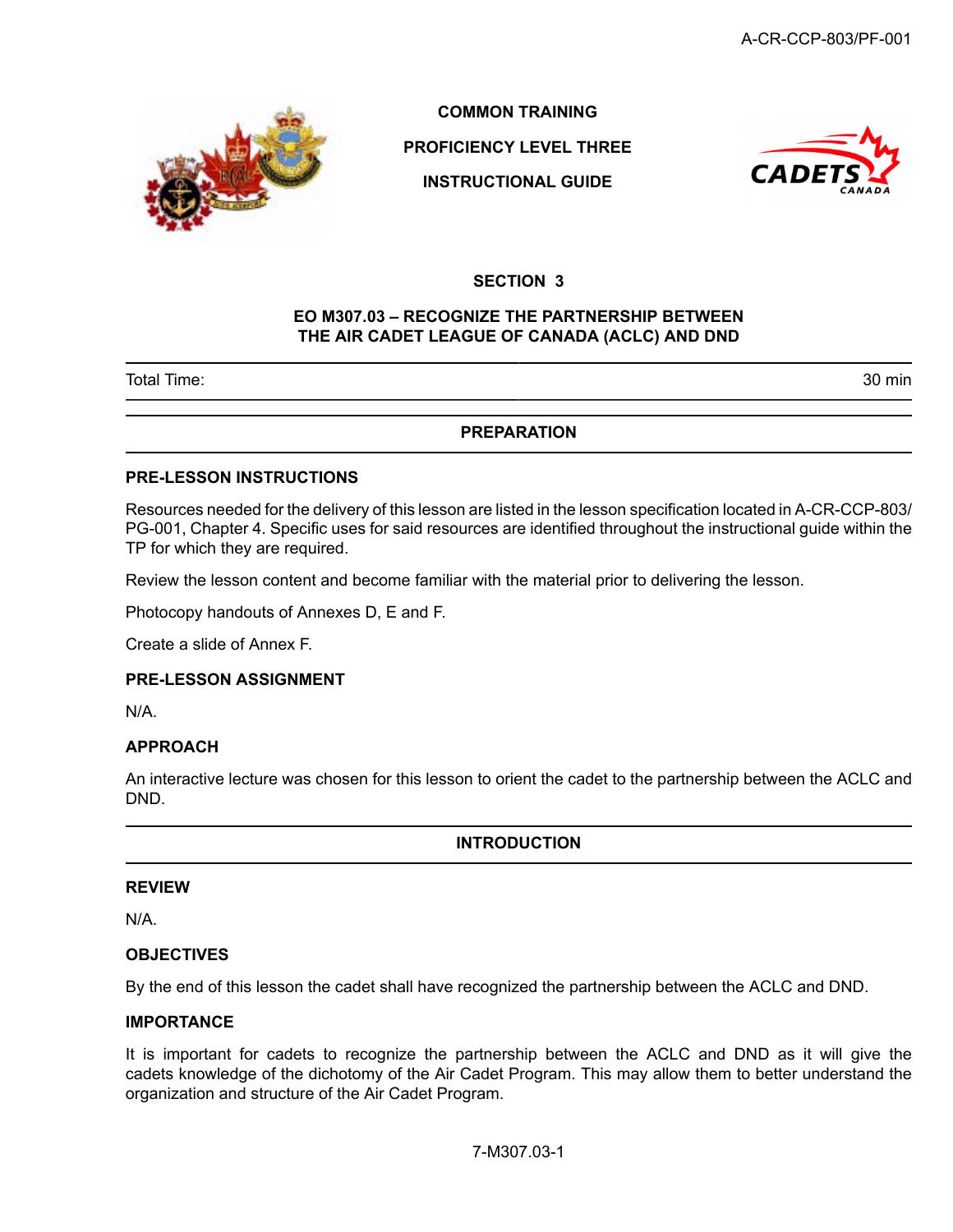**COMMON TRAINING**

**PROFICIENCY LEVEL THREE**

**INSTRUCTIONAL GUIDE**

## SECTION 3

## EO M307.03 – RECOGNIZE THE PARTNERSHIP BETWEEN THE AIR CADET LEAGUE OF CANADA (ACLC) AND DND

| Total Time: | 30 min |
|---|---|

## PREPARATION

### PRE-LESSON INSTRUCTIONS

Resources needed for the delivery of this lesson are listed in the lesson specification located in A-CR-CCP-803/PG-001, Chapter 4. Specific uses for said resources are identified throughout the instructional guide within the TP for which they are required.

Review the lesson content and become familiar with the material prior to delivering the lesson.

Photocopy handouts of Annexes D, E and F.

Create a slide of Annex F.

### PRE-LESSON ASSIGNMENT

N/A.

### APPROACH

An interactive lecture was chosen for this lesson to orient the cadet to the partnership between the ACLC and DND.

## INTRODUCTION

### REVIEW

N/A.

### OBJECTIVES

By the end of this lesson the cadet shall have recognized the partnership between the ACLC and DND.

### IMPORTANCE

It is important for cadets to recognize the partnership between the ACLC and DND as it will give the cadets knowledge of the dichotomy of the Air Cadet Program. This may allow them to better understand the organization and structure of the Air Cadet Program.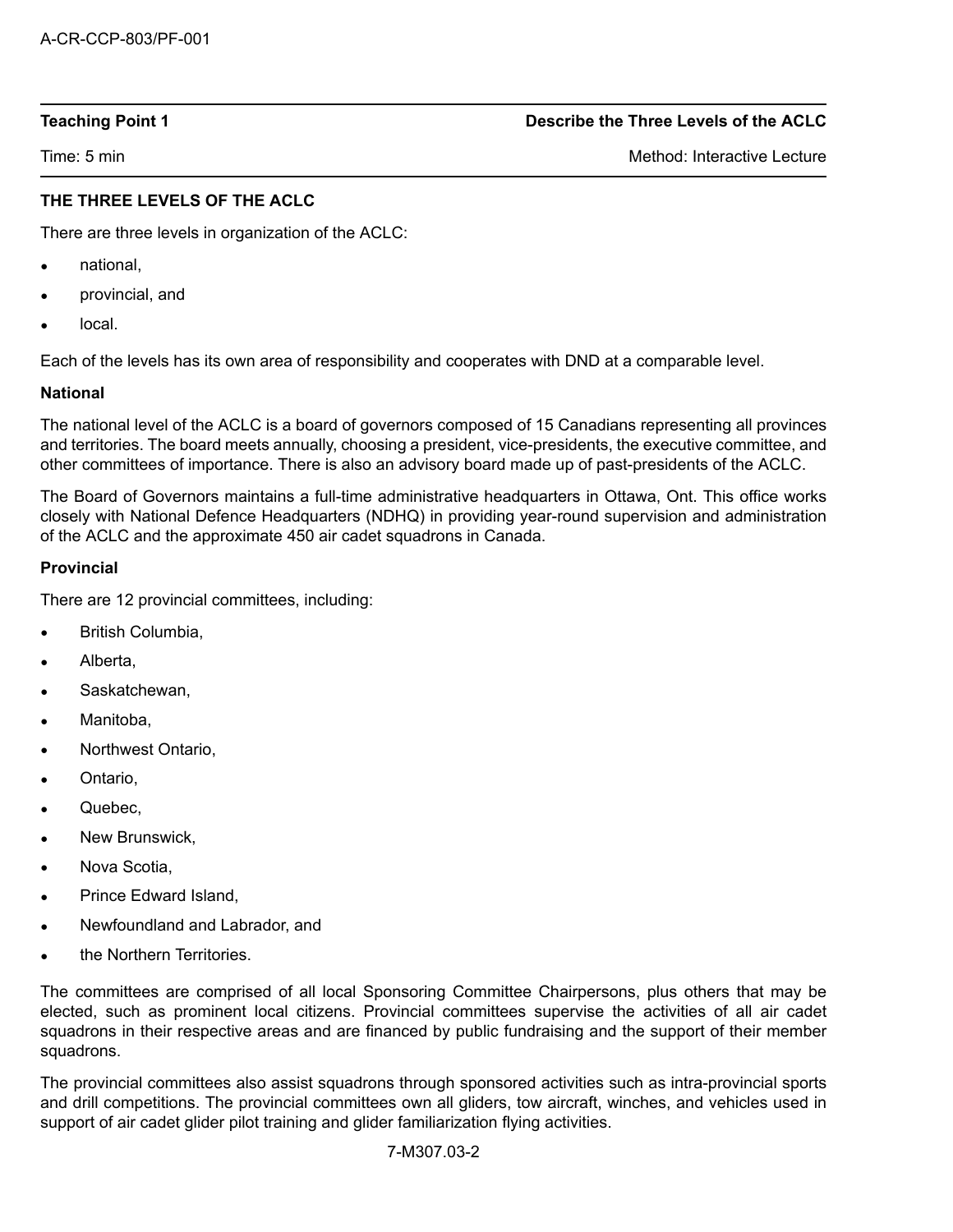| Teaching Point 1 | Describe the Three Levels of the ACLC |
|---|---|
| Time: 5 min | Method: Interactive Lecture |

**THE THREE LEVELS OF THE ACLC**

There are three levels in organization of the ACLC:

- national,
- provincial, and
- local.

Each of the levels has its own area of responsibility and cooperates with DND at a comparable level.

**National**

The national level of the ACLC is a board of governors composed of 15 Canadians representing all provinces and territories. The board meets annually, choosing a president, vice-presidents, the executive committee, and other committees of importance. There is also an advisory board made up of past-presidents of the ACLC.

The Board of Governors maintains a full-time administrative headquarters in Ottawa, Ont. This office works closely with National Defence Headquarters (NDHQ) in providing year-round supervision and administration of the ACLC and the approximate 450 air cadet squadrons in Canada.

**Provincial**

There are 12 provincial committees, including:

- British Columbia,
- Alberta,
- Saskatchewan,
- Manitoba,
- Northwest Ontario,
- Ontario,
- Quebec,
- New Brunswick,
- Nova Scotia,
- Prince Edward Island,
- Newfoundland and Labrador, and
- the Northern Territories.

The committees are comprised of all local Sponsoring Committee Chairpersons, plus others that may be elected, such as prominent local citizens. Provincial committees supervise the activities of all air cadet squadrons in their respective areas and are financed by public fundraising and the support of their member squadrons.

The provincial committees also assist squadrons through sponsored activities such as intra-provincial sports and drill competitions. The provincial committees own all gliders, tow aircraft, winches, and vehicles used in support of air cadet glider pilot training and glider familiarization flying activities.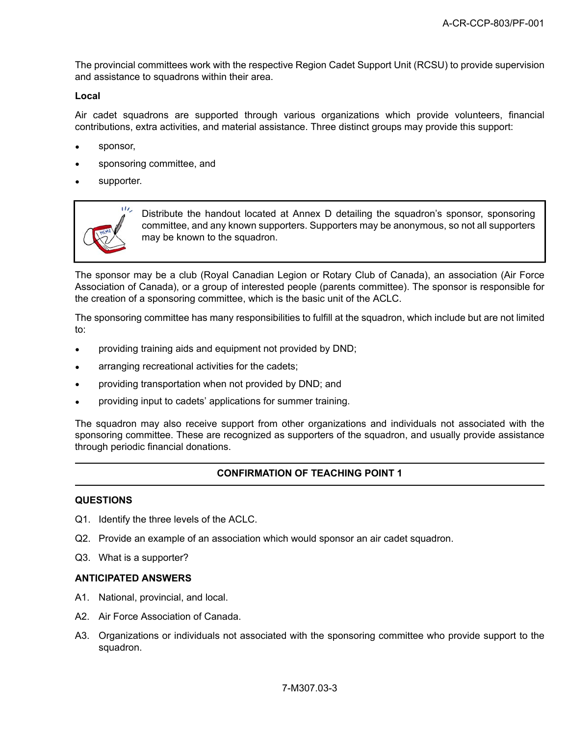The provincial committees work with the respective Region Cadet Support Unit (RCSU) to provide supervision and assistance to squadrons within their area.

**Local**

Air cadet squadrons are supported through various organizations which provide volunteers, financial contributions, extra activities, and material assistance. Three distinct groups may provide this support:

- sponsor,
- sponsoring committee, and
- supporter.

> Distribute the handout located at Annex D detailing the squadron's sponsor, sponsoring committee, and any known supporters. Supporters may be anonymous, so not all supporters may be known to the squadron.

The sponsor may be a club (Royal Canadian Legion or Rotary Club of Canada), an association (Air Force Association of Canada), or a group of interested people (parents committee). The sponsor is responsible for the creation of a sponsoring committee, which is the basic unit of the ACLC.

The sponsoring committee has many responsibilities to fulfill at the squadron, which include but are not limited to:

- providing training aids and equipment not provided by DND;
- arranging recreational activities for the cadets;
- providing transportation when not provided by DND; and
- providing input to cadets' applications for summer training.

The squadron may also receive support from other organizations and individuals not associated with the sponsoring committee. These are recognized as supporters of the squadron, and usually provide assistance through periodic financial donations.

---

**CONFIRMATION OF TEACHING POINT 1**

---

**QUESTIONS**

Q1. Identify the three levels of the ACLC.

Q2. Provide an example of an association which would sponsor an air cadet squadron.

Q3. What is a supporter?

**ANTICIPATED ANSWERS**

A1. National, provincial, and local.

A2. Air Force Association of Canada.

A3. Organizations or individuals not associated with the sponsoring committee who provide support to the squadron.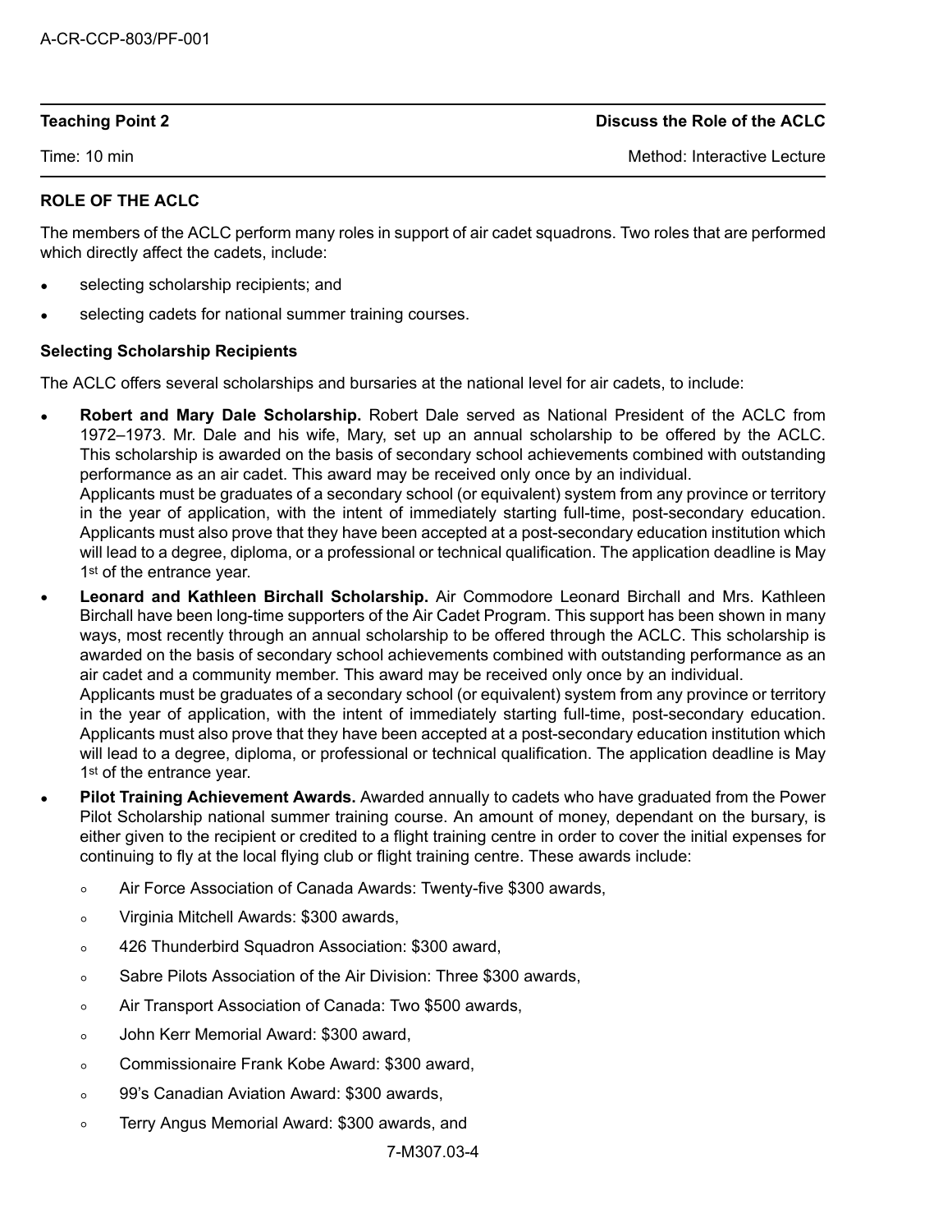| Teaching Point 2 | Discuss the Role of the ACLC |
|---|---|
| Time: 10 min | Method: Interactive Lecture |

## ROLE OF THE ACLC

The members of the ACLC perform many roles in support of air cadet squadrons. Two roles that are performed which directly affect the cadets, include:

- selecting scholarship recipients; and
- selecting cadets for national summer training courses.

### Selecting Scholarship Recipients

The ACLC offers several scholarships and bursaries at the national level for air cadets, to include:

- **Robert and Mary Dale Scholarship.** Robert Dale served as National President of the ACLC from 1972–1973. Mr. Dale and his wife, Mary, set up an annual scholarship to be offered by the ACLC. This scholarship is awarded on the basis of secondary school achievements combined with outstanding performance as an air cadet. This award may be received only once by an individual.
  Applicants must be graduates of a secondary school (or equivalent) system from any province or territory in the year of application, with the intent of immediately starting full-time, post-secondary education. Applicants must also prove that they have been accepted at a post-secondary education institution which will lead to a degree, diploma, or a professional or technical qualification. The application deadline is May 1st of the entrance year.
- **Leonard and Kathleen Birchall Scholarship.** Air Commodore Leonard Birchall and Mrs. Kathleen Birchall have been long-time supporters of the Air Cadet Program. This support has been shown in many ways, most recently through an annual scholarship to be offered through the ACLC. This scholarship is awarded on the basis of secondary school achievements combined with outstanding performance as an air cadet and a community member. This award may be received only once by an individual.
  Applicants must be graduates of a secondary school (or equivalent) system from any province or territory in the year of application, with the intent of immediately starting full-time, post-secondary education. Applicants must also prove that they have been accepted at a post-secondary education institution which will lead to a degree, diploma, or professional or technical qualification. The application deadline is May 1st of the entrance year.
- **Pilot Training Achievement Awards.** Awarded annually to cadets who have graduated from the Power Pilot Scholarship national summer training course. An amount of money, dependant on the bursary, is either given to the recipient or credited to a flight training centre in order to cover the initial expenses for continuing to fly at the local flying club or flight training centre. These awards include:
  - Air Force Association of Canada Awards: Twenty-five $300 awards,
  - Virginia Mitchell Awards: $300 awards,
  - 426 Thunderbird Squadron Association: $300 award,
  - Sabre Pilots Association of the Air Division: Three $300 awards,
  - Air Transport Association of Canada: Two $500 awards,
  - John Kerr Memorial Award: $300 award,
  - Commissionaire Frank Kobe Award: $300 award,
  - 99's Canadian Aviation Award: $300 awards,
  - Terry Angus Memorial Award: $300 awards, and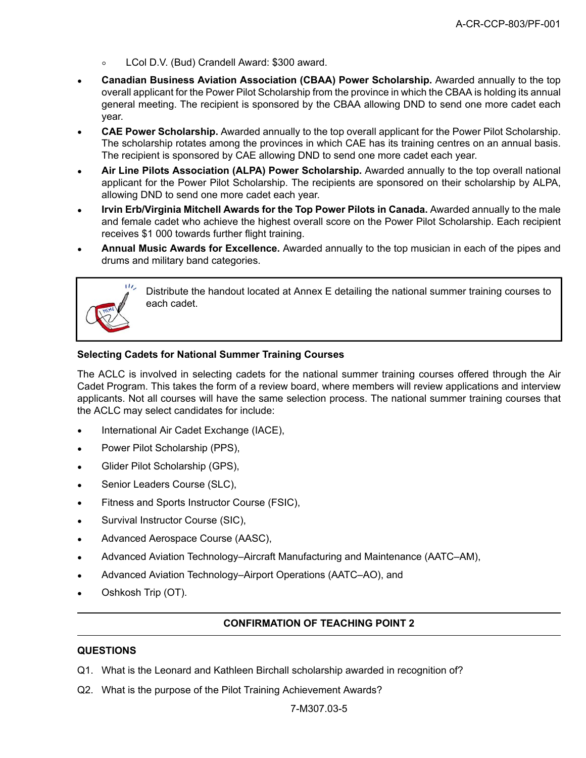- LCol D.V. (Bud) Crandell Award: $300 award.

- **Canadian Business Aviation Association (CBAA) Power Scholarship.** Awarded annually to the top overall applicant for the Power Pilot Scholarship from the province in which the CBAA is holding its annual general meeting. The recipient is sponsored by the CBAA allowing DND to send one more cadet each year.
- **CAE Power Scholarship.** Awarded annually to the top overall applicant for the Power Pilot Scholarship. The scholarship rotates among the provinces in which CAE has its training centres on an annual basis. The recipient is sponsored by CAE allowing DND to send one more cadet each year.
- **Air Line Pilots Association (ALPA) Power Scholarship.** Awarded annually to the top overall national applicant for the Power Pilot Scholarship. The recipients are sponsored on their scholarship by ALPA, allowing DND to send one more cadet each year.
- **Irvin Erb/Virginia Mitchell Awards for the Top Power Pilots in Canada.** Awarded annually to the male and female cadet who achieve the highest overall score on the Power Pilot Scholarship. Each recipient receives $1 000 towards further flight training.
- **Annual Music Awards for Excellence.** Awarded annually to the top musician in each of the pipes and drums and military band categories.

> Distribute the handout located at Annex E detailing the national summer training courses to each cadet.

**Selecting Cadets for National Summer Training Courses**

The ACLC is involved in selecting cadets for the national summer training courses offered through the Air Cadet Program. This takes the form of a review board, where members will review applications and interview applicants. Not all courses will have the same selection process. The national summer training courses that the ACLC may select candidates for include:

- International Air Cadet Exchange (IACE),
- Power Pilot Scholarship (PPS),
- Glider Pilot Scholarship (GPS),
- Senior Leaders Course (SLC),
- Fitness and Sports Instructor Course (FSIC),
- Survival Instructor Course (SIC),
- Advanced Aerospace Course (AASC),
- Advanced Aviation Technology–Aircraft Manufacturing and Maintenance (AATC–AM),
- Advanced Aviation Technology–Airport Operations (AATC–AO), and
- Oshkosh Trip (OT).

**CONFIRMATION OF TEACHING POINT 2**

**QUESTIONS**

Q1. What is the Leonard and Kathleen Birchall scholarship awarded in recognition of?

Q2. What is the purpose of the Pilot Training Achievement Awards?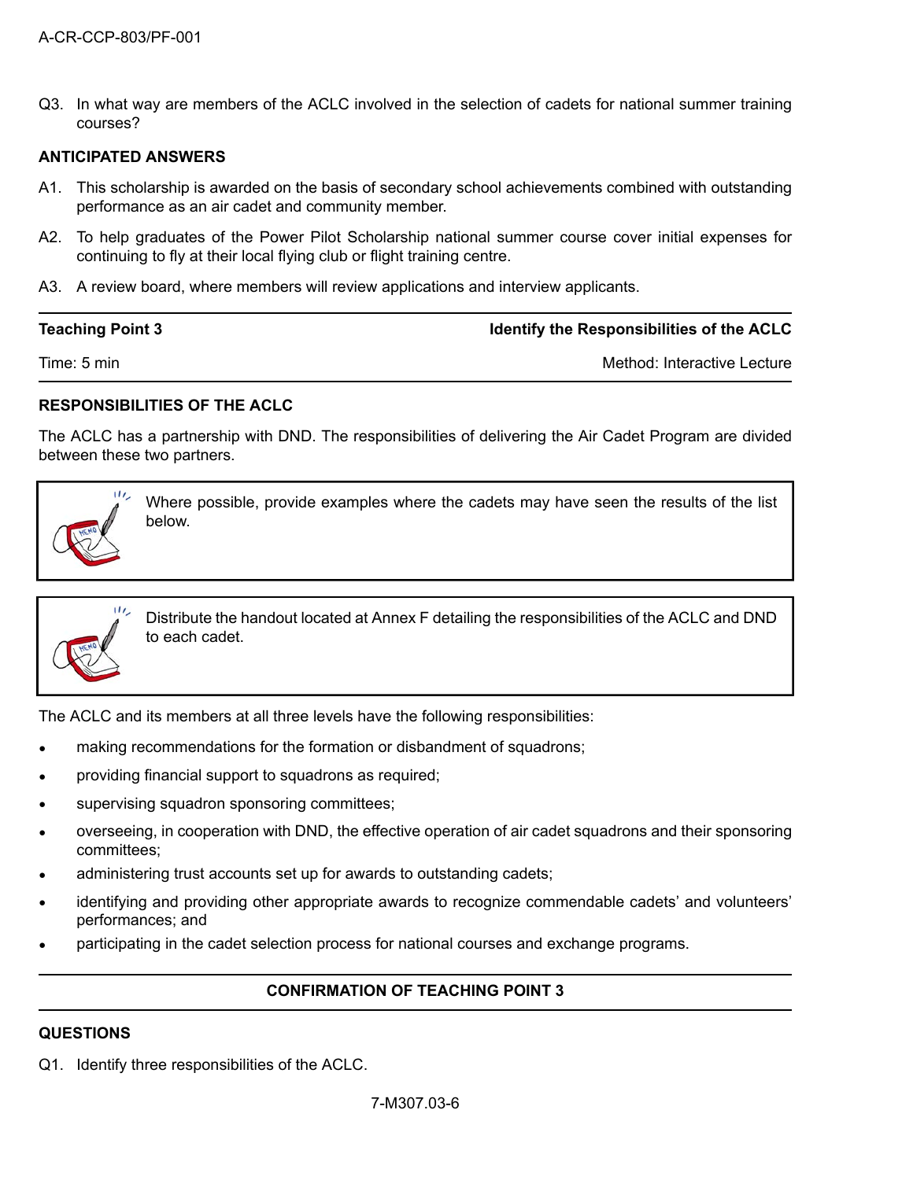Q3. In what way are members of the ACLC involved in the selection of cadets for national summer training courses?

**ANTICIPATED ANSWERS**

A1. This scholarship is awarded on the basis of secondary school achievements combined with outstanding performance as an air cadet and community member.

A2. To help graduates of the Power Pilot Scholarship national summer course cover initial expenses for continuing to fly at their local flying club or flight training centre.

A3. A review board, where members will review applications and interview applicants.

---

| **Teaching Point 3** | **Identify the Responsibilities of the ACLC** |
|---|---|
| Time: 5 min | Method: Interactive Lecture |

---

**RESPONSIBILITIES OF THE ACLC**

The ACLC has a partnership with DND. The responsibilities of delivering the Air Cadet Program are divided between these two partners.

> Where possible, provide examples where the cadets may have seen the results of the list below.

> Distribute the handout located at Annex F detailing the responsibilities of the ACLC and DND to each cadet.

The ACLC and its members at all three levels have the following responsibilities:

- making recommendations for the formation or disbandment of squadrons;
- providing financial support to squadrons as required;
- supervising squadron sponsoring committees;
- overseeing, in cooperation with DND, the effective operation of air cadet squadrons and their sponsoring committees;
- administering trust accounts set up for awards to outstanding cadets;
- identifying and providing other appropriate awards to recognize commendable cadets' and volunteers' performances; and
- participating in the cadet selection process for national courses and exchange programs.

---

**CONFIRMATION OF TEACHING POINT 3**

---

**QUESTIONS**

Q1. Identify three responsibilities of the ACLC.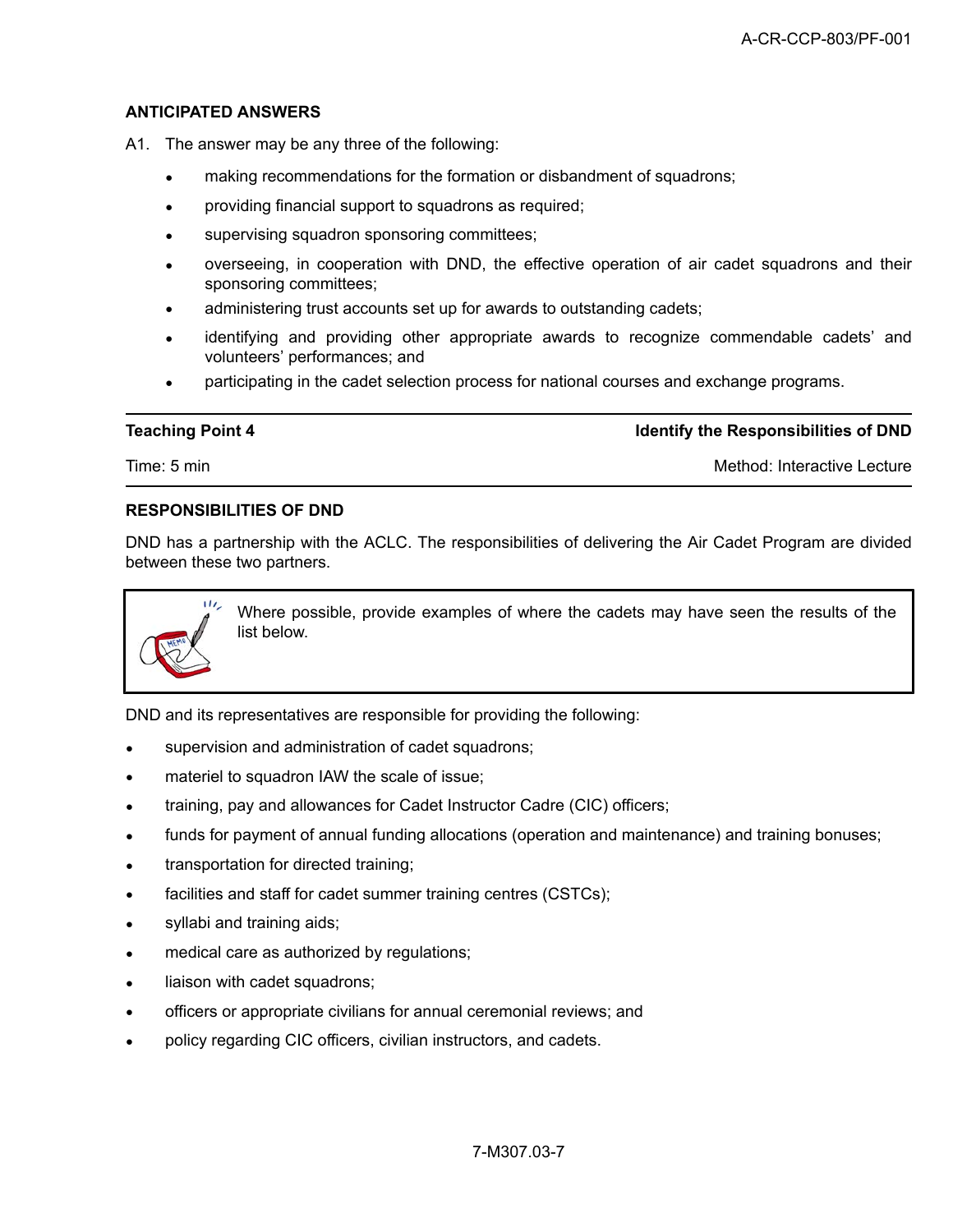**ANTICIPATED ANSWERS**

A1. The answer may be any three of the following:

- making recommendations for the formation or disbandment of squadrons;
- providing financial support to squadrons as required;
- supervising squadron sponsoring committees;
- overseeing, in cooperation with DND, the effective operation of air cadet squadrons and their sponsoring committees;
- administering trust accounts set up for awards to outstanding cadets;
- identifying and providing other appropriate awards to recognize commendable cadets' and volunteers' performances; and
- participating in the cadet selection process for national courses and exchange programs.

| Teaching Point 4 | Identify the Responsibilities of DND |
|---|---|
| Time: 5 min | Method: Interactive Lecture |

**RESPONSIBILITIES OF DND**

DND has a partnership with the ACLC. The responsibilities of delivering the Air Cadet Program are divided between these two partners.

> Where possible, provide examples of where the cadets may have seen the results of the list below.

DND and its representatives are responsible for providing the following:

- supervision and administration of cadet squadrons;
- materiel to squadron IAW the scale of issue;
- training, pay and allowances for Cadet Instructor Cadre (CIC) officers;
- funds for payment of annual funding allocations (operation and maintenance) and training bonuses;
- transportation for directed training;
- facilities and staff for cadet summer training centres (CSTCs);
- syllabi and training aids;
- medical care as authorized by regulations;
- liaison with cadet squadrons;
- officers or appropriate civilians for annual ceremonial reviews; and
- policy regarding CIC officers, civilian instructors, and cadets.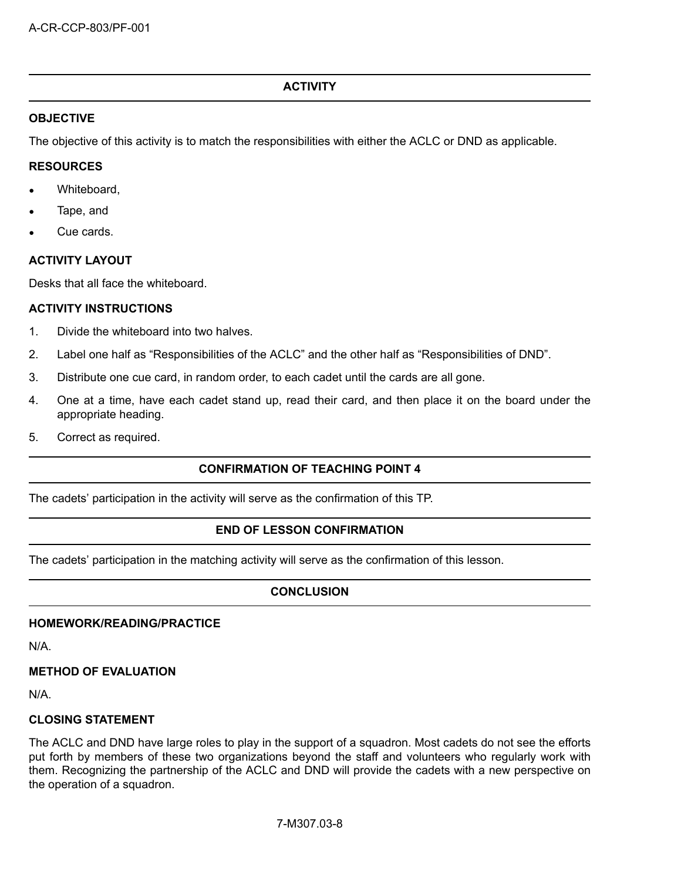## ACTIVITY

### OBJECTIVE

The objective of this activity is to match the responsibilities with either the ACLC or DND as applicable.

### RESOURCES

- Whiteboard,
- Tape, and
- Cue cards.

### ACTIVITY LAYOUT

Desks that all face the whiteboard.

### ACTIVITY INSTRUCTIONS

1. Divide the whiteboard into two halves.
2. Label one half as "Responsibilities of the ACLC" and the other half as "Responsibilities of DND".
3. Distribute one cue card, in random order, to each cadet until the cards are all gone.
4. One at a time, have each cadet stand up, read their card, and then place it on the board under the appropriate heading.
5. Correct as required.

## CONFIRMATION OF TEACHING POINT 4

The cadets' participation in the activity will serve as the confirmation of this TP.

## END OF LESSON CONFIRMATION

The cadets' participation in the matching activity will serve as the confirmation of this lesson.

## CONCLUSION

### HOMEWORK/READING/PRACTICE

N/A.

### METHOD OF EVALUATION

N/A.

### CLOSING STATEMENT

The ACLC and DND have large roles to play in the support of a squadron. Most cadets do not see the efforts put forth by members of these two organizations beyond the staff and volunteers who regularly work with them. Recognizing the partnership of the ACLC and DND will provide the cadets with a new perspective on the operation of a squadron.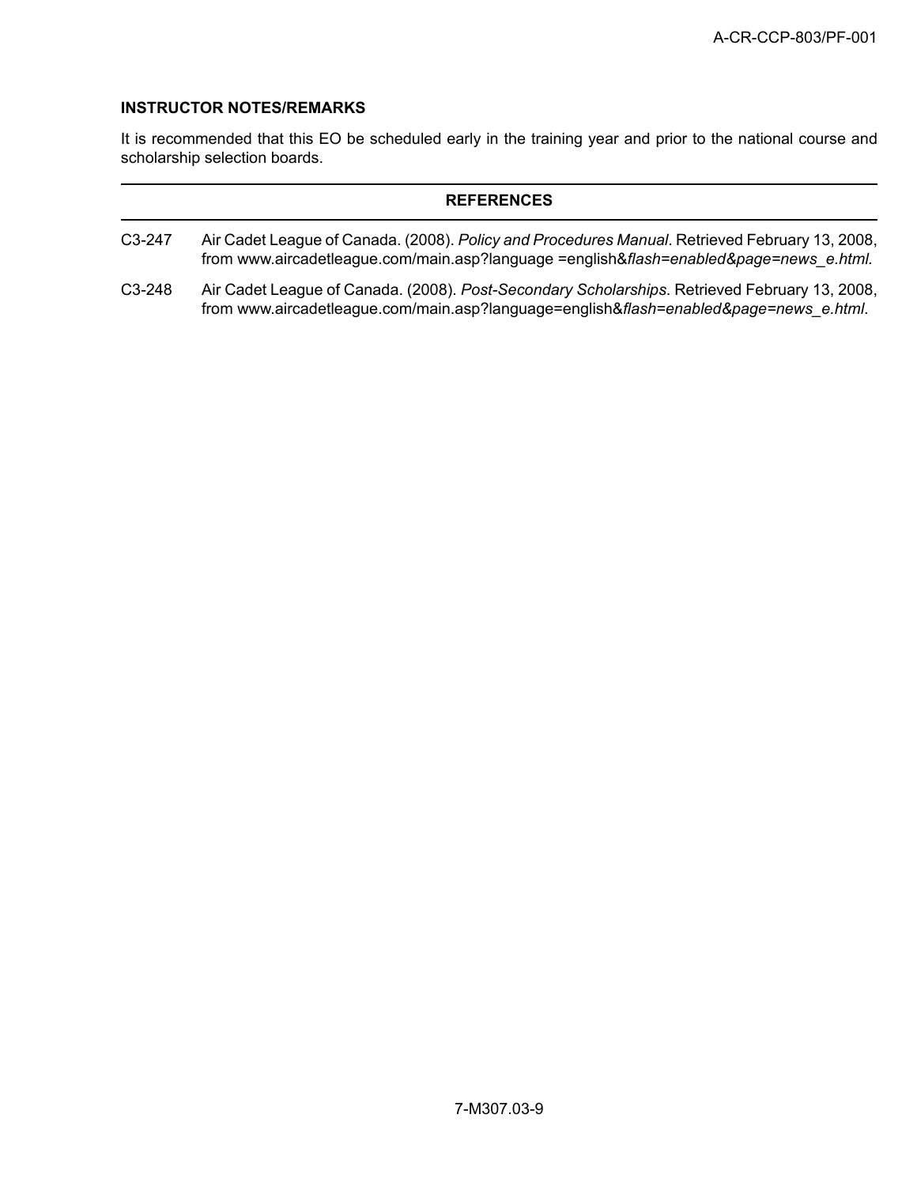**INSTRUCTOR NOTES/REMARKS**

It is recommended that this EO be scheduled early in the training year and prior to the national course and scholarship selection boards.

## REFERENCES

C3-247 Air Cadet League of Canada. (2008). *Policy and Procedures Manual*. Retrieved February 13, 2008, from www.aircadetleague.com/main.asp?language =english&*flash=enabled&page=news_e.html.*

C3-248 Air Cadet League of Canada. (2008). *Post-Secondary Scholarships*. Retrieved February 13, 2008, from www.aircadetleague.com/main.asp?language=english&*flash=enabled&page=news_e.html*.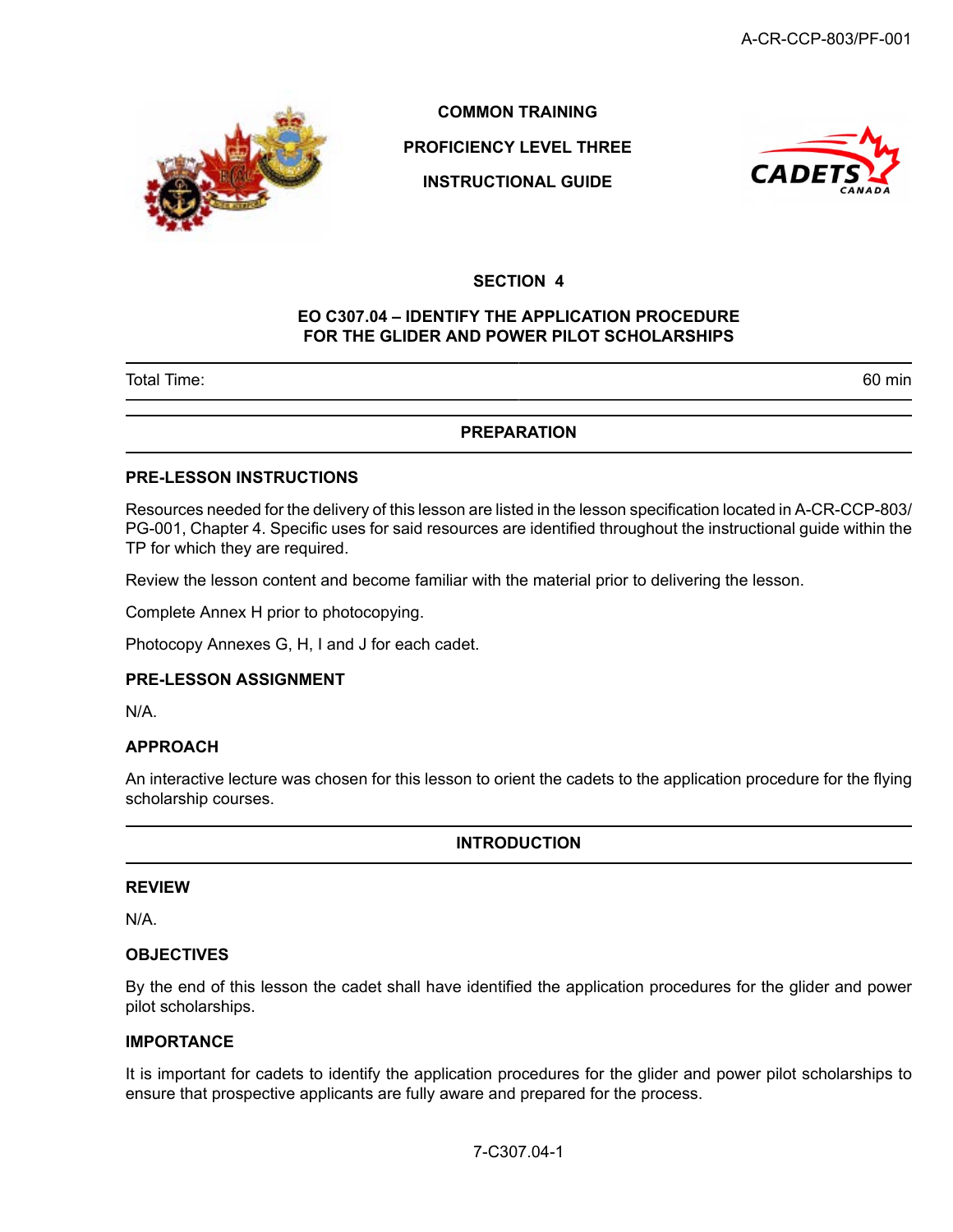COMMON TRAINING

PROFICIENCY LEVEL THREE

INSTRUCTIONAL GUIDE

## SECTION 4

## EO C307.04 – IDENTIFY THE APPLICATION PROCEDURE FOR THE GLIDER AND POWER PILOT SCHOLARSHIPS

| | |
|---|---|
| Total Time: | 60 min |

## PREPARATION

### PRE-LESSON INSTRUCTIONS

Resources needed for the delivery of this lesson are listed in the lesson specification located in A-CR-CCP-803/PG-001, Chapter 4. Specific uses for said resources are identified throughout the instructional guide within the TP for which they are required.

Review the lesson content and become familiar with the material prior to delivering the lesson.

Complete Annex H prior to photocopying.

Photocopy Annexes G, H, I and J for each cadet.

### PRE-LESSON ASSIGNMENT

N/A.

### APPROACH

An interactive lecture was chosen for this lesson to orient the cadets to the application procedure for the flying scholarship courses.

## INTRODUCTION

### REVIEW

N/A.

### OBJECTIVES

By the end of this lesson the cadet shall have identified the application procedures for the glider and power pilot scholarships.

### IMPORTANCE

It is important for cadets to identify the application procedures for the glider and power pilot scholarships to ensure that prospective applicants are fully aware and prepared for the process.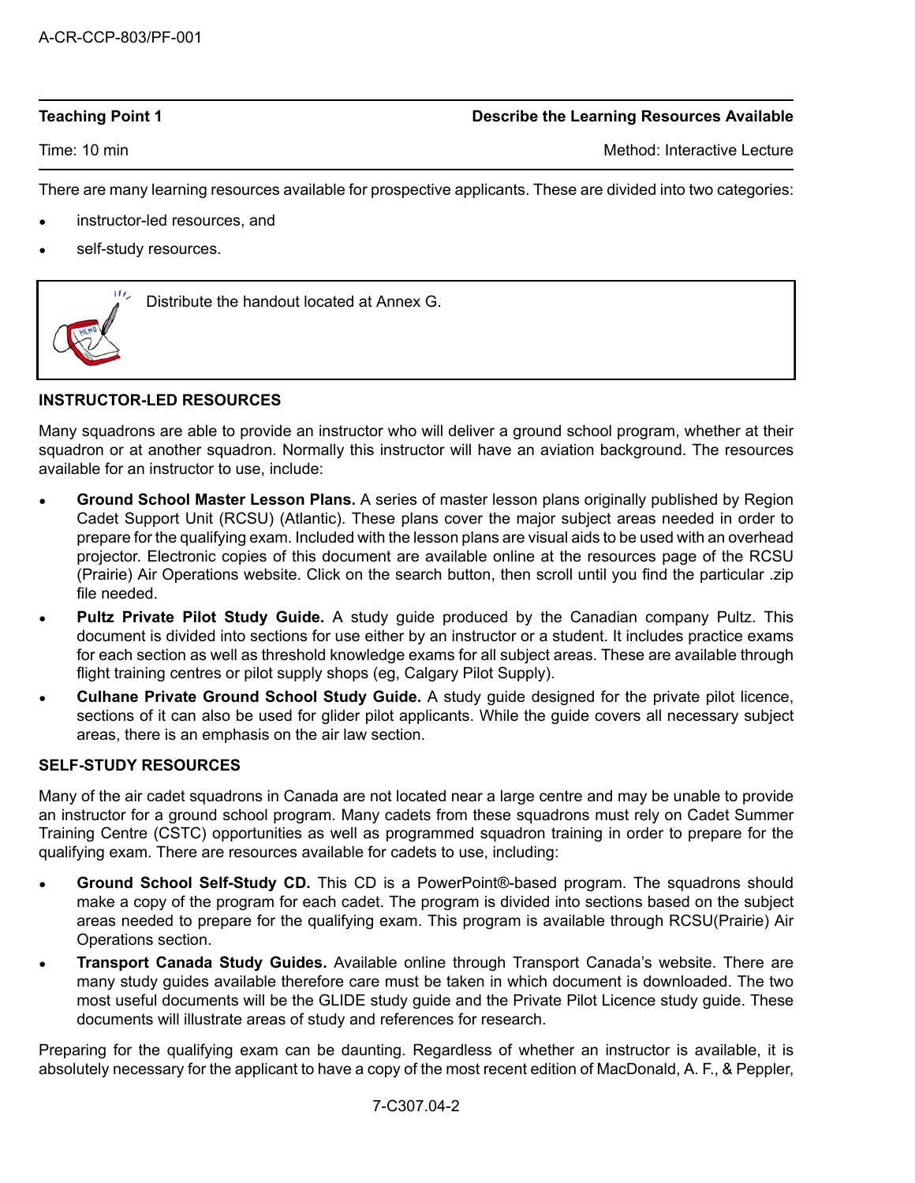**Teaching Point 1** **Describe the Learning Resources Available**

Time: 10 min Method: Interactive Lecture

There are many learning resources available for prospective applicants. These are divided into two categories:

- instructor-led resources, and
- self-study resources.

> Distribute the handout located at Annex G.

**INSTRUCTOR-LED RESOURCES**

Many squadrons are able to provide an instructor who will deliver a ground school program, whether at their squadron or at another squadron. Normally this instructor will have an aviation background. The resources available for an instructor to use, include:

- **Ground School Master Lesson Plans.** A series of master lesson plans originally published by Region Cadet Support Unit (RCSU) (Atlantic). These plans cover the major subject areas needed in order to prepare for the qualifying exam. Included with the lesson plans are visual aids to be used with an overhead projector. Electronic copies of this document are available online at the resources page of the RCSU (Prairie) Air Operations website. Click on the search button, then scroll until you find the particular .zip file needed.
- **Pultz Private Pilot Study Guide.** A study guide produced by the Canadian company Pultz. This document is divided into sections for use either by an instructor or a student. It includes practice exams for each section as well as threshold knowledge exams for all subject areas. These are available through flight training centres or pilot supply shops (eg, Calgary Pilot Supply).
- **Culhane Private Ground School Study Guide.** A study guide designed for the private pilot licence, sections of it can also be used for glider pilot applicants. While the guide covers all necessary subject areas, there is an emphasis on the air law section.

**SELF-STUDY RESOURCES**

Many of the air cadet squadrons in Canada are not located near a large centre and may be unable to provide an instructor for a ground school program. Many cadets from these squadrons must rely on Cadet Summer Training Centre (CSTC) opportunities as well as programmed squadron training in order to prepare for the qualifying exam. There are resources available for cadets to use, including:

- **Ground School Self-Study CD.** This CD is a PowerPoint®-based program. The squadrons should make a copy of the program for each cadet. The program is divided into sections based on the subject areas needed to prepare for the qualifying exam. This program is available through RCSU(Prairie) Air Operations section.
- **Transport Canada Study Guides.** Available online through Transport Canada's website. There are many study guides available therefore care must be taken in which document is downloaded. The two most useful documents will be the GLIDE study guide and the Private Pilot Licence study guide. These documents will illustrate areas of study and references for research.

Preparing for the qualifying exam can be daunting. Regardless of whether an instructor is available, it is absolutely necessary for the applicant to have a copy of the most recent edition of MacDonald, A. F., & Peppler,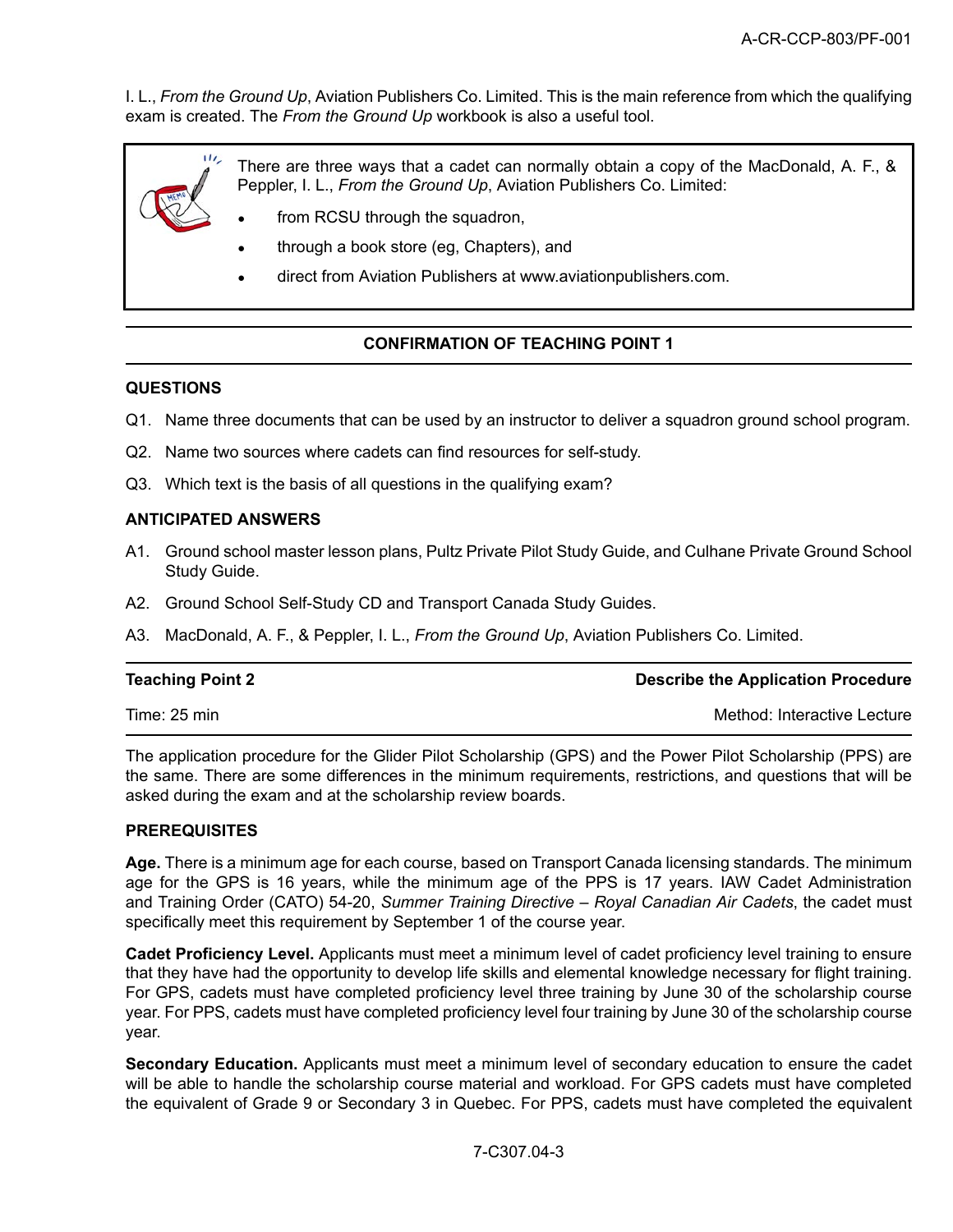I. L., *From the Ground Up*, Aviation Publishers Co. Limited. This is the main reference from which the qualifying exam is created. The *From the Ground Up* workbook is also a useful tool.

> There are three ways that a cadet can normally obtain a copy of the MacDonald, A. F., & Peppler, I. L., *From the Ground Up*, Aviation Publishers Co. Limited:
>
> - from RCSU through the squadron,
> - through a book store (eg, Chapters), and
> - direct from Aviation Publishers at www.aviationpublishers.com.

---

**CONFIRMATION OF TEACHING POINT 1**

---

**QUESTIONS**

Q1. Name three documents that can be used by an instructor to deliver a squadron ground school program.

Q2. Name two sources where cadets can find resources for self-study.

Q3. Which text is the basis of all questions in the qualifying exam?

**ANTICIPATED ANSWERS**

A1. Ground school master lesson plans, Pultz Private Pilot Study Guide, and Culhane Private Ground School Study Guide.

A2. Ground School Self-Study CD and Transport Canada Study Guides.

A3. MacDonald, A. F., & Peppler, I. L., *From the Ground Up*, Aviation Publishers Co. Limited.

---

| **Teaching Point 2** | **Describe the Application Procedure** |
|---|---|
| Time: 25 min | Method: Interactive Lecture |

---

The application procedure for the Glider Pilot Scholarship (GPS) and the Power Pilot Scholarship (PPS) are the same. There are some differences in the minimum requirements, restrictions, and questions that will be asked during the exam and at the scholarship review boards.

**PREREQUISITES**

**Age.** There is a minimum age for each course, based on Transport Canada licensing standards. The minimum age for the GPS is 16 years, while the minimum age of the PPS is 17 years. IAW Cadet Administration and Training Order (CATO) 54-20, *Summer Training Directive – Royal Canadian Air Cadets*, the cadet must specifically meet this requirement by September 1 of the course year.

**Cadet Proficiency Level.** Applicants must meet a minimum level of cadet proficiency level training to ensure that they have had the opportunity to develop life skills and elemental knowledge necessary for flight training. For GPS, cadets must have completed proficiency level three training by June 30 of the scholarship course year. For PPS, cadets must have completed proficiency level four training by June 30 of the scholarship course year.

**Secondary Education.** Applicants must meet a minimum level of secondary education to ensure the cadet will be able to handle the scholarship course material and workload. For GPS cadets must have completed the equivalent of Grade 9 or Secondary 3 in Quebec. For PPS, cadets must have completed the equivalent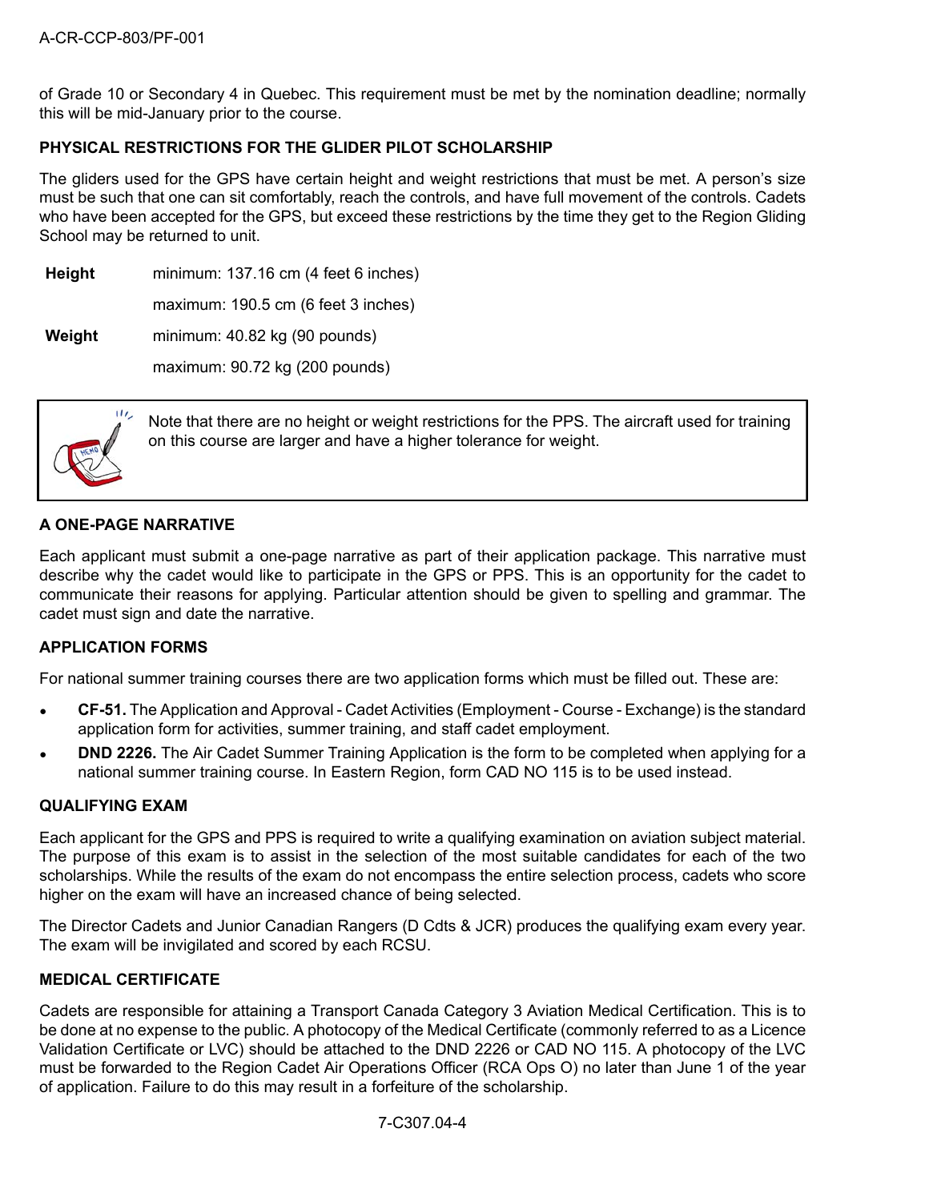of Grade 10 or Secondary 4 in Quebec. This requirement must be met by the nomination deadline; normally this will be mid-January prior to the course.

**PHYSICAL RESTRICTIONS FOR THE GLIDER PILOT SCHOLARSHIP**

The gliders used for the GPS have certain height and weight restrictions that must be met. A person's size must be such that one can sit comfortably, reach the controls, and have full movement of the controls. Cadets who have been accepted for the GPS, but exceed these restrictions by the time they get to the Region Gliding School may be returned to unit.

| | |
|---|---|
| **Height** | minimum: 137.16 cm (4 feet 6 inches) |
| | maximum: 190.5 cm (6 feet 3 inches) |
| **Weight** | minimum: 40.82 kg (90 pounds) |
| | maximum: 90.72 kg (200 pounds) |

Note that there are no height or weight restrictions for the PPS. The aircraft used for training on this course are larger and have a higher tolerance for weight.

**A ONE-PAGE NARRATIVE**

Each applicant must submit a one-page narrative as part of their application package. This narrative must describe why the cadet would like to participate in the GPS or PPS. This is an opportunity for the cadet to communicate their reasons for applying. Particular attention should be given to spelling and grammar. The cadet must sign and date the narrative.

**APPLICATION FORMS**

For national summer training courses there are two application forms which must be filled out. These are:

- **CF-51.** The Application and Approval - Cadet Activities (Employment - Course - Exchange) is the standard application form for activities, summer training, and staff cadet employment.
- **DND 2226.** The Air Cadet Summer Training Application is the form to be completed when applying for a national summer training course. In Eastern Region, form CAD NO 115 is to be used instead.

**QUALIFYING EXAM**

Each applicant for the GPS and PPS is required to write a qualifying examination on aviation subject material. The purpose of this exam is to assist in the selection of the most suitable candidates for each of the two scholarships. While the results of the exam do not encompass the entire selection process, cadets who score higher on the exam will have an increased chance of being selected.

The Director Cadets and Junior Canadian Rangers (D Cdts & JCR) produces the qualifying exam every year. The exam will be invigilated and scored by each RCSU.

**MEDICAL CERTIFICATE**

Cadets are responsible for attaining a Transport Canada Category 3 Aviation Medical Certification. This is to be done at no expense to the public. A photocopy of the Medical Certificate (commonly referred to as a Licence Validation Certificate or LVC) should be attached to the DND 2226 or CAD NO 115. A photocopy of the LVC must be forwarded to the Region Cadet Air Operations Officer (RCA Ops O) no later than June 1 of the year of application. Failure to do this may result in a forfeiture of the scholarship.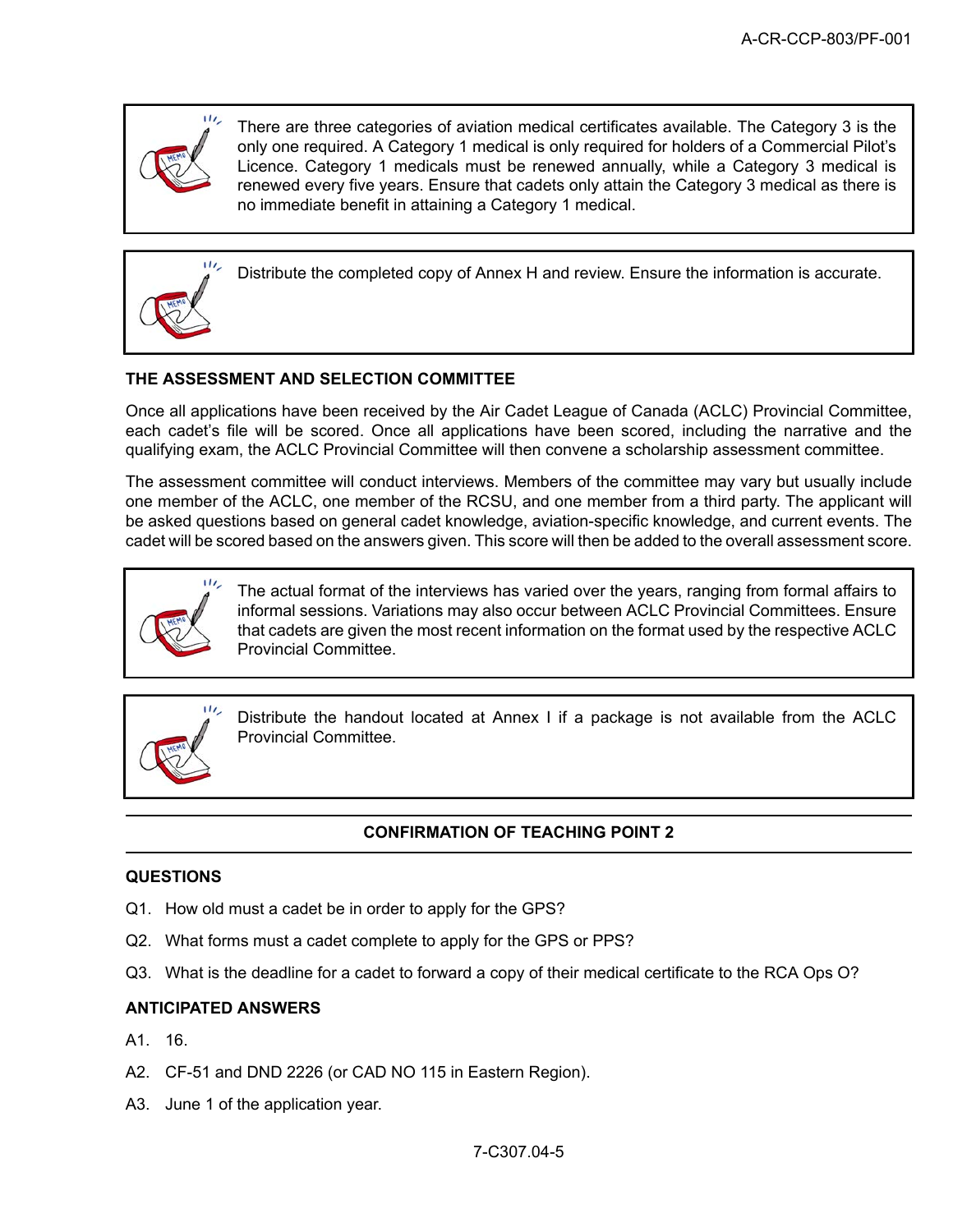There are three categories of aviation medical certificates available. The Category 3 is the only one required. A Category 1 medical is only required for holders of a Commercial Pilot's Licence. Category 1 medicals must be renewed annually, while a Category 3 medical is renewed every five years. Ensure that cadets only attain the Category 3 medical as there is no immediate benefit in attaining a Category 1 medical.

Distribute the completed copy of Annex H and review. Ensure the information is accurate.

### THE ASSESSMENT AND SELECTION COMMITTEE

Once all applications have been received by the Air Cadet League of Canada (ACLC) Provincial Committee, each cadet's file will be scored. Once all applications have been scored, including the narrative and the qualifying exam, the ACLC Provincial Committee will then convene a scholarship assessment committee.

The assessment committee will conduct interviews. Members of the committee may vary but usually include one member of the ACLC, one member of the RCSU, and one member from a third party. The applicant will be asked questions based on general cadet knowledge, aviation-specific knowledge, and current events. The cadet will be scored based on the answers given. This score will then be added to the overall assessment score.

The actual format of the interviews has varied over the years, ranging from formal affairs to informal sessions. Variations may also occur between ACLC Provincial Committees. Ensure that cadets are given the most recent information on the format used by the respective ACLC Provincial Committee.

Distribute the handout located at Annex I if a package is not available from the ACLC Provincial Committee.

## CONFIRMATION OF TEACHING POINT 2

### QUESTIONS

Q1. How old must a cadet be in order to apply for the GPS?

Q2. What forms must a cadet complete to apply for the GPS or PPS?

Q3. What is the deadline for a cadet to forward a copy of their medical certificate to the RCA Ops O?

### ANTICIPATED ANSWERS

A1. 16.

A2. CF-51 and DND 2226 (or CAD NO 115 in Eastern Region).

A3. June 1 of the application year.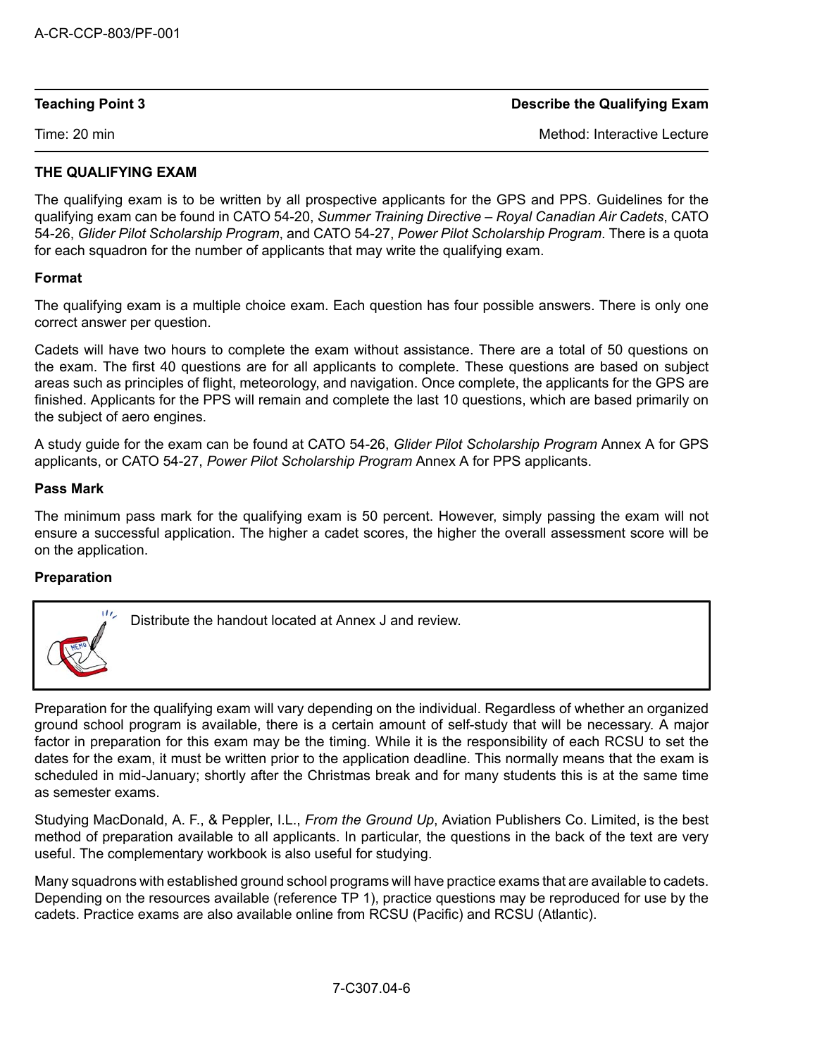| **Teaching Point 3** | **Describe the Qualifying Exam** |
|---|---|
| Time: 20 min | Method: Interactive Lecture |

**THE QUALIFYING EXAM**

The qualifying exam is to be written by all prospective applicants for the GPS and PPS. Guidelines for the qualifying exam can be found in CATO 54-20, *Summer Training Directive – Royal Canadian Air Cadets*, CATO 54-26, *Glider Pilot Scholarship Program*, and CATO 54-27, *Power Pilot Scholarship Program*. There is a quota for each squadron for the number of applicants that may write the qualifying exam.

**Format**

The qualifying exam is a multiple choice exam. Each question has four possible answers. There is only one correct answer per question.

Cadets will have two hours to complete the exam without assistance. There are a total of 50 questions on the exam. The first 40 questions are for all applicants to complete. These questions are based on subject areas such as principles of flight, meteorology, and navigation. Once complete, the applicants for the GPS are finished. Applicants for the PPS will remain and complete the last 10 questions, which are based primarily on the subject of aero engines.

A study guide for the exam can be found at CATO 54-26, *Glider Pilot Scholarship Program* Annex A for GPS applicants, or CATO 54-27, *Power Pilot Scholarship Program* Annex A for PPS applicants.

**Pass Mark**

The minimum pass mark for the qualifying exam is 50 percent. However, simply passing the exam will not ensure a successful application. The higher a cadet scores, the higher the overall assessment score will be on the application.

**Preparation**

> Distribute the handout located at Annex J and review.

Preparation for the qualifying exam will vary depending on the individual. Regardless of whether an organized ground school program is available, there is a certain amount of self-study that will be necessary. A major factor in preparation for this exam may be the timing. While it is the responsibility of each RCSU to set the dates for the exam, it must be written prior to the application deadline. This normally means that the exam is scheduled in mid-January; shortly after the Christmas break and for many students this is at the same time as semester exams.

Studying MacDonald, A. F., & Peppler, I.L., *From the Ground Up*, Aviation Publishers Co. Limited, is the best method of preparation available to all applicants. In particular, the questions in the back of the text are very useful. The complementary workbook is also useful for studying.

Many squadrons with established ground school programs will have practice exams that are available to cadets. Depending on the resources available (reference TP 1), practice questions may be reproduced for use by the cadets. Practice exams are also available online from RCSU (Pacific) and RCSU (Atlantic).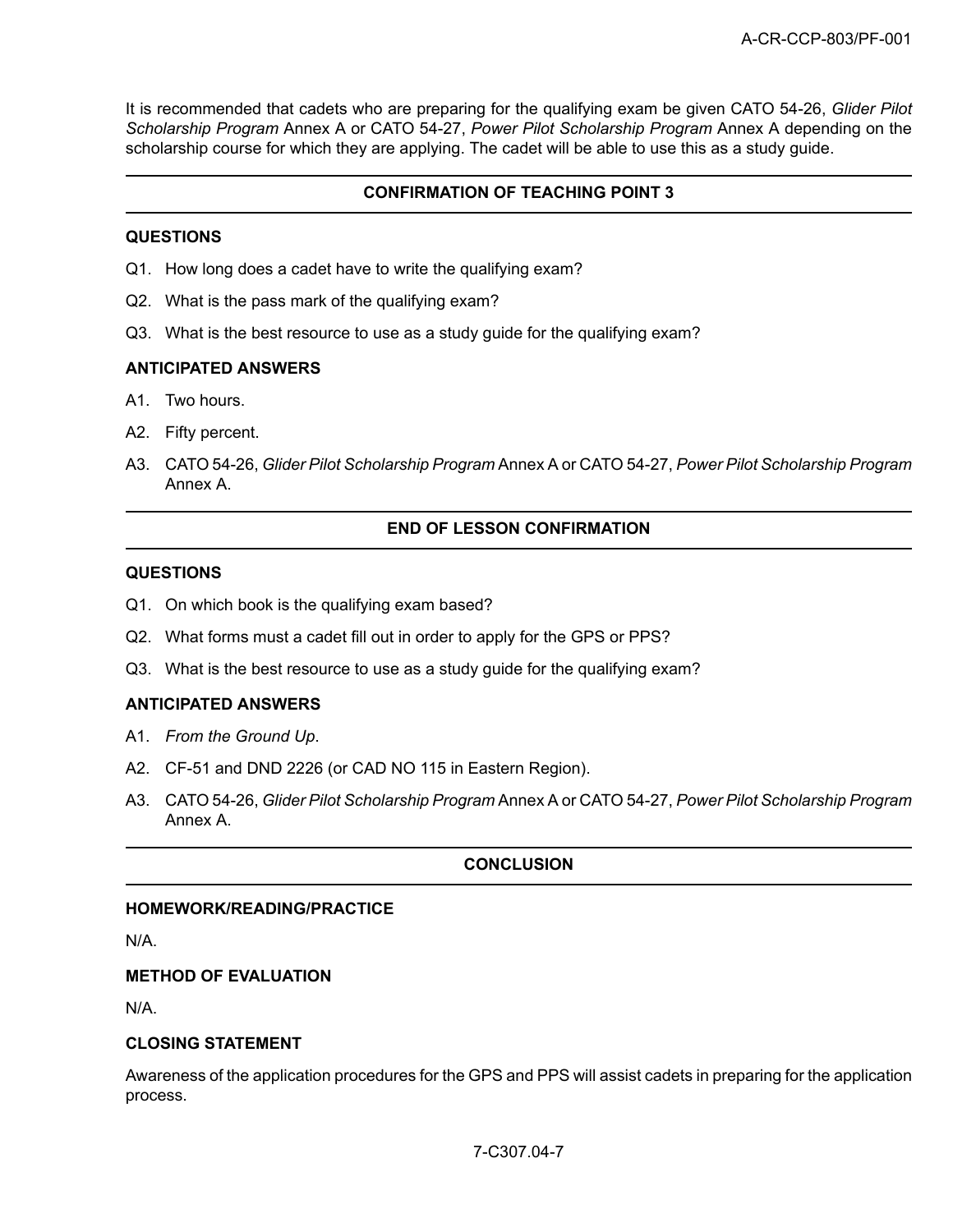It is recommended that cadets who are preparing for the qualifying exam be given CATO 54-26, *Glider Pilot Scholarship Program* Annex A or CATO 54-27, *Power Pilot Scholarship Program* Annex A depending on the scholarship course for which they are applying. The cadet will be able to use this as a study guide.

## CONFIRMATION OF TEACHING POINT 3

### QUESTIONS

Q1. How long does a cadet have to write the qualifying exam?

Q2. What is the pass mark of the qualifying exam?

Q3. What is the best resource to use as a study guide for the qualifying exam?

### ANTICIPATED ANSWERS

A1. Two hours.

A2. Fifty percent.

A3. CATO 54-26, *Glider Pilot Scholarship Program* Annex A or CATO 54-27, *Power Pilot Scholarship Program* Annex A.

## END OF LESSON CONFIRMATION

### QUESTIONS

Q1. On which book is the qualifying exam based?

Q2. What forms must a cadet fill out in order to apply for the GPS or PPS?

Q3. What is the best resource to use as a study guide for the qualifying exam?

### ANTICIPATED ANSWERS

A1. *From the Ground Up*.

A2. CF-51 and DND 2226 (or CAD NO 115 in Eastern Region).

A3. CATO 54-26, *Glider Pilot Scholarship Program* Annex A or CATO 54-27, *Power Pilot Scholarship Program* Annex A.

## CONCLUSION

### HOMEWORK/READING/PRACTICE

N/A.

### METHOD OF EVALUATION

N/A.

### CLOSING STATEMENT

Awareness of the application procedures for the GPS and PPS will assist cadets in preparing for the application process.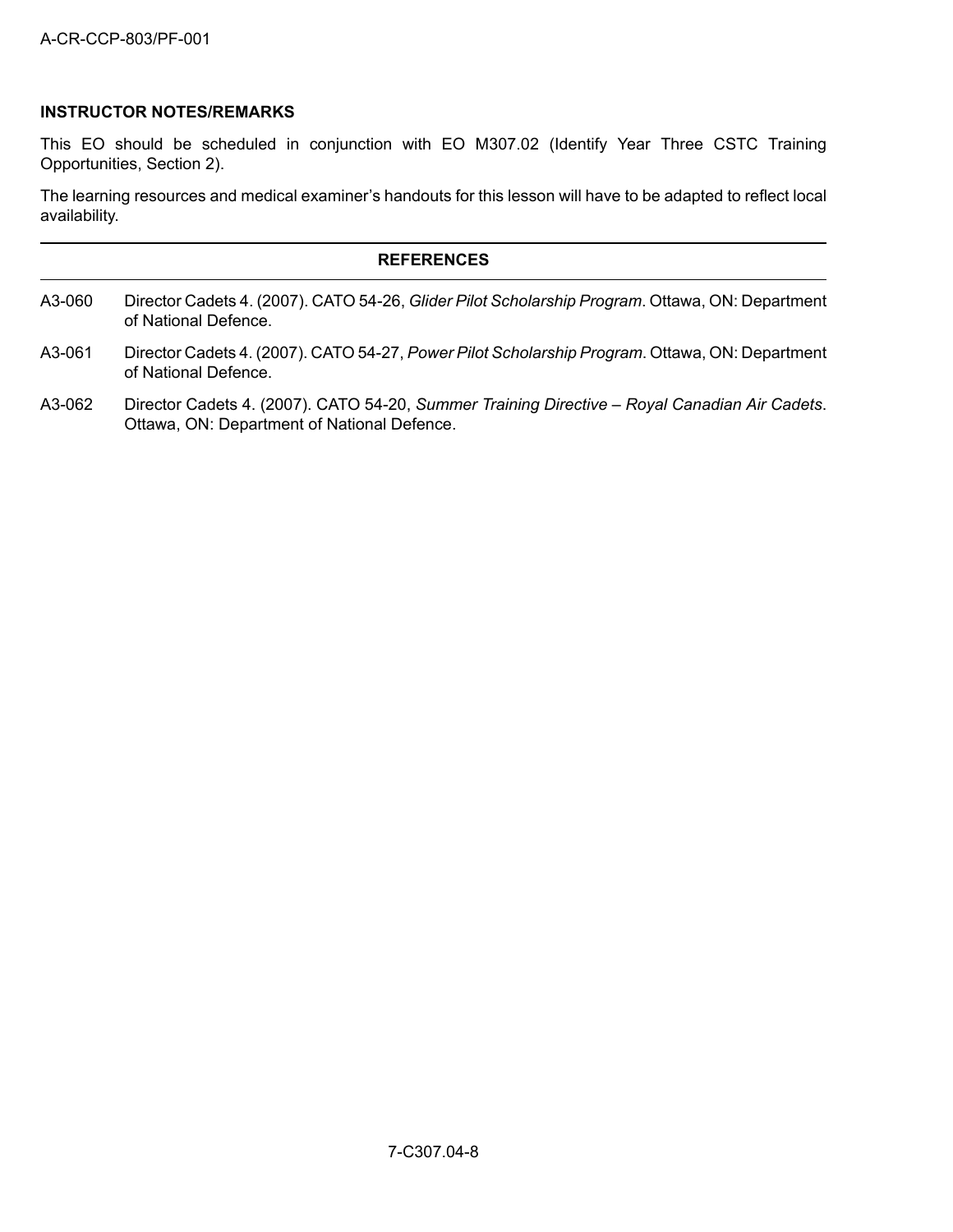**INSTRUCTOR NOTES/REMARKS**

This EO should be scheduled in conjunction with EO M307.02 (Identify Year Three CSTC Training Opportunities, Section 2).

The learning resources and medical examiner's handouts for this lesson will have to be adapted to reflect local availability.

**REFERENCES**

A3-060 Director Cadets 4. (2007). CATO 54-26, *Glider Pilot Scholarship Program*. Ottawa, ON: Department of National Defence.

A3-061 Director Cadets 4. (2007). CATO 54-27, *Power Pilot Scholarship Program*. Ottawa, ON: Department of National Defence.

A3-062 Director Cadets 4. (2007). CATO 54-20, *Summer Training Directive – Royal Canadian Air Cadets*. Ottawa, ON: Department of National Defence.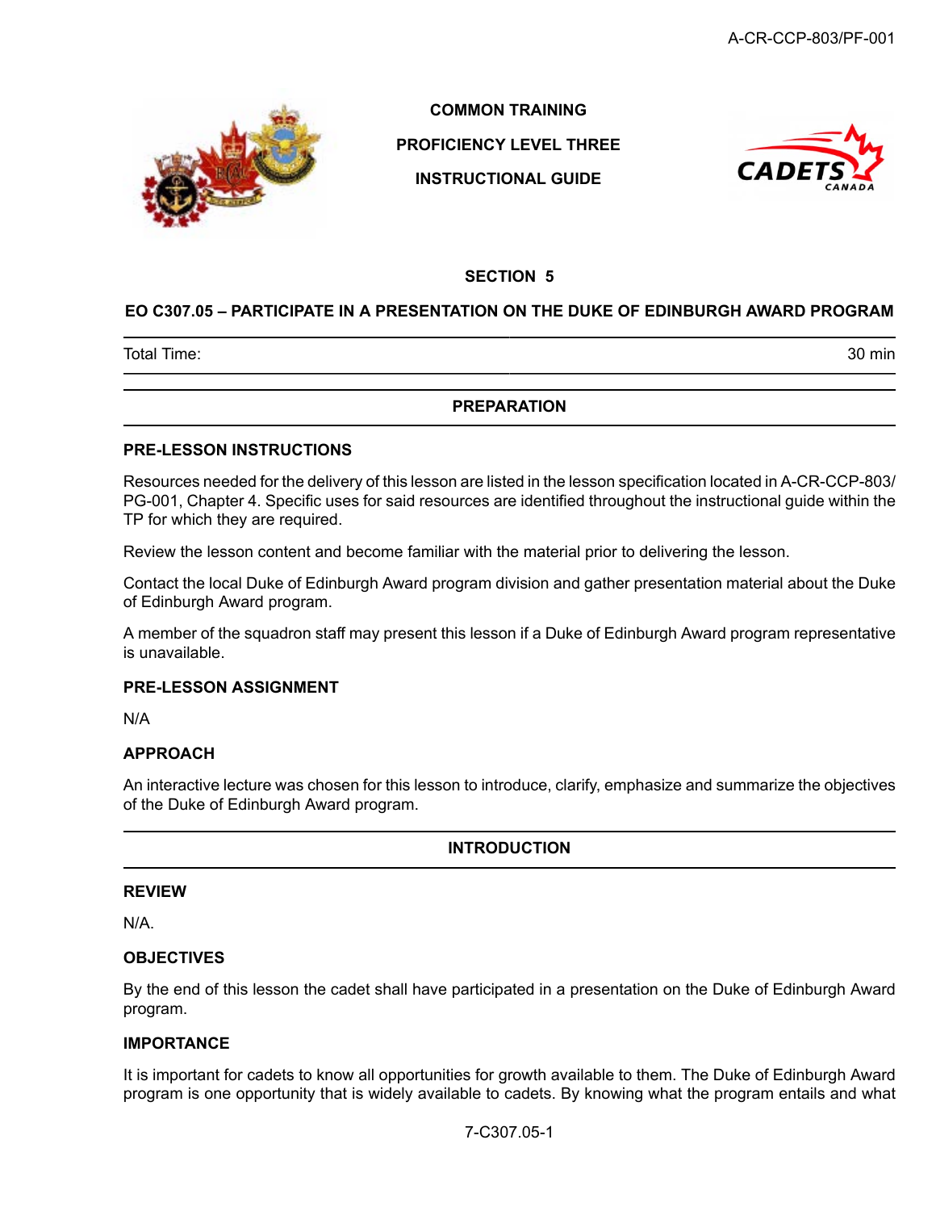COMMON TRAINING

PROFICIENCY LEVEL THREE

INSTRUCTIONAL GUIDE

## SECTION 5

## EO C307.05 – PARTICIPATE IN A PRESENTATION ON THE DUKE OF EDINBURGH AWARD PROGRAM

| | |
|---|---|
| Total Time: | 30 min |

## PREPARATION

### PRE-LESSON INSTRUCTIONS

Resources needed for the delivery of this lesson are listed in the lesson specification located in A-CR-CCP-803/PG-001, Chapter 4. Specific uses for said resources are identified throughout the instructional guide within the TP for which they are required.

Review the lesson content and become familiar with the material prior to delivering the lesson.

Contact the local Duke of Edinburgh Award program division and gather presentation material about the Duke of Edinburgh Award program.

A member of the squadron staff may present this lesson if a Duke of Edinburgh Award program representative is unavailable.

### PRE-LESSON ASSIGNMENT

N/A

### APPROACH

An interactive lecture was chosen for this lesson to introduce, clarify, emphasize and summarize the objectives of the Duke of Edinburgh Award program.

## INTRODUCTION

### REVIEW

N/A.

### OBJECTIVES

By the end of this lesson the cadet shall have participated in a presentation on the Duke of Edinburgh Award program.

### IMPORTANCE

It is important for cadets to know all opportunities for growth available to them. The Duke of Edinburgh Award program is one opportunity that is widely available to cadets. By knowing what the program entails and what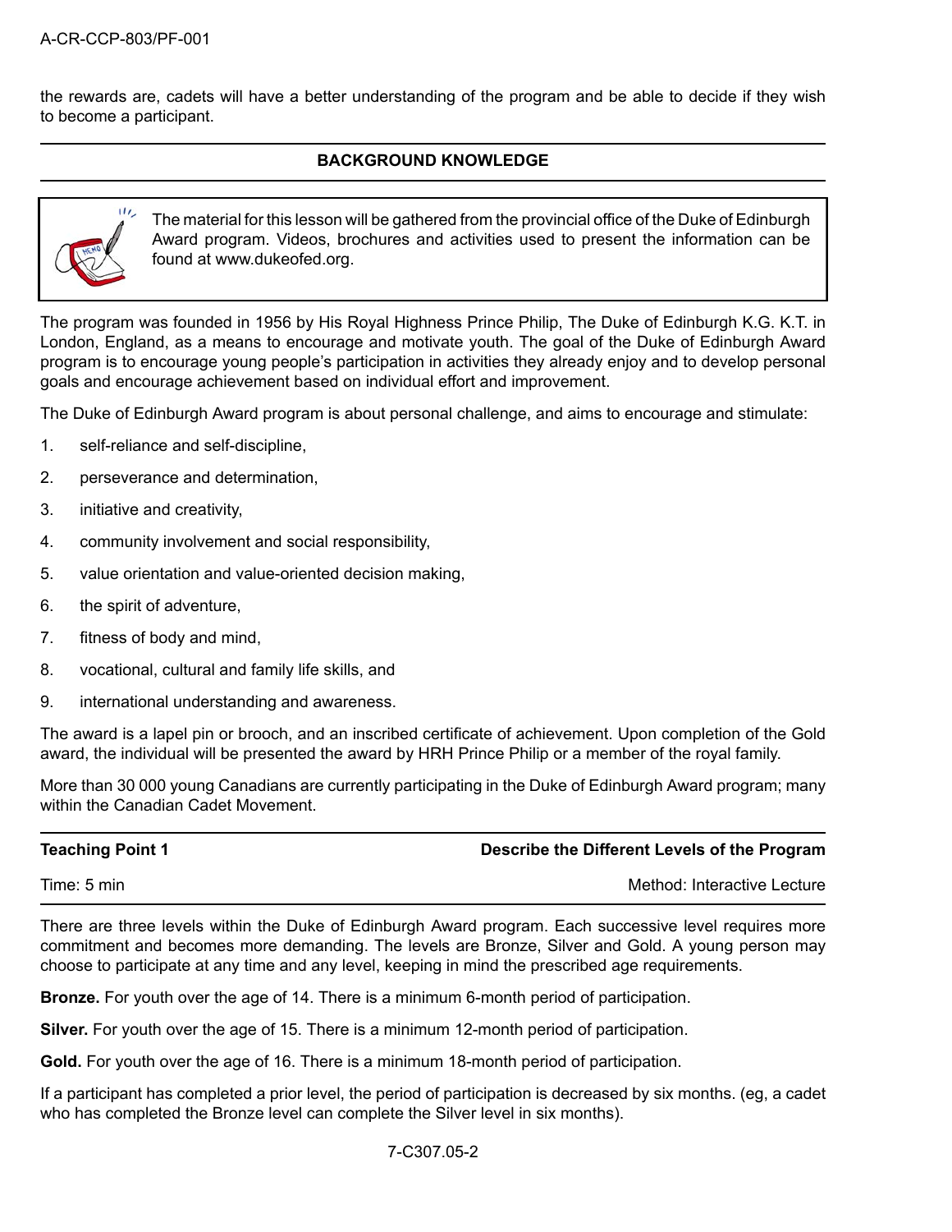the rewards are, cadets will have a better understanding of the program and be able to decide if they wish to become a participant.

## BACKGROUND KNOWLEDGE

> The material for this lesson will be gathered from the provincial office of the Duke of Edinburgh Award program. Videos, brochures and activities used to present the information can be found at www.dukeofed.org.

The program was founded in 1956 by His Royal Highness Prince Philip, The Duke of Edinburgh K.G. K.T. in London, England, as a means to encourage and motivate youth. The goal of the Duke of Edinburgh Award program is to encourage young people's participation in activities they already enjoy and to develop personal goals and encourage achievement based on individual effort and improvement.

The Duke of Edinburgh Award program is about personal challenge, and aims to encourage and stimulate:

1. self-reliance and self-discipline,
2. perseverance and determination,
3. initiative and creativity,
4. community involvement and social responsibility,
5. value orientation and value-oriented decision making,
6. the spirit of adventure,
7. fitness of body and mind,
8. vocational, cultural and family life skills, and
9. international understanding and awareness.

The award is a lapel pin or brooch, and an inscribed certificate of achievement. Upon completion of the Gold award, the individual will be presented the award by HRH Prince Philip or a member of the royal family.

More than 30 000 young Canadians are currently participating in the Duke of Edinburgh Award program; many within the Canadian Cadet Movement.

## Teaching Point 1 — Describe the Different Levels of the Program

Time: 5 min — Method: Interactive Lecture

There are three levels within the Duke of Edinburgh Award program. Each successive level requires more commitment and becomes more demanding. The levels are Bronze, Silver and Gold. A young person may choose to participate at any time and any level, keeping in mind the prescribed age requirements.

**Bronze.** For youth over the age of 14. There is a minimum 6-month period of participation.

**Silver.** For youth over the age of 15. There is a minimum 12-month period of participation.

**Gold.** For youth over the age of 16. There is a minimum 18-month period of participation.

If a participant has completed a prior level, the period of participation is decreased by six months. (eg, a cadet who has completed the Bronze level can complete the Silver level in six months).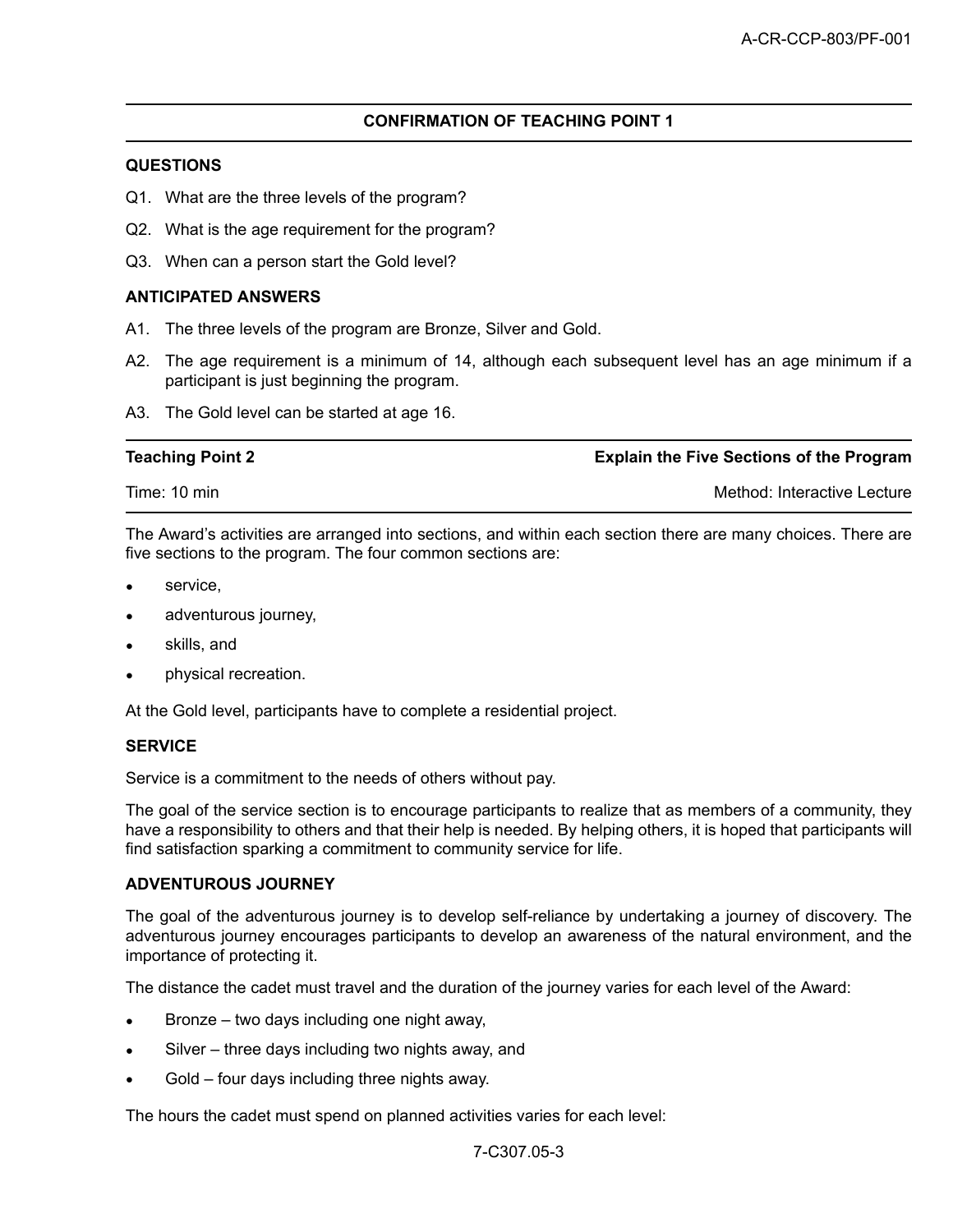## CONFIRMATION OF TEACHING POINT 1

### QUESTIONS

Q1. What are the three levels of the program?

Q2. What is the age requirement for the program?

Q3. When can a person start the Gold level?

### ANTICIPATED ANSWERS

A1. The three levels of the program are Bronze, Silver and Gold.

A2. The age requirement is a minimum of 14, although each subsequent level has an age minimum if a participant is just beginning the program.

A3. The Gold level can be started at age 16.

| Teaching Point 2 | Explain the Five Sections of the Program |
|---|---|
| Time: 10 min | Method: Interactive Lecture |

The Award's activities are arranged into sections, and within each section there are many choices. There are five sections to the program. The four common sections are:

- service,
- adventurous journey,
- skills, and
- physical recreation.

At the Gold level, participants have to complete a residential project.

### SERVICE

Service is a commitment to the needs of others without pay.

The goal of the service section is to encourage participants to realize that as members of a community, they have a responsibility to others and that their help is needed. By helping others, it is hoped that participants will find satisfaction sparking a commitment to community service for life.

### ADVENTUROUS JOURNEY

The goal of the adventurous journey is to develop self-reliance by undertaking a journey of discovery. The adventurous journey encourages participants to develop an awareness of the natural environment, and the importance of protecting it.

The distance the cadet must travel and the duration of the journey varies for each level of the Award:

- Bronze – two days including one night away,
- Silver – three days including two nights away, and
- Gold – four days including three nights away.

The hours the cadet must spend on planned activities varies for each level: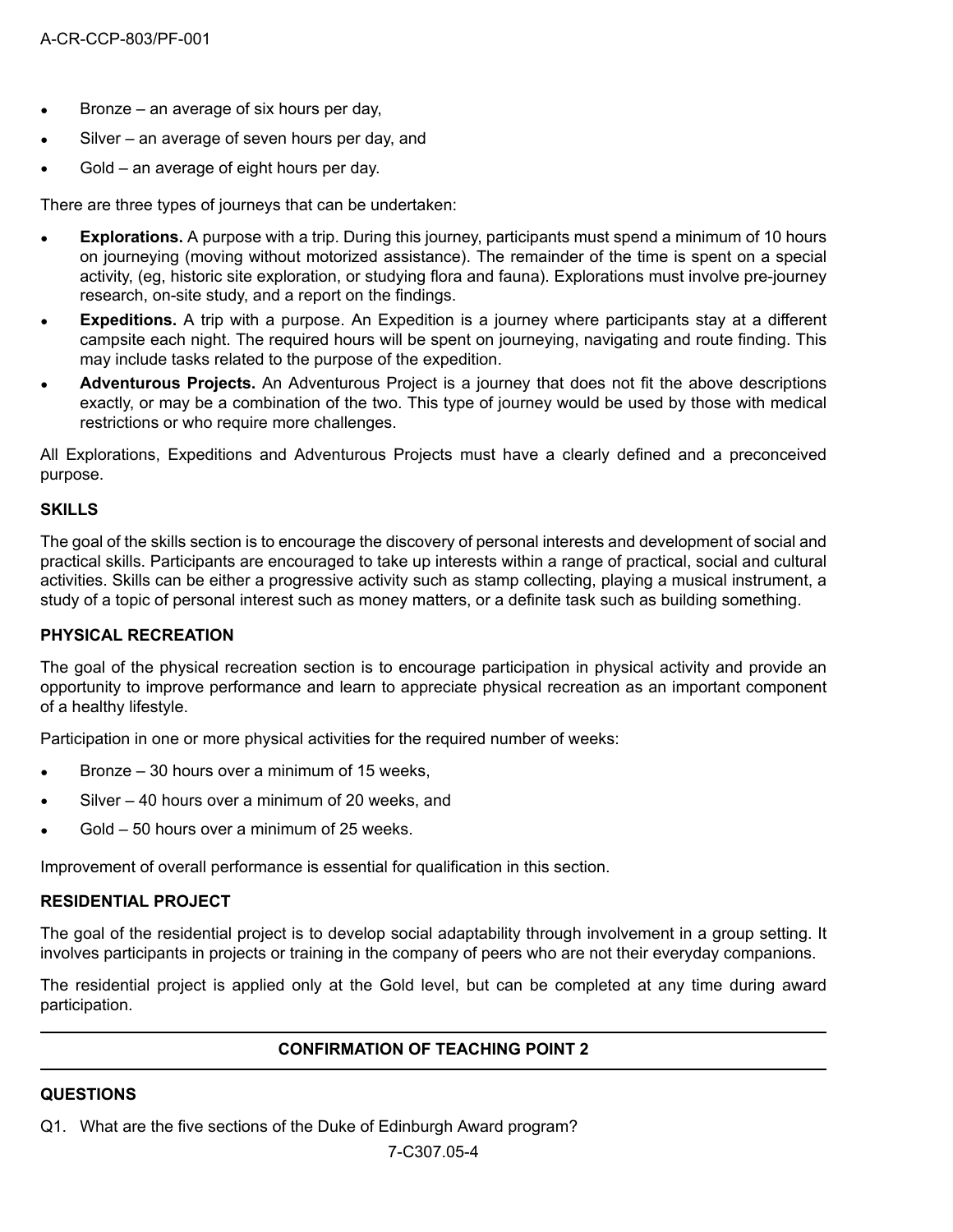- Bronze – an average of six hours per day,
- Silver – an average of seven hours per day, and
- Gold – an average of eight hours per day.

There are three types of journeys that can be undertaken:

- **Explorations.** A purpose with a trip. During this journey, participants must spend a minimum of 10 hours on journeying (moving without motorized assistance). The remainder of the time is spent on a special activity, (eg, historic site exploration, or studying flora and fauna). Explorations must involve pre-journey research, on-site study, and a report on the findings.
- **Expeditions.** A trip with a purpose. An Expedition is a journey where participants stay at a different campsite each night. The required hours will be spent on journeying, navigating and route finding. This may include tasks related to the purpose of the expedition.
- **Adventurous Projects.** An Adventurous Project is a journey that does not fit the above descriptions exactly, or may be a combination of the two. This type of journey would be used by those with medical restrictions or who require more challenges.

All Explorations, Expeditions and Adventurous Projects must have a clearly defined and a preconceived purpose.

**SKILLS**

The goal of the skills section is to encourage the discovery of personal interests and development of social and practical skills. Participants are encouraged to take up interests within a range of practical, social and cultural activities. Skills can be either a progressive activity such as stamp collecting, playing a musical instrument, a study of a topic of personal interest such as money matters, or a definite task such as building something.

**PHYSICAL RECREATION**

The goal of the physical recreation section is to encourage participation in physical activity and provide an opportunity to improve performance and learn to appreciate physical recreation as an important component of a healthy lifestyle.

Participation in one or more physical activities for the required number of weeks:

- Bronze – 30 hours over a minimum of 15 weeks,
- Silver – 40 hours over a minimum of 20 weeks, and
- Gold – 50 hours over a minimum of 25 weeks.

Improvement of overall performance is essential for qualification in this section.

**RESIDENTIAL PROJECT**

The goal of the residential project is to develop social adaptability through involvement in a group setting. It involves participants in projects or training in the company of peers who are not their everyday companions.

The residential project is applied only at the Gold level, but can be completed at any time during award participation.

---

**CONFIRMATION OF TEACHING POINT 2**

---

**QUESTIONS**

Q1. What are the five sections of the Duke of Edinburgh Award program?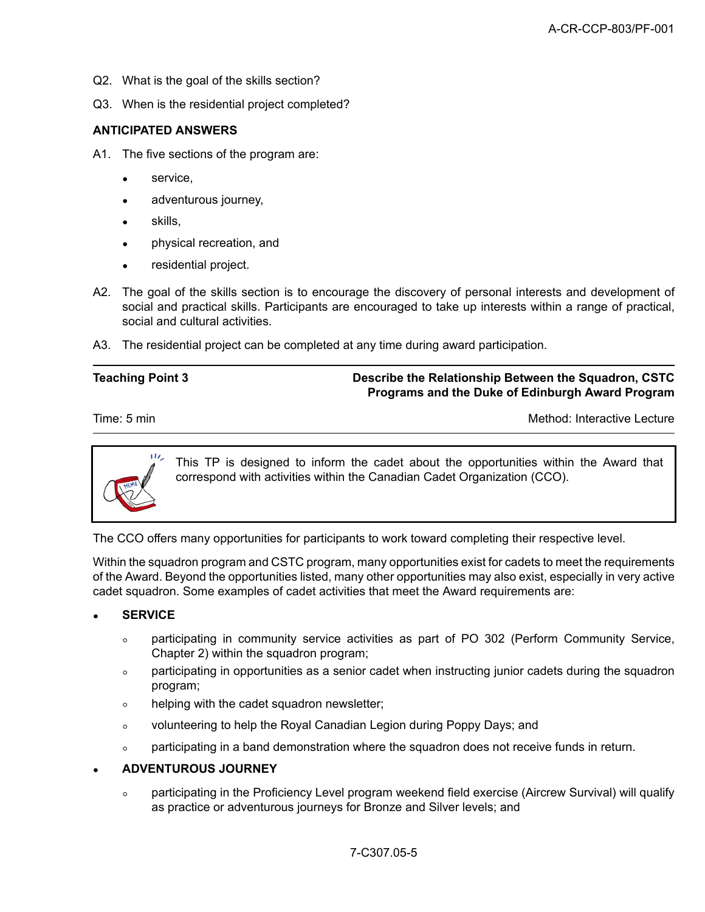Q2. What is the goal of the skills section?

Q3. When is the residential project completed?

**ANTICIPATED ANSWERS**

A1. The five sections of the program are:

- service,
- adventurous journey,
- skills,
- physical recreation, and
- residential project.

A2. The goal of the skills section is to encourage the discovery of personal interests and development of social and practical skills. Participants are encouraged to take up interests within a range of practical, social and cultural activities.

A3. The residential project can be completed at any time during award participation.

| | |
|---|---|
| **Teaching Point 3** | **Describe the Relationship Between the Squadron, CSTC Programs and the Duke of Edinburgh Award Program** |
| Time: 5 min | Method: Interactive Lecture |

> This TP is designed to inform the cadet about the opportunities within the Award that correspond with activities within the Canadian Cadet Organization (CCO).

The CCO offers many opportunities for participants to work toward completing their respective level.

Within the squadron program and CSTC program, many opportunities exist for cadets to meet the requirements of the Award. Beyond the opportunities listed, many other opportunities may also exist, especially in very active cadet squadron. Some examples of cadet activities that meet the Award requirements are:

- **SERVICE**
  - participating in community service activities as part of PO 302 (Perform Community Service, Chapter 2) within the squadron program;
  - participating in opportunities as a senior cadet when instructing junior cadets during the squadron program;
  - helping with the cadet squadron newsletter;
  - volunteering to help the Royal Canadian Legion during Poppy Days; and
  - participating in a band demonstration where the squadron does not receive funds in return.
- **ADVENTUROUS JOURNEY**
  - participating in the Proficiency Level program weekend field exercise (Aircrew Survival) will qualify as practice or adventurous journeys for Bronze and Silver levels; and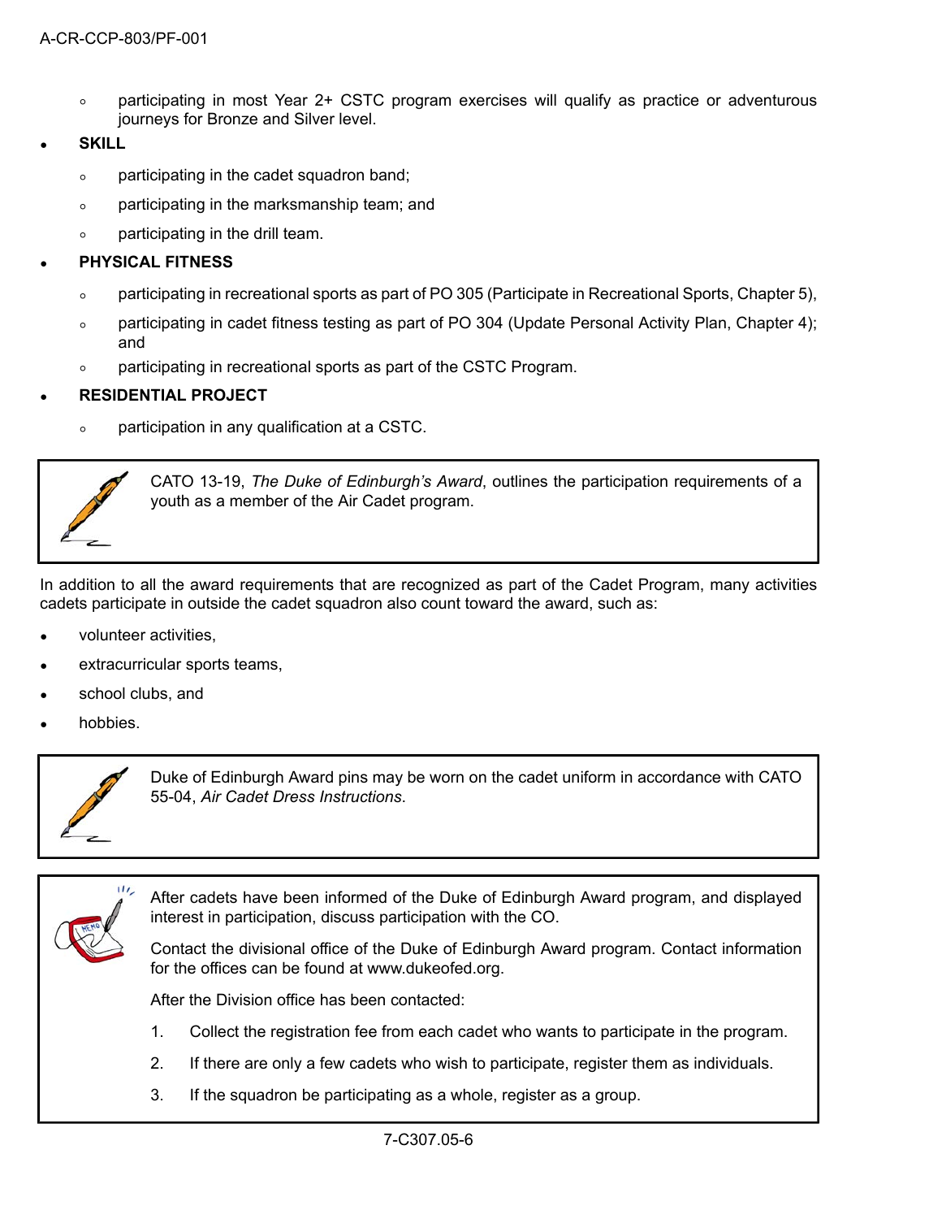- participating in most Year 2+ CSTC program exercises will qualify as practice or adventurous journeys for Bronze and Silver level.

- **SKILL**
  - participating in the cadet squadron band;
  - participating in the marksmanship team; and
  - participating in the drill team.
- **PHYSICAL FITNESS**
  - participating in recreational sports as part of PO 305 (Participate in Recreational Sports, Chapter 5),
  - participating in cadet fitness testing as part of PO 304 (Update Personal Activity Plan, Chapter 4); and
  - participating in recreational sports as part of the CSTC Program.
- **RESIDENTIAL PROJECT**
  - participation in any qualification at a CSTC.

> CATO 13-19, *The Duke of Edinburgh's Award*, outlines the participation requirements of a youth as a member of the Air Cadet program.

In addition to all the award requirements that are recognized as part of the Cadet Program, many activities cadets participate in outside the cadet squadron also count toward the award, such as:

- volunteer activities,
- extracurricular sports teams,
- school clubs, and
- hobbies.

> Duke of Edinburgh Award pins may be worn on the cadet uniform in accordance with CATO 55-04, *Air Cadet Dress Instructions*.

> After cadets have been informed of the Duke of Edinburgh Award program, and displayed interest in participation, discuss participation with the CO.
>
> Contact the divisional office of the Duke of Edinburgh Award program. Contact information for the offices can be found at www.dukeofed.org.
>
> After the Division office has been contacted:
>
> 1. Collect the registration fee from each cadet who wants to participate in the program.
> 2. If there are only a few cadets who wish to participate, register them as individuals.
> 3. If the squadron be participating as a whole, register as a group.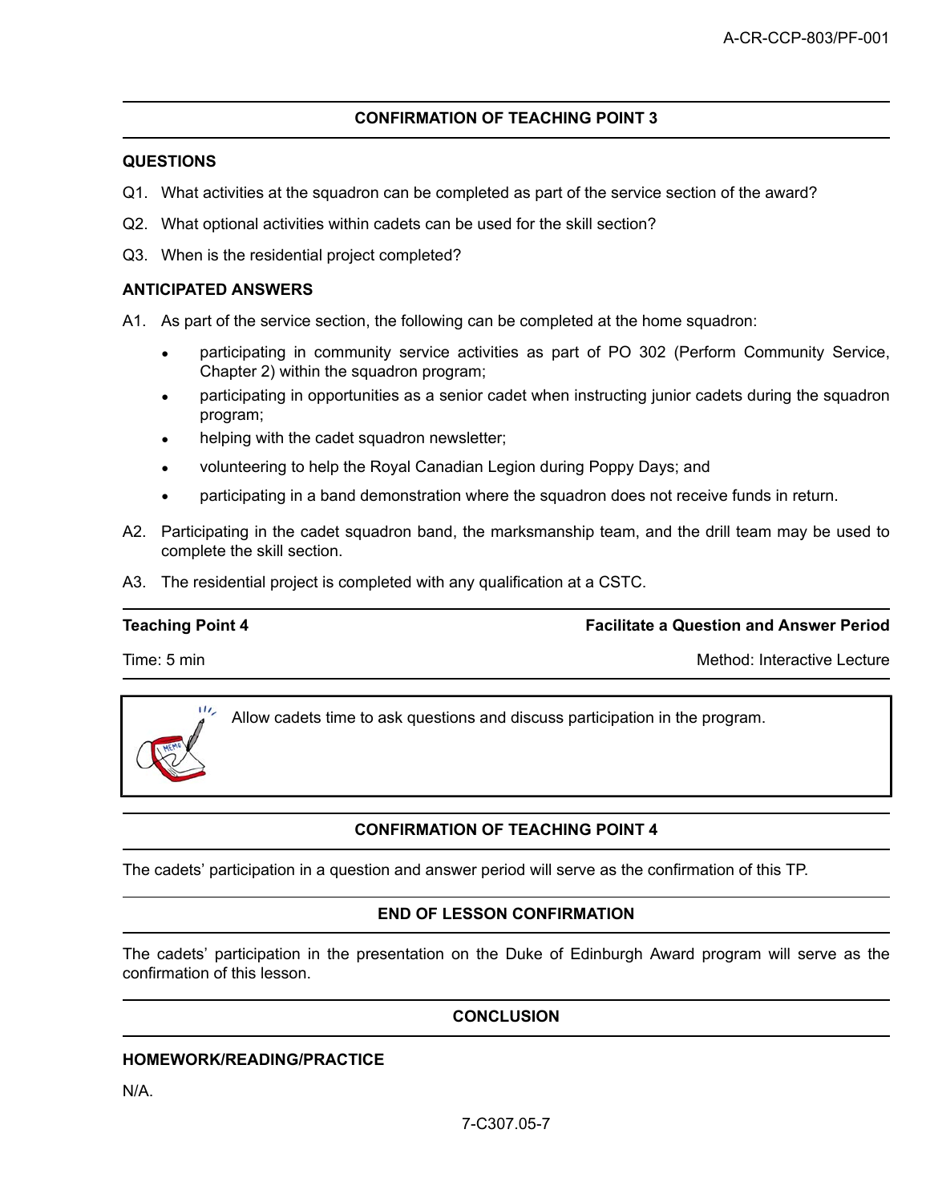## CONFIRMATION OF TEACHING POINT 3

### QUESTIONS

Q1. What activities at the squadron can be completed as part of the service section of the award?

Q2. What optional activities within cadets can be used for the skill section?

Q3. When is the residential project completed?

### ANTICIPATED ANSWERS

A1. As part of the service section, the following can be completed at the home squadron:

- participating in community service activities as part of PO 302 (Perform Community Service, Chapter 2) within the squadron program;
- participating in opportunities as a senior cadet when instructing junior cadets during the squadron program;
- helping with the cadet squadron newsletter;
- volunteering to help the Royal Canadian Legion during Poppy Days; and
- participating in a band demonstration where the squadron does not receive funds in return.

A2. Participating in the cadet squadron band, the marksmanship team, and the drill team may be used to complete the skill section.

A3. The residential project is completed with any qualification at a CSTC.

**Teaching Point 4** — **Facilitate a Question and Answer Period**

Time: 5 min — Method: Interactive Lecture

> Allow cadets time to ask questions and discuss participation in the program.

## CONFIRMATION OF TEACHING POINT 4

The cadets' participation in a question and answer period will serve as the confirmation of this TP.

## END OF LESSON CONFIRMATION

The cadets' participation in the presentation on the Duke of Edinburgh Award program will serve as the confirmation of this lesson.

## CONCLUSION

### HOMEWORK/READING/PRACTICE

N/A.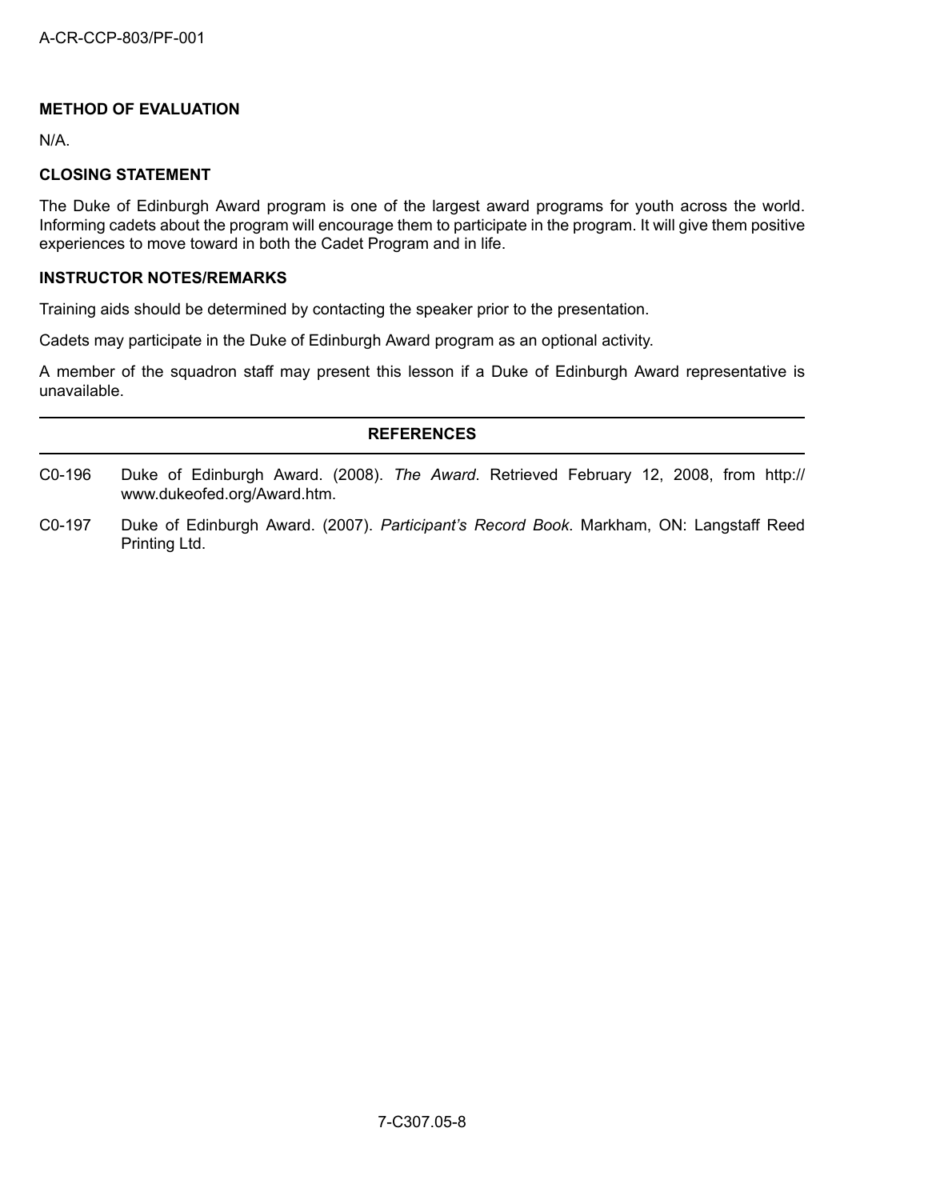### METHOD OF EVALUATION

N/A.

### CLOSING STATEMENT

The Duke of Edinburgh Award program is one of the largest award programs for youth across the world. Informing cadets about the program will encourage them to participate in the program. It will give them positive experiences to move toward in both the Cadet Program and in life.

### INSTRUCTOR NOTES/REMARKS

Training aids should be determined by contacting the speaker prior to the presentation.

Cadets may participate in the Duke of Edinburgh Award program as an optional activity.

A member of the squadron staff may present this lesson if a Duke of Edinburgh Award representative is unavailable.

---

### REFERENCES

---

C0-196 Duke of Edinburgh Award. (2008). *The Award*. Retrieved February 12, 2008, from http://www.dukeofed.org/Award.htm.

C0-197 Duke of Edinburgh Award. (2007). *Participant's Record Book*. Markham, ON: Langstaff Reed Printing Ltd.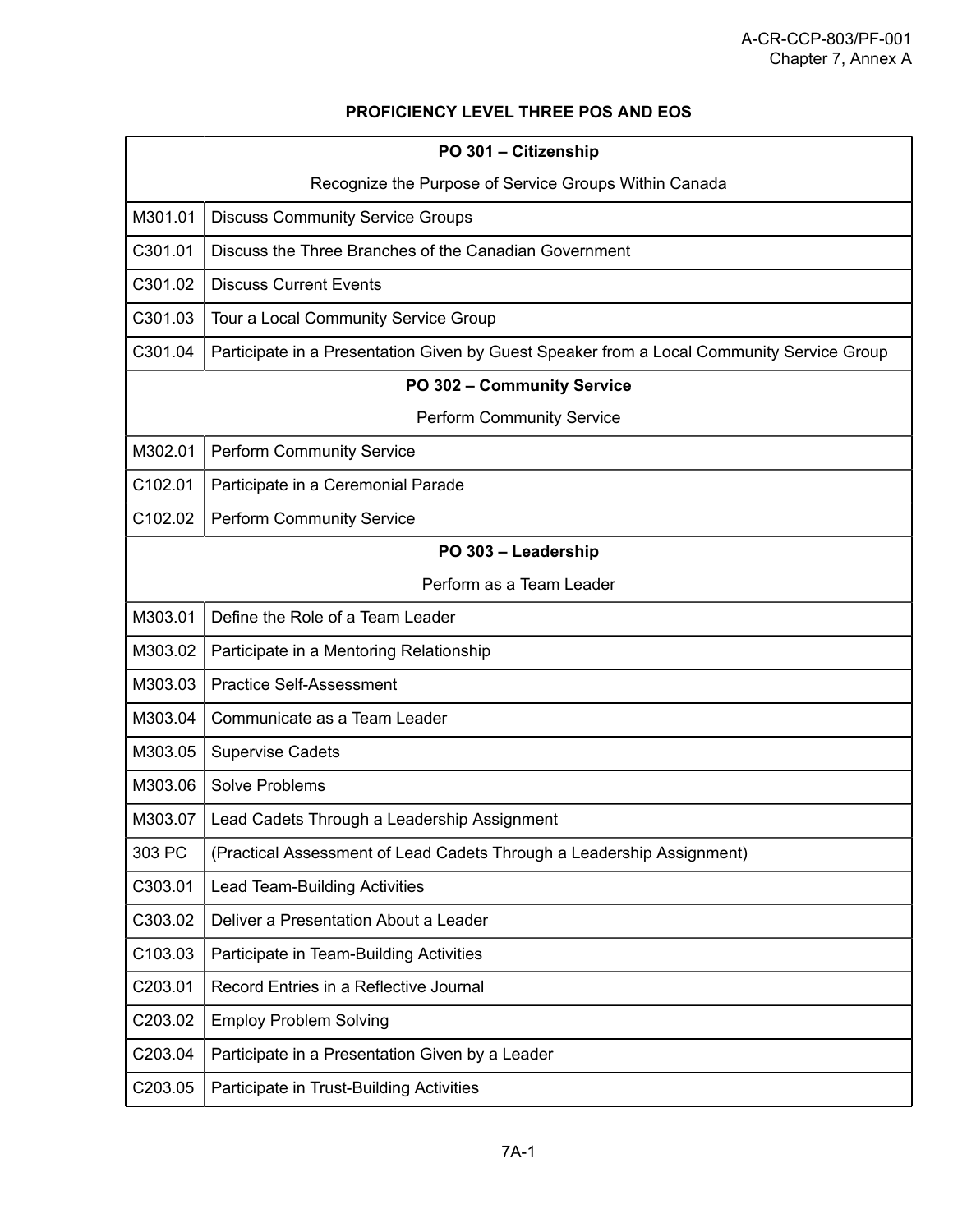## PROFICIENCY LEVEL THREE POS AND EOS

| | |
|---|---|
| **PO 301 – Citizenship** | |
| Recognize the Purpose of Service Groups Within Canada | |
| M301.01 | Discuss Community Service Groups |
| C301.01 | Discuss the Three Branches of the Canadian Government |
| C301.02 | Discuss Current Events |
| C301.03 | Tour a Local Community Service Group |
| C301.04 | Participate in a Presentation Given by Guest Speaker from a Local Community Service Group |
| **PO 302 – Community Service** | |
| Perform Community Service | |
| M302.01 | Perform Community Service |
| C102.01 | Participate in a Ceremonial Parade |
| C102.02 | Perform Community Service |
| **PO 303 – Leadership** | |
| Perform as a Team Leader | |
| M303.01 | Define the Role of a Team Leader |
| M303.02 | Participate in a Mentoring Relationship |
| M303.03 | Practice Self-Assessment |
| M303.04 | Communicate as a Team Leader |
| M303.05 | Supervise Cadets |
| M303.06 | Solve Problems |
| M303.07 | Lead Cadets Through a Leadership Assignment |
| 303 PC | (Practical Assessment of Lead Cadets Through a Leadership Assignment) |
| C303.01 | Lead Team-Building Activities |
| C303.02 | Deliver a Presentation About a Leader |
| C103.03 | Participate in Team-Building Activities |
| C203.01 | Record Entries in a Reflective Journal |
| C203.02 | Employ Problem Solving |
| C203.04 | Participate in a Presentation Given by a Leader |
| C203.05 | Participate in Trust-Building Activities |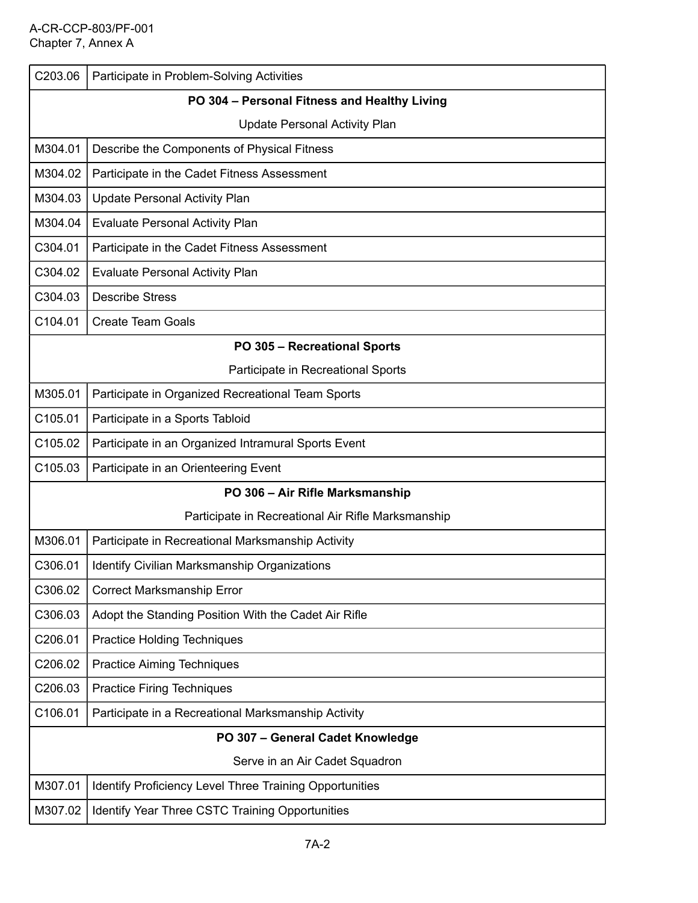| | |
|---|---|
| C203.06 | Participate in Problem-Solving Activities |
| **PO 304 – Personal Fitness and Healthy Living** | |
| Update Personal Activity Plan | |
| M304.01 | Describe the Components of Physical Fitness |
| M304.02 | Participate in the Cadet Fitness Assessment |
| M304.03 | Update Personal Activity Plan |
| M304.04 | Evaluate Personal Activity Plan |
| C304.01 | Participate in the Cadet Fitness Assessment |
| C304.02 | Evaluate Personal Activity Plan |
| C304.03 | Describe Stress |
| C104.01 | Create Team Goals |
| **PO 305 – Recreational Sports** | |
| Participate in Recreational Sports | |
| M305.01 | Participate in Organized Recreational Team Sports |
| C105.01 | Participate in a Sports Tabloid |
| C105.02 | Participate in an Organized Intramural Sports Event |
| C105.03 | Participate in an Orienteering Event |
| **PO 306 – Air Rifle Marksmanship** | |
| Participate in Recreational Air Rifle Marksmanship | |
| M306.01 | Participate in Recreational Marksmanship Activity |
| C306.01 | Identify Civilian Marksmanship Organizations |
| C306.02 | Correct Marksmanship Error |
| C306.03 | Adopt the Standing Position With the Cadet Air Rifle |
| C206.01 | Practice Holding Techniques |
| C206.02 | Practice Aiming Techniques |
| C206.03 | Practice Firing Techniques |
| C106.01 | Participate in a Recreational Marksmanship Activity |
| **PO 307 – General Cadet Knowledge** | |
| Serve in an Air Cadet Squadron | |
| M307.01 | Identify Proficiency Level Three Training Opportunities |
| M307.02 | Identify Year Three CSTC Training Opportunities |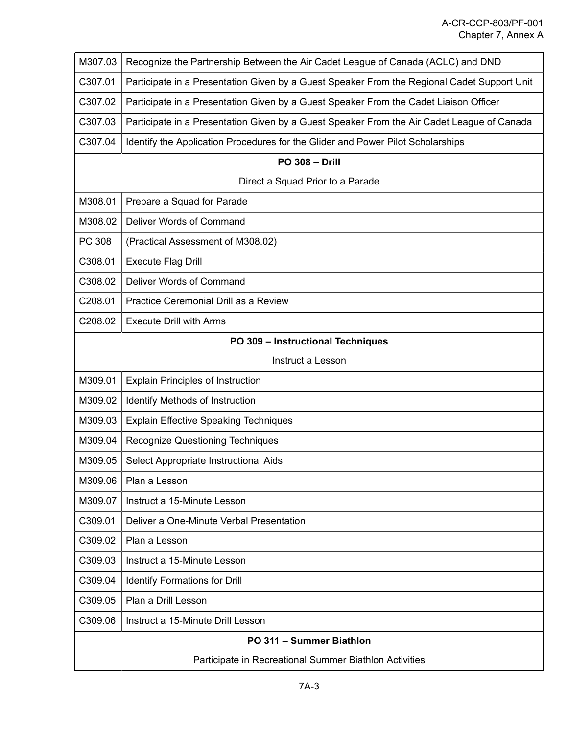| | |
|---|---|
| M307.03 | Recognize the Partnership Between the Air Cadet League of Canada (ACLC) and DND |
| C307.01 | Participate in a Presentation Given by a Guest Speaker From the Regional Cadet Support Unit |
| C307.02 | Participate in a Presentation Given by a Guest Speaker From the Cadet Liaison Officer |
| C307.03 | Participate in a Presentation Given by a Guest Speaker From the Air Cadet League of Canada |
| C307.04 | Identify the Application Procedures for the Glider and Power Pilot Scholarships |
| **PO 308 – Drill**<br>Direct a Squad Prior to a Parade | |
| M308.01 | Prepare a Squad for Parade |
| M308.02 | Deliver Words of Command |
| PC 308 | (Practical Assessment of M308.02) |
| C308.01 | Execute Flag Drill |
| C308.02 | Deliver Words of Command |
| C208.01 | Practice Ceremonial Drill as a Review |
| C208.02 | Execute Drill with Arms |
| **PO 309 – Instructional Techniques**<br>Instruct a Lesson | |
| M309.01 | Explain Principles of Instruction |
| M309.02 | Identify Methods of Instruction |
| M309.03 | Explain Effective Speaking Techniques |
| M309.04 | Recognize Questioning Techniques |
| M309.05 | Select Appropriate Instructional Aids |
| M309.06 | Plan a Lesson |
| M309.07 | Instruct a 15-Minute Lesson |
| C309.01 | Deliver a One-Minute Verbal Presentation |
| C309.02 | Plan a Lesson |
| C309.03 | Instruct a 15-Minute Lesson |
| C309.04 | Identify Formations for Drill |
| C309.05 | Plan a Drill Lesson |
| C309.06 | Instruct a 15-Minute Drill Lesson |
| **PO 311 – Summer Biathlon**<br>Participate in Recreational Summer Biathlon Activities | |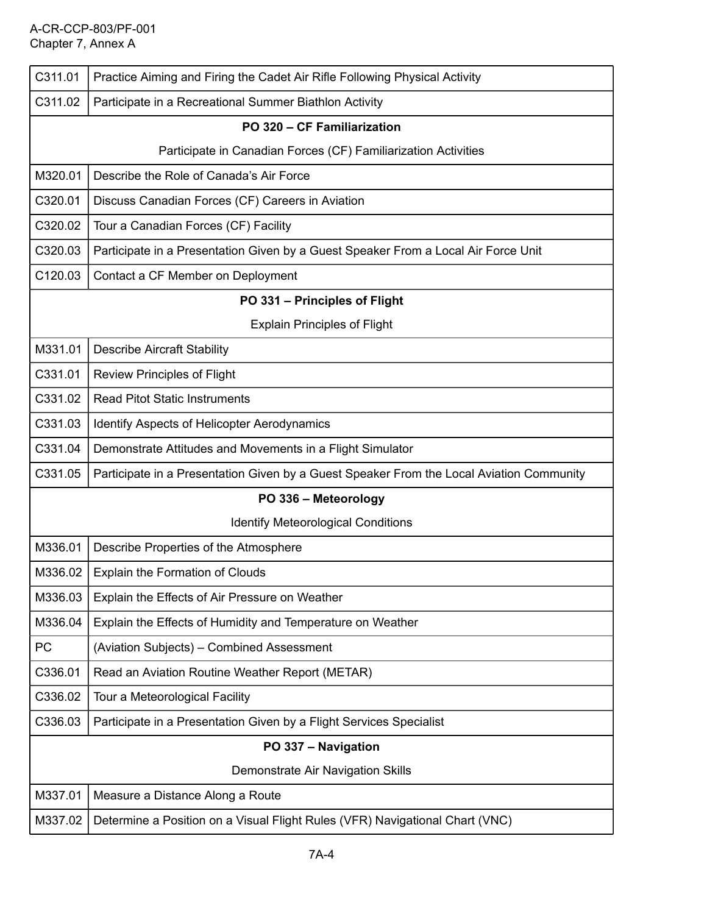| | |
|---|---|
| C311.01 | Practice Aiming and Firing the Cadet Air Rifle Following Physical Activity |
| C311.02 | Participate in a Recreational Summer Biathlon Activity |
| **PO 320 – CF Familiarization**<br>Participate in Canadian Forces (CF) Familiarization Activities | |
| M320.01 | Describe the Role of Canada's Air Force |
| C320.01 | Discuss Canadian Forces (CF) Careers in Aviation |
| C320.02 | Tour a Canadian Forces (CF) Facility |
| C320.03 | Participate in a Presentation Given by a Guest Speaker From a Local Air Force Unit |
| C120.03 | Contact a CF Member on Deployment |
| **PO 331 – Principles of Flight**<br>Explain Principles of Flight | |
| M331.01 | Describe Aircraft Stability |
| C331.01 | Review Principles of Flight |
| C331.02 | Read Pitot Static Instruments |
| C331.03 | Identify Aspects of Helicopter Aerodynamics |
| C331.04 | Demonstrate Attitudes and Movements in a Flight Simulator |
| C331.05 | Participate in a Presentation Given by a Guest Speaker From the Local Aviation Community |
| **PO 336 – Meteorology**<br>Identify Meteorological Conditions | |
| M336.01 | Describe Properties of the Atmosphere |
| M336.02 | Explain the Formation of Clouds |
| M336.03 | Explain the Effects of Air Pressure on Weather |
| M336.04 | Explain the Effects of Humidity and Temperature on Weather |
| PC | (Aviation Subjects) – Combined Assessment |
| C336.01 | Read an Aviation Routine Weather Report (METAR) |
| C336.02 | Tour a Meteorological Facility |
| C336.03 | Participate in a Presentation Given by a Flight Services Specialist |
| **PO 337 – Navigation**<br>Demonstrate Air Navigation Skills | |
| M337.01 | Measure a Distance Along a Route |
| M337.02 | Determine a Position on a Visual Flight Rules (VFR) Navigational Chart (VNC) |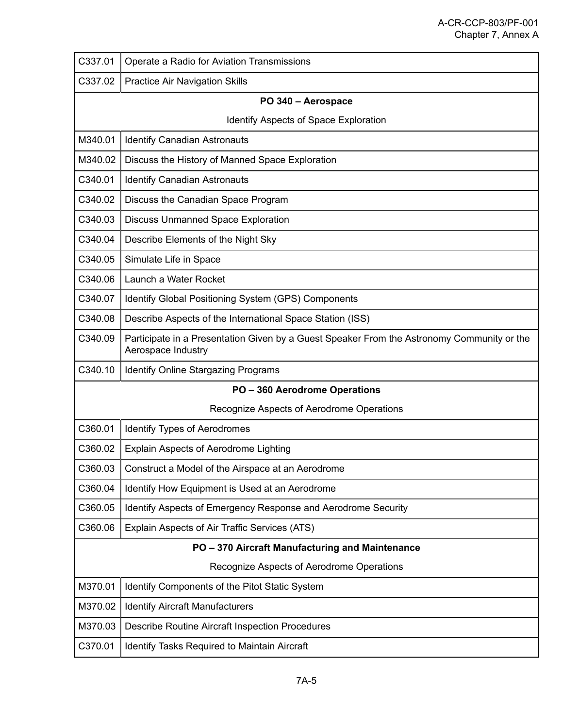| | |
|---|---|
| C337.01 | Operate a Radio for Aviation Transmissions |
| C337.02 | Practice Air Navigation Skills |
| **PO 340 – Aerospace**<br>Identify Aspects of Space Exploration | |
| M340.01 | Identify Canadian Astronauts |
| M340.02 | Discuss the History of Manned Space Exploration |
| C340.01 | Identify Canadian Astronauts |
| C340.02 | Discuss the Canadian Space Program |
| C340.03 | Discuss Unmanned Space Exploration |
| C340.04 | Describe Elements of the Night Sky |
| C340.05 | Simulate Life in Space |
| C340.06 | Launch a Water Rocket |
| C340.07 | Identify Global Positioning System (GPS) Components |
| C340.08 | Describe Aspects of the International Space Station (ISS) |
| C340.09 | Participate in a Presentation Given by a Guest Speaker From the Astronomy Community or the Aerospace Industry |
| C340.10 | Identify Online Stargazing Programs |
| **PO – 360 Aerodrome Operations**<br>Recognize Aspects of Aerodrome Operations | |
| C360.01 | Identify Types of Aerodromes |
| C360.02 | Explain Aspects of Aerodrome Lighting |
| C360.03 | Construct a Model of the Airspace at an Aerodrome |
| C360.04 | Identify How Equipment is Used at an Aerodrome |
| C360.05 | Identify Aspects of Emergency Response and Aerodrome Security |
| C360.06 | Explain Aspects of Air Traffic Services (ATS) |
| **PO – 370 Aircraft Manufacturing and Maintenance**<br>Recognize Aspects of Aerodrome Operations | |
| M370.01 | Identify Components of the Pitot Static System |
| M370.02 | Identify Aircraft Manufacturers |
| M370.03 | Describe Routine Aircraft Inspection Procedures |
| C370.01 | Identify Tasks Required to Maintain Aircraft |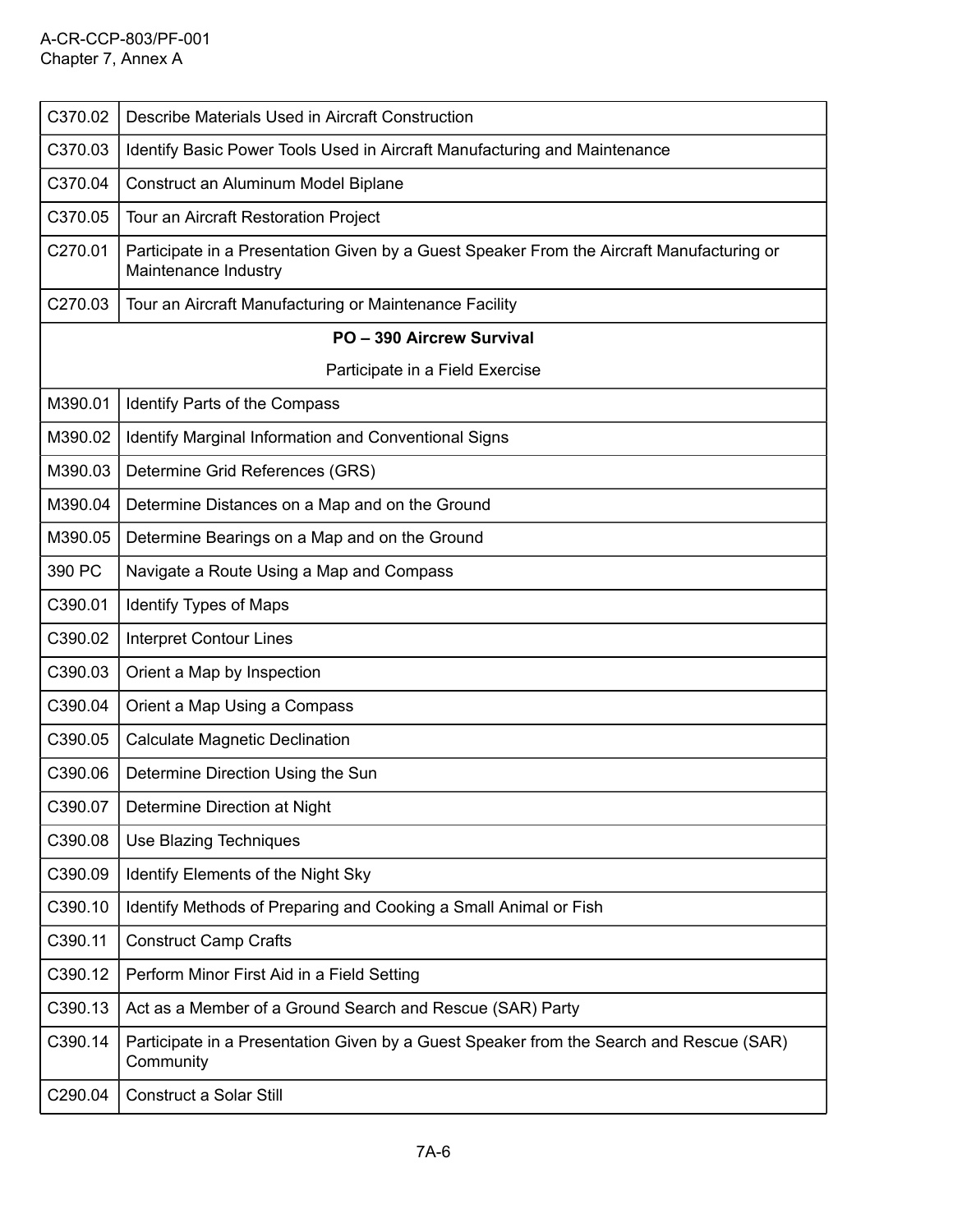| | |
|---|---|
| C370.02 | Describe Materials Used in Aircraft Construction |
| C370.03 | Identify Basic Power Tools Used in Aircraft Manufacturing and Maintenance |
| C370.04 | Construct an Aluminum Model Biplane |
| C370.05 | Tour an Aircraft Restoration Project |
| C270.01 | Participate in a Presentation Given by a Guest Speaker From the Aircraft Manufacturing or Maintenance Industry |
| C270.03 | Tour an Aircraft Manufacturing or Maintenance Facility |
| **PO – 390 Aircrew Survival** Participate in a Field Exercise | |
| M390.01 | Identify Parts of the Compass |
| M390.02 | Identify Marginal Information and Conventional Signs |
| M390.03 | Determine Grid References (GRS) |
| M390.04 | Determine Distances on a Map and on the Ground |
| M390.05 | Determine Bearings on a Map and on the Ground |
| 390 PC | Navigate a Route Using a Map and Compass |
| C390.01 | Identify Types of Maps |
| C390.02 | Interpret Contour Lines |
| C390.03 | Orient a Map by Inspection |
| C390.04 | Orient a Map Using a Compass |
| C390.05 | Calculate Magnetic Declination |
| C390.06 | Determine Direction Using the Sun |
| C390.07 | Determine Direction at Night |
| C390.08 | Use Blazing Techniques |
| C390.09 | Identify Elements of the Night Sky |
| C390.10 | Identify Methods of Preparing and Cooking a Small Animal or Fish |
| C390.11 | Construct Camp Crafts |
| C390.12 | Perform Minor First Aid in a Field Setting |
| C390.13 | Act as a Member of a Ground Search and Rescue (SAR) Party |
| C390.14 | Participate in a Presentation Given by a Guest Speaker from the Search and Rescue (SAR) Community |
| C290.04 | Construct a Solar Still |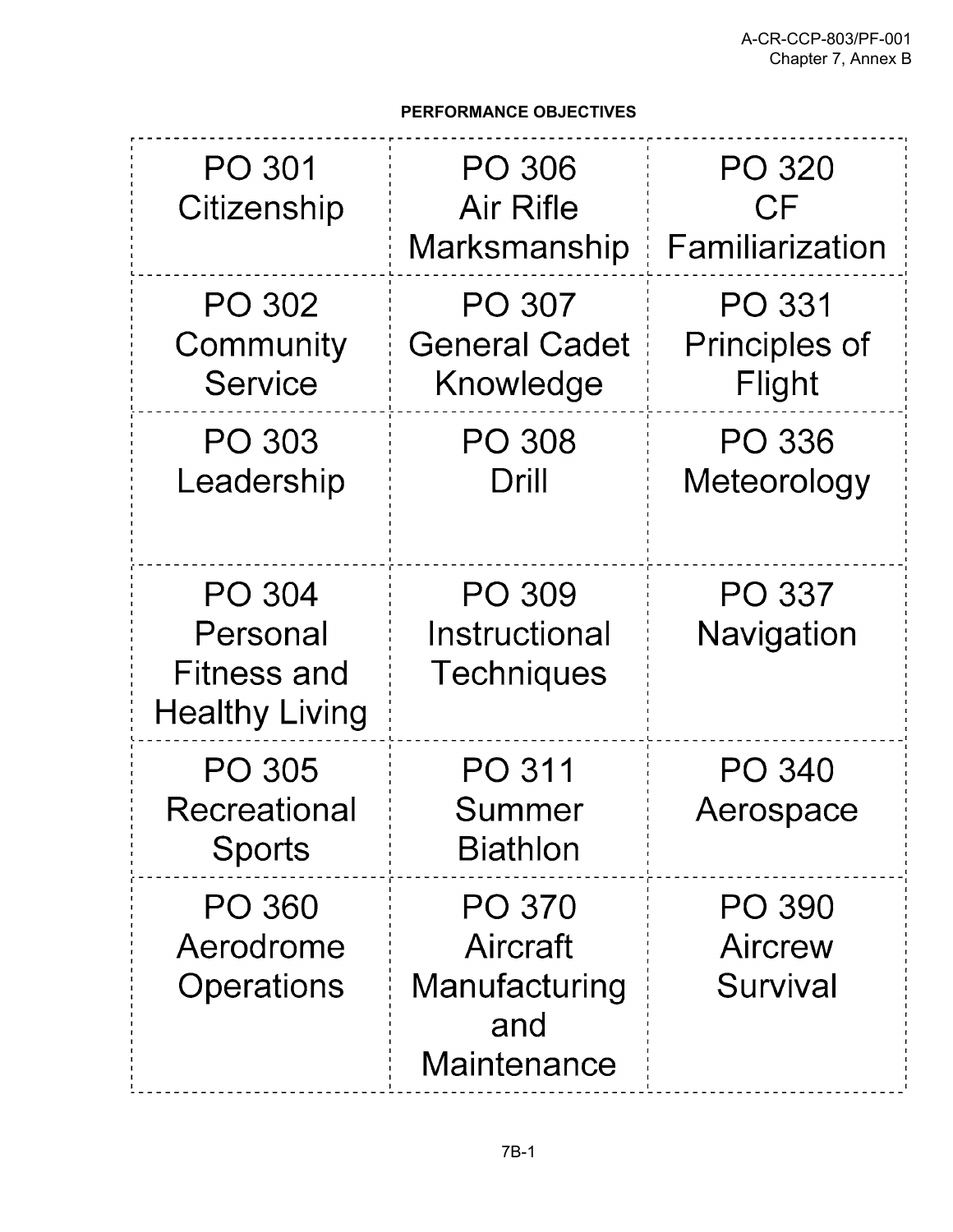**PERFORMANCE OBJECTIVES**

| | | |
|---|---|---|
| PO 301 Citizenship | PO 306 Air Rifle Marksmanship | PO 320 CF Familiarization |
| PO 302 Community Service | PO 307 General Cadet Knowledge | PO 331 Principles of Flight |
| PO 303 Leadership | PO 308 Drill | PO 336 Meteorology |
| PO 304 Personal Fitness and Healthy Living | PO 309 Instructional Techniques | PO 337 Navigation |
| PO 305 Recreational Sports | PO 311 Summer Biathlon | PO 340 Aerospace |
| PO 360 Aerodrome Operations | PO 370 Aircraft Manufacturing and Maintenance | PO 390 Aircrew Survival |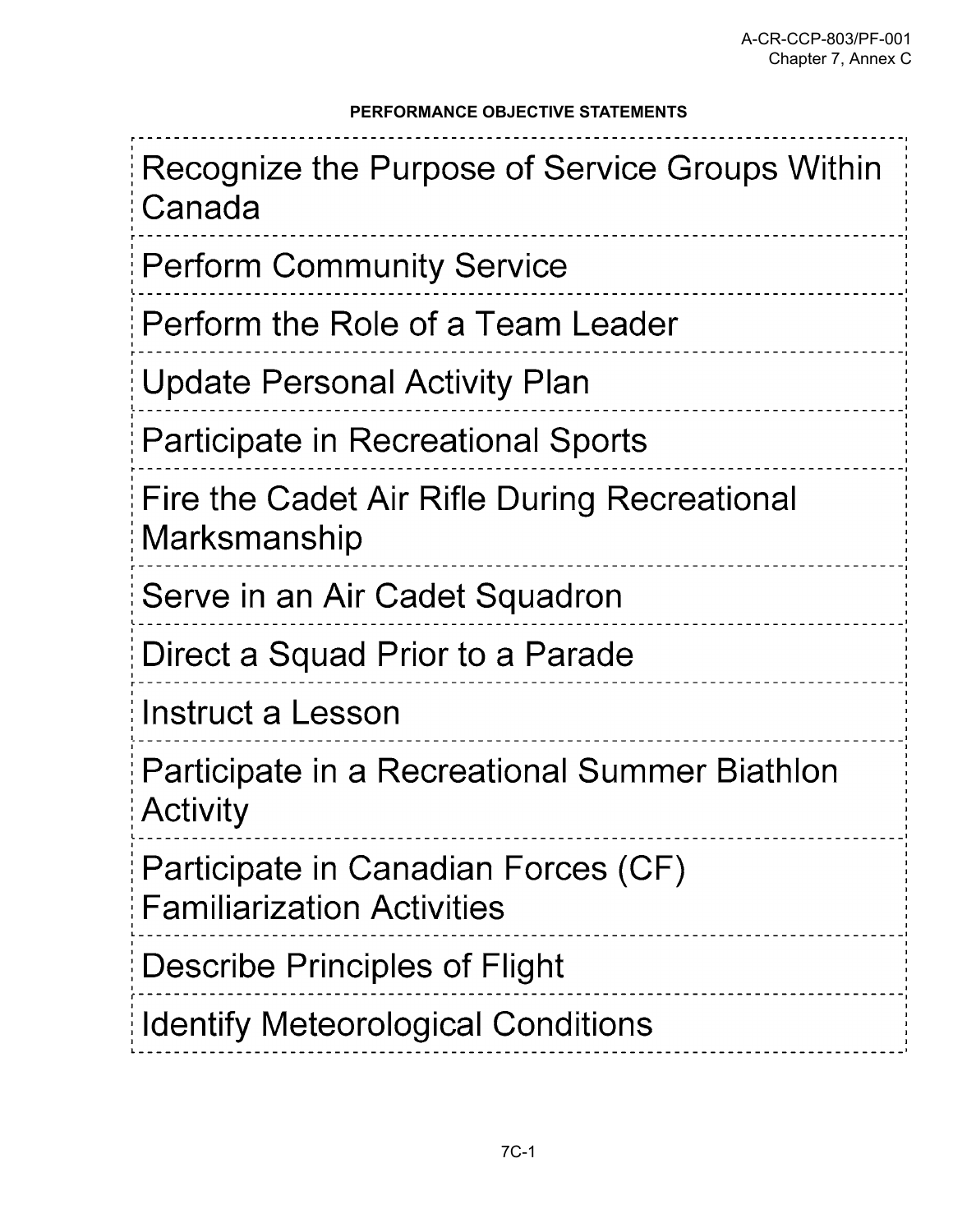**PERFORMANCE OBJECTIVE STATEMENTS**

| |
|---|
| Recognize the Purpose of Service Groups Within Canada |
| Perform Community Service |
| Perform the Role of a Team Leader |
| Update Personal Activity Plan |
| Participate in Recreational Sports |
| Fire the Cadet Air Rifle During Recreational Marksmanship |
| Serve in an Air Cadet Squadron |
| Direct a Squad Prior to a Parade |
| Instruct a Lesson |
| Participate in a Recreational Summer Biathlon Activity |
| Participate in Canadian Forces (CF) Familiarization Activities |
| Describe Principles of Flight |
| Identify Meteorological Conditions |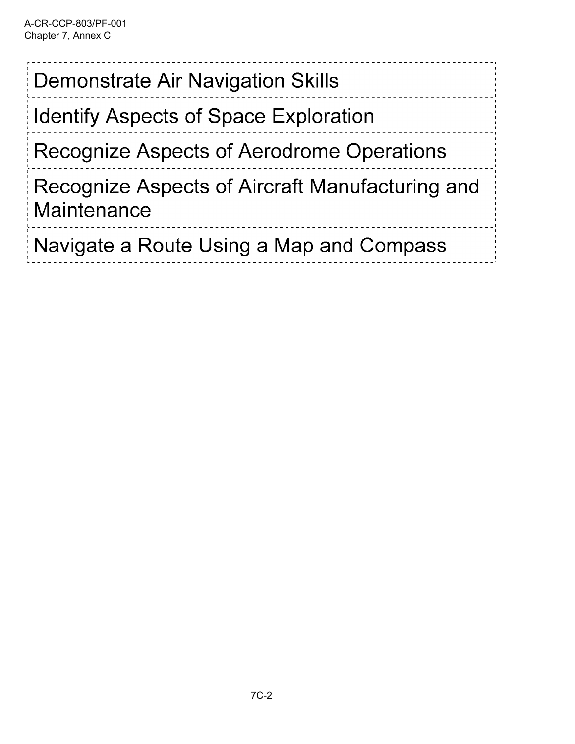| |
|---|
| Demonstrate Air Navigation Skills |
| Identify Aspects of Space Exploration |
| Recognize Aspects of Aerodrome Operations |
| Recognize Aspects of Aircraft Manufacturing and Maintenance |
| Navigate a Route Using a Map and Compass |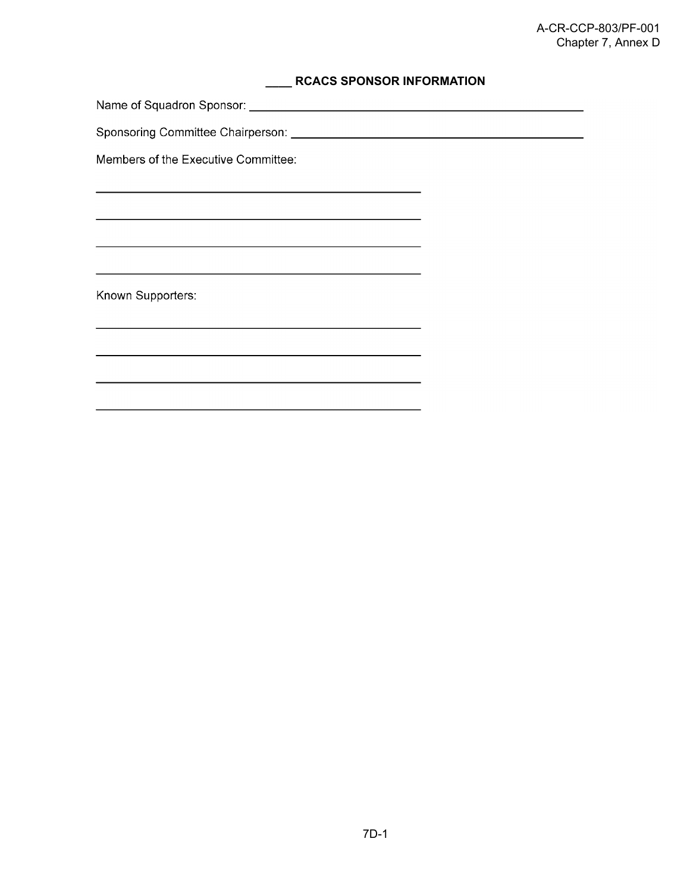## ____ RCACS SPONSOR INFORMATION

Name of Squadron Sponsor: ______________________________________________

Sponsoring Committee Chairperson: ______________________________________

Members of the Executive Committee:

______________________________________________

______________________________________________

______________________________________________

______________________________________________

Known Supporters:

______________________________________________

______________________________________________

______________________________________________

______________________________________________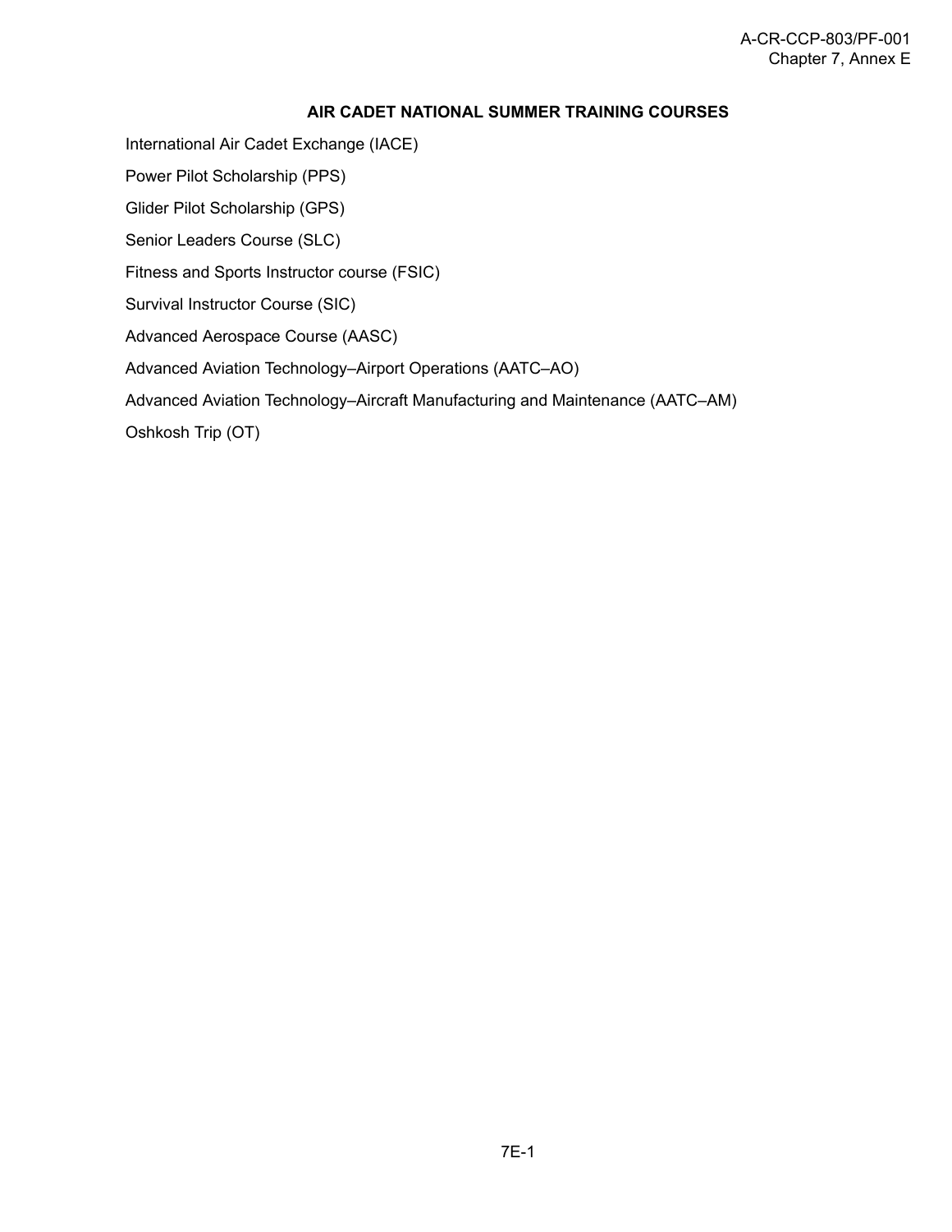## AIR CADET NATIONAL SUMMER TRAINING COURSES

International Air Cadet Exchange (IACE)

Power Pilot Scholarship (PPS)

Glider Pilot Scholarship (GPS)

Senior Leaders Course (SLC)

Fitness and Sports Instructor course (FSIC)

Survival Instructor Course (SIC)

Advanced Aerospace Course (AASC)

Advanced Aviation Technology–Airport Operations (AATC–AO)

Advanced Aviation Technology–Aircraft Manufacturing and Maintenance (AATC–AM)

Oshkosh Trip (OT)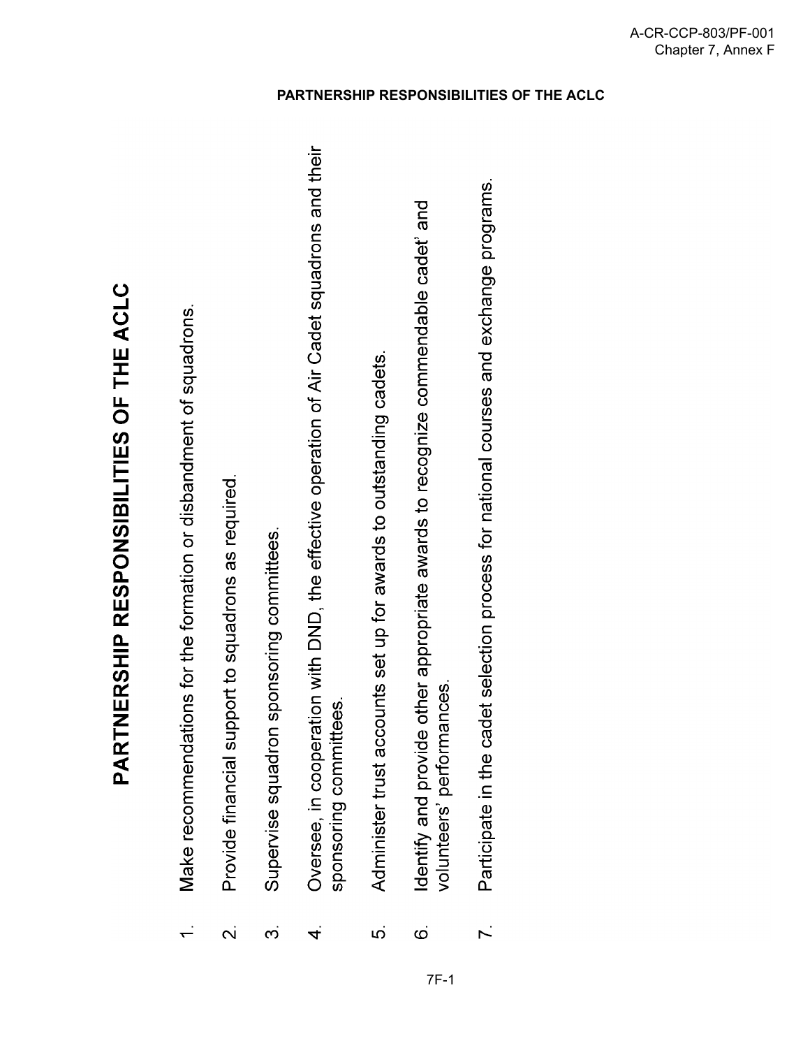# PARTNERSHIP RESPONSIBILITIES OF THE ACLC

## PARTNERSHIP RESPONSIBILITIES OF THE ACLC

1. Make recommendations for the formation or disbandment of squadrons.
2. Provide financial support to squadrons as required.
3. Supervise squadron sponsoring committees.
4. Oversee, in cooperation with DND, the effective operation of Air Cadet squadrons and their sponsoring committees.
5. Administer trust accounts set up for awards to outstanding cadets.
6. Identify and provide other appropriate awards to recognize commendable cadet' and volunteers' performances.
7. Participate in the cadet selection process for national courses and exchange programs.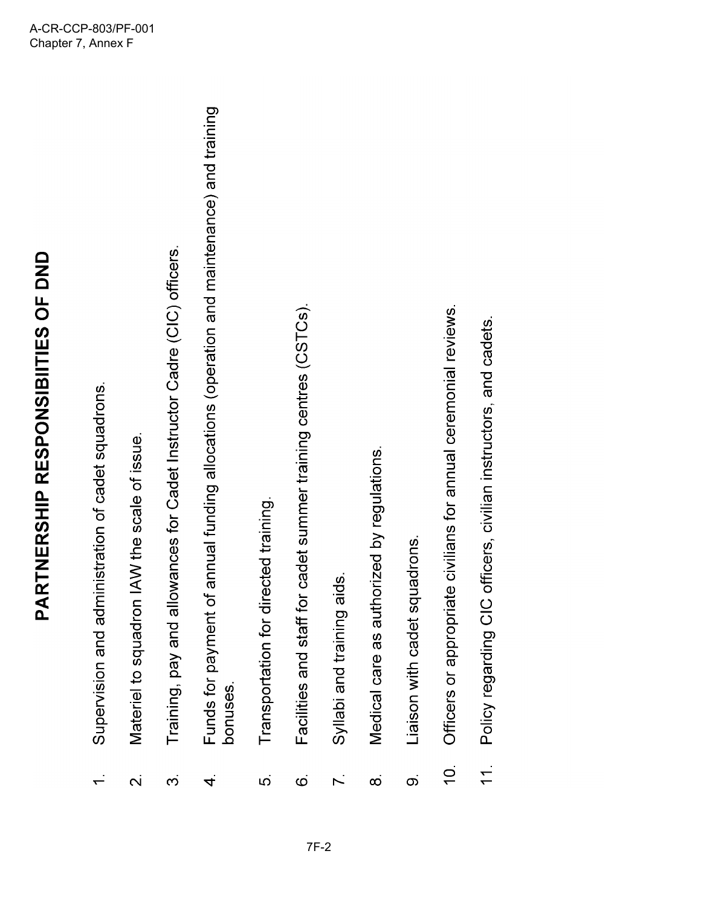# PARTNERSHIP RESPONSIBIITIES OF DND

1. Supervision and administration of cadet squadrons.
2. Materiel to squadron IAW the scale of issue.
3. Training, pay and allowances for Cadet Instructor Cadre (CIC) officers.
4. Funds for payment of annual funding allocations (operation and maintenance) and training bonuses.
5. Transportation for directed training.
6. Facilities and staff for cadet summer training centres (CSTCs).
7. Syllabi and training aids.
8. Medical care as authorized by regulations.
9. Liaison with cadet squadrons.
10. Officers or appropriate civilians for annual ceremonial reviews.
11. Policy regarding CIC officers, civilian instructors, and cadets.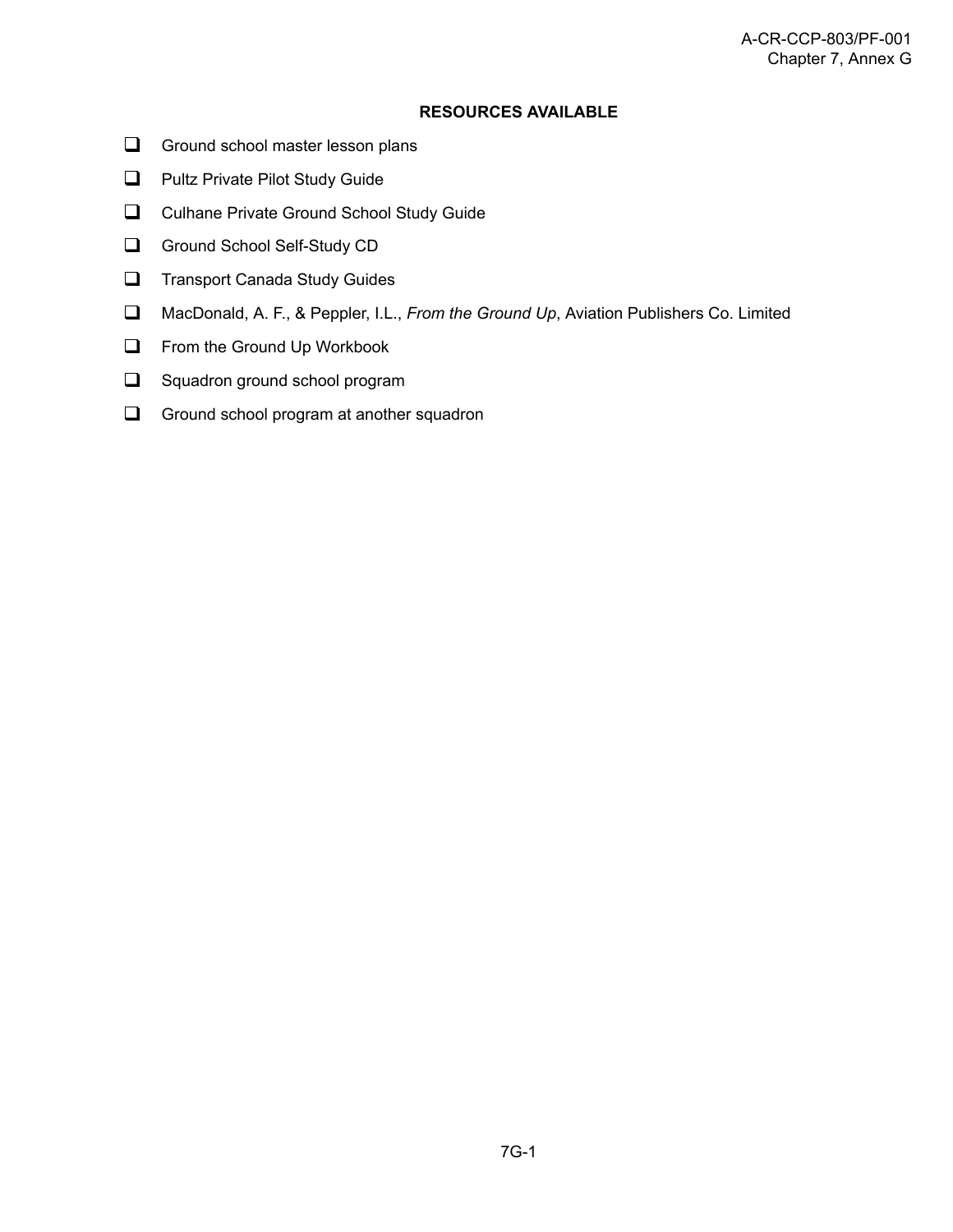**RESOURCES AVAILABLE**

- ☐ Ground school master lesson plans
- ☐ Pultz Private Pilot Study Guide
- ☐ Culhane Private Ground School Study Guide
- ☐ Ground School Self-Study CD
- ☐ Transport Canada Study Guides
- ☐ MacDonald, A. F., & Peppler, I.L., *From the Ground Up*, Aviation Publishers Co. Limited
- ☐ From the Ground Up Workbook
- ☐ Squadron ground school program
- ☐ Ground school program at another squadron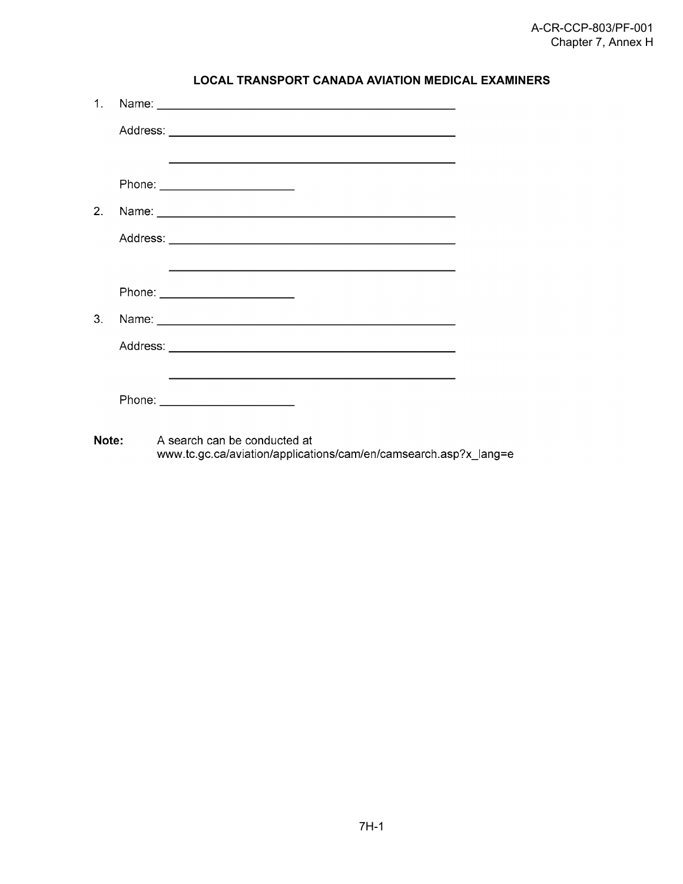## LOCAL TRANSPORT CANADA AVIATION MEDICAL EXAMINERS

1. Name: ______________________________________________

   Address: ____________________________________________

   ____________________________________________

   Phone: ____________________

2. Name: ______________________________________________

   Address: ____________________________________________

   ____________________________________________

   Phone: ____________________

3. Name: ______________________________________________

   Address: ____________________________________________

   ____________________________________________

   Phone: ____________________

**Note:** A search can be conducted at www.tc.gc.ca/aviation/applications/cam/en/camsearch.asp?x_lang=e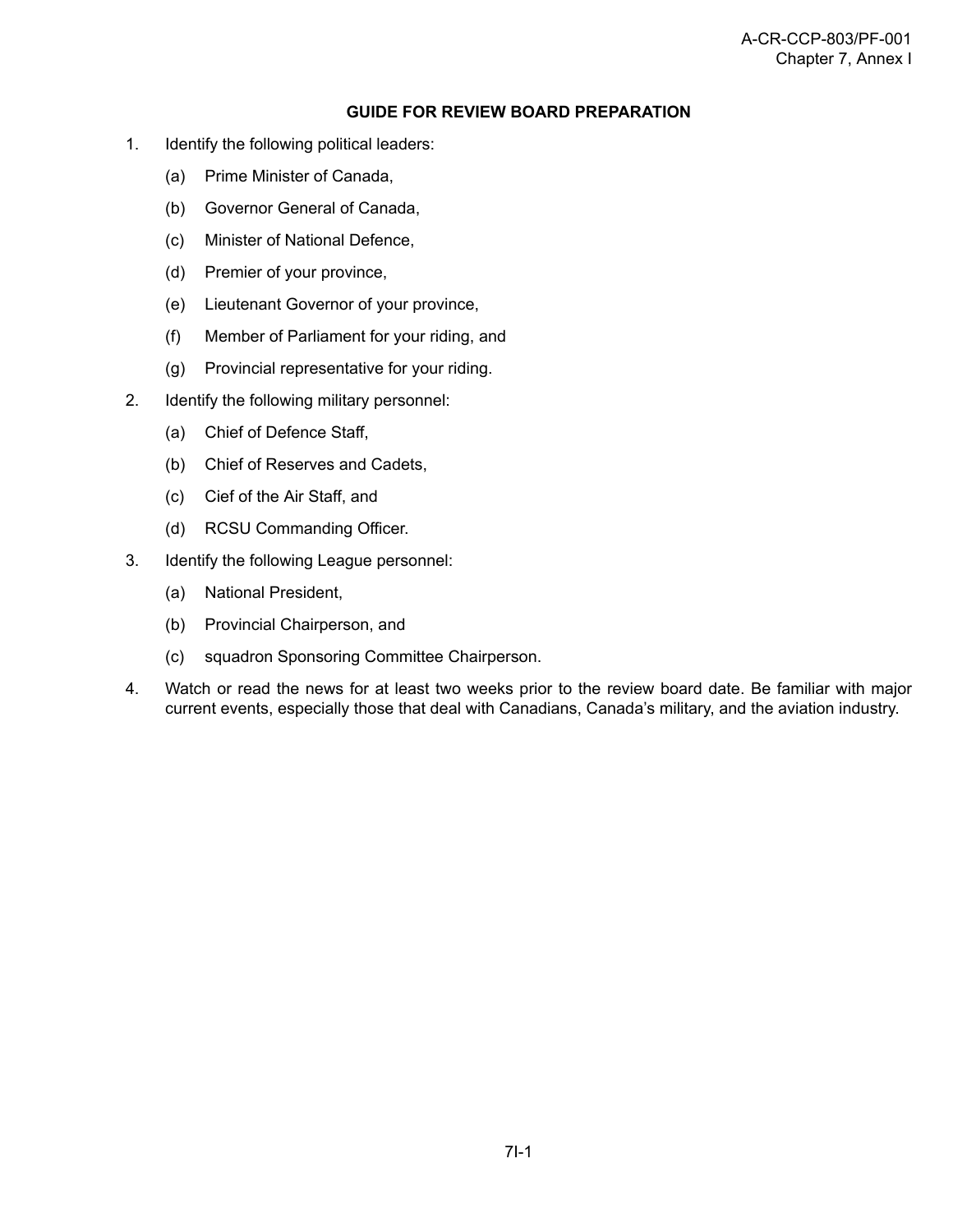## GUIDE FOR REVIEW BOARD PREPARATION

1. Identify the following political leaders:
   (a) Prime Minister of Canada,
   (b) Governor General of Canada,
   (c) Minister of National Defence,
   (d) Premier of your province,
   (e) Lieutenant Governor of your province,
   (f) Member of Parliament for your riding, and
   (g) Provincial representative for your riding.
2. Identify the following military personnel:
   (a) Chief of Defence Staff,
   (b) Chief of Reserves and Cadets,
   (c) Cief of the Air Staff, and
   (d) RCSU Commanding Officer.
3. Identify the following League personnel:
   (a) National President,
   (b) Provincial Chairperson, and
   (c) squadron Sponsoring Committee Chairperson.
4. Watch or read the news for at least two weeks prior to the review board date. Be familiar with major current events, especially those that deal with Canadians, Canada's military, and the aviation industry.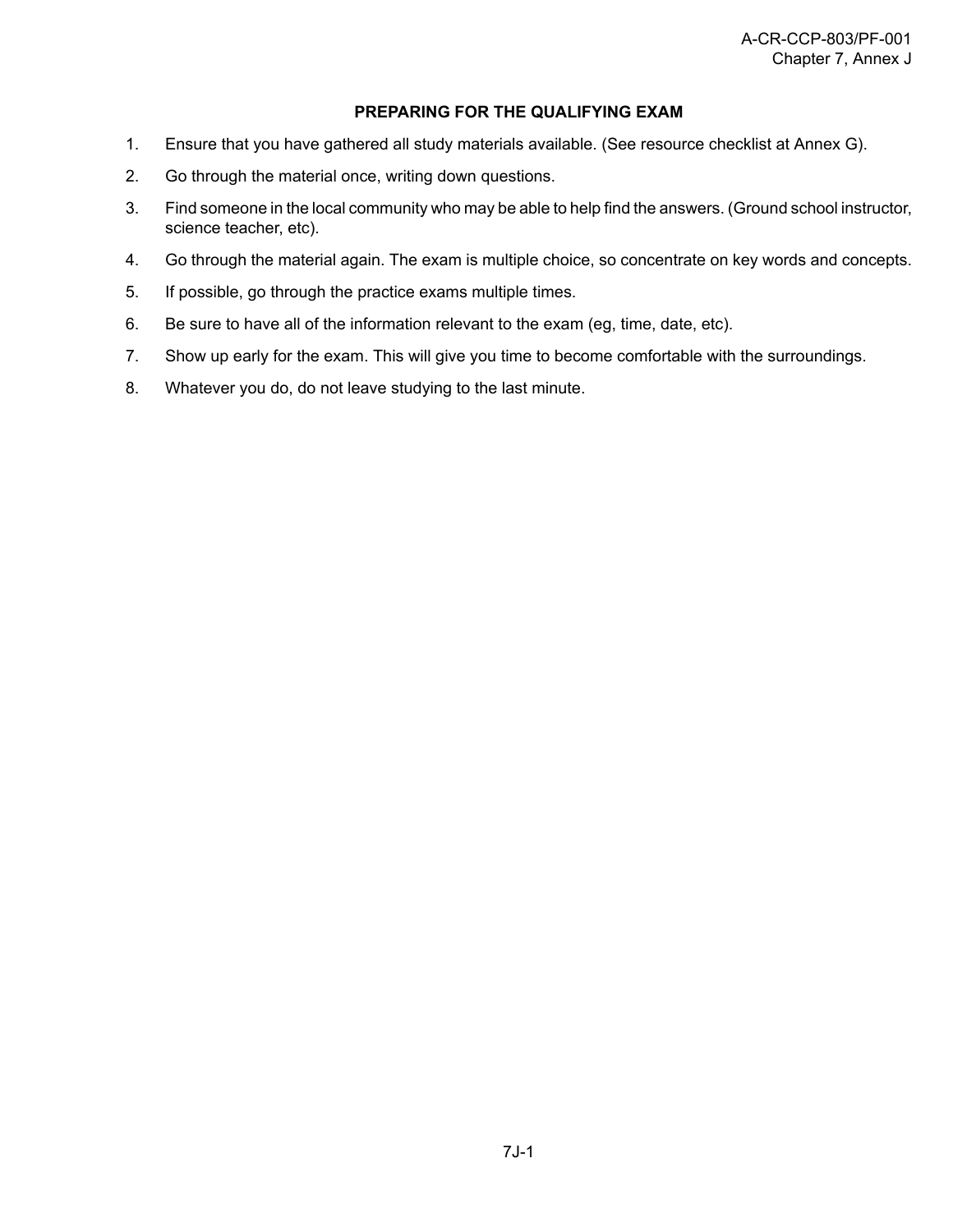## PREPARING FOR THE QUALIFYING EXAM

1. Ensure that you have gathered all study materials available. (See resource checklist at Annex G).
2. Go through the material once, writing down questions.
3. Find someone in the local community who may be able to help find the answers. (Ground school instructor, science teacher, etc).
4. Go through the material again. The exam is multiple choice, so concentrate on key words and concepts.
5. If possible, go through the practice exams multiple times.
6. Be sure to have all of the information relevant to the exam (eg, time, date, etc).
7. Show up early for the exam. This will give you time to become comfortable with the surroundings.
8. Whatever you do, do not leave studying to the last minute.